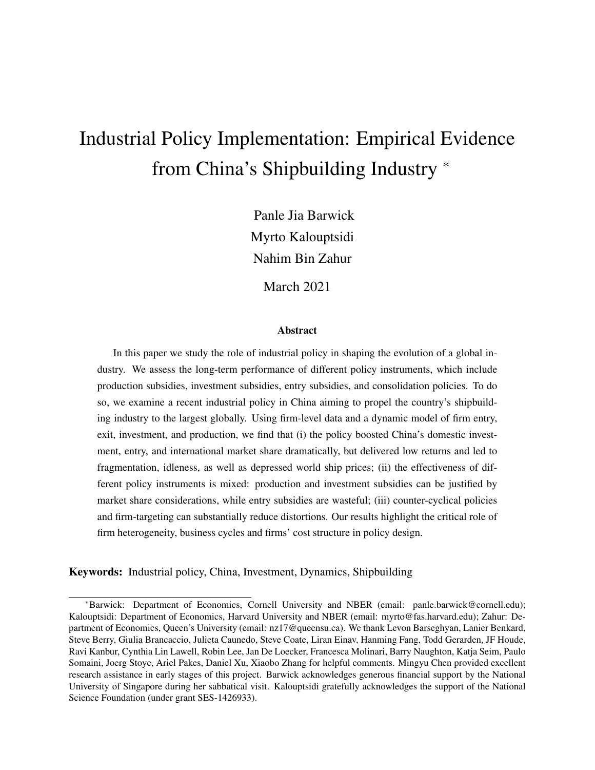# Industrial Policy Implementation: Empirical Evidence from China's Shipbuilding Industry *

Panle Jia Barwick

Myrto Kalouptsidi

Nahim Bin Zahur

March 2021

## Abstract

In this paper we study the role of industrial policy in shaping the evolution of a global industry. We assess the long-term performance of different policy instruments, which include production subsidies, investment subsidies, entry subsidies, and consolidation policies. To do so, we examine a recent industrial policy in China aiming to propel the country's shipbuilding industry to the largest globally. Using firm-level data and a dynamic model of firm entry, exit, investment, and production, we find that (i) the policy boosted China's domestic investment, entry, and international market share dramatically, but delivered low returns and led to fragmentation, idleness, as well as depressed world ship prices; (ii) the effectiveness of different policy instruments is mixed: production and investment subsidies can be justified by market share considerations, while entry subsidies are wasteful; (iii) counter-cyclical policies and firm-targeting can substantially reduce distortions. Our results highlight the critical role of firm heterogeneity, business cycles and firms' cost structure in policy design.

**Keywords:** Industrial policy, China, Investment, Dynamics, Shipbuilding

*Barwick: Department of Economics, Cornell University and NBER (email: panle.barwick@cornell.edu); Kalouptsidi: Department of Economics, Harvard University and NBER (email: myrto@fas.harvard.edu); Zahur: Department of Economics, Queen's University (email: nz17@queensu.ca). We thank Levon Barseghyan, Lanier Benkard, Steve Berry, Giulia Brancaccio, Julieta Caunedo, Steve Coate, Liran Einav, Hanming Fang, Todd Gerarden, JF Houde, Ravi Kanbur, Cynthia Lin Lawell, Robin Lee, Jan De Loecker, Francesca Molinari, Barry Naughton, Katja Seim, Paulo Somaini, Joerg Stoye, Ariel Pakes, Daniel Xu, Xiaobo Zhang for helpful comments. Mingyu Chen provided excellent research assistance in early stages of this project. Barwick acknowledges generous financial support by the National University of Singapore during her sabbatical visit. Kalouptsidi gratefully acknowledges the support of the National Science Foundation (under grant SES-1426933).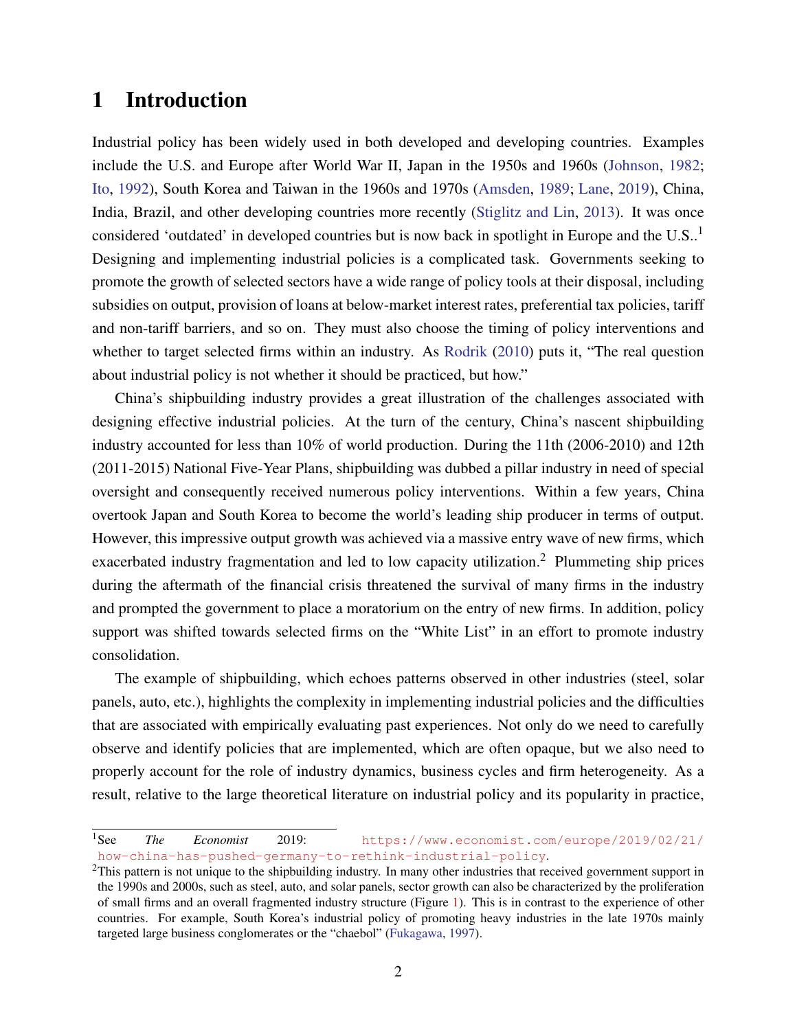# 1 Introduction

Industrial policy has been widely used in both developed and developing countries. Examples include the U.S. and Europe after World War II, Japan in the 1950s and 1960s (Johnson, 1982; Ito, 1992), South Korea and Taiwan in the 1960s and 1970s (Amsden, 1989; Lane, 2019), China, India, Brazil, and other developing countries more recently (Stiglitz and Lin, 2013). It was once considered 'outdated' in developed countries but is now back in spotlight in Europe and the U.S..[1] Designing and implementing industrial policies is a complicated task. Governments seeking to promote the growth of selected sectors have a wide range of policy tools at their disposal, including subsidies on output, provision of loans at below-market interest rates, preferential tax policies, tariff and non-tariff barriers, and so on. They must also choose the timing of policy interventions and whether to target selected firms within an industry. As Rodrik (2010) puts it, "The real question about industrial policy is not whether it should be practiced, but how."

China's shipbuilding industry provides a great illustration of the challenges associated with designing effective industrial policies. At the turn of the century, China's nascent shipbuilding industry accounted for less than 10% of world production. During the 11th (2006-2010) and 12th (2011-2015) National Five-Year Plans, shipbuilding was dubbed a pillar industry in need of special oversight and consequently received numerous policy interventions. Within a few years, China overtook Japan and South Korea to become the world's leading ship producer in terms of output. However, this impressive output growth was achieved via a massive entry wave of new firms, which exacerbated industry fragmentation and led to low capacity utilization.[2] Plummeting ship prices during the aftermath of the financial crisis threatened the survival of many firms in the industry and prompted the government to place a moratorium on the entry of new firms. In addition, policy support was shifted towards selected firms on the "White List" in an effort to promote industry consolidation.

The example of shipbuilding, which echoes patterns observed in other industries (steel, solar panels, auto, etc.), highlights the complexity in implementing industrial policies and the difficulties that are associated with empirically evaluating past experiences. Not only do we need to carefully observe and identify policies that are implemented, which are often opaque, but we also need to properly account for the role of industry dynamics, business cycles and firm heterogeneity. As a result, relative to the large theoretical literature on industrial policy and its popularity in practice,

---

[1] See *The Economist* 2019: https://www.economist.com/europe/2019/02/21/how-china-has-pushed-germany-to-rethink-industrial-policy.

[2] This pattern is not unique to the shipbuilding industry. In many other industries that received government support in the 1990s and 2000s, such as steel, auto, and solar panels, sector growth can also be characterized by the proliferation of small firms and an overall fragmented industry structure (Figure 1). This is in contrast to the experience of other countries. For example, South Korea's industrial policy of promoting heavy industries in the late 1970s mainly targeted large business conglomerates or the "chaebol" (Fukagawa, 1997).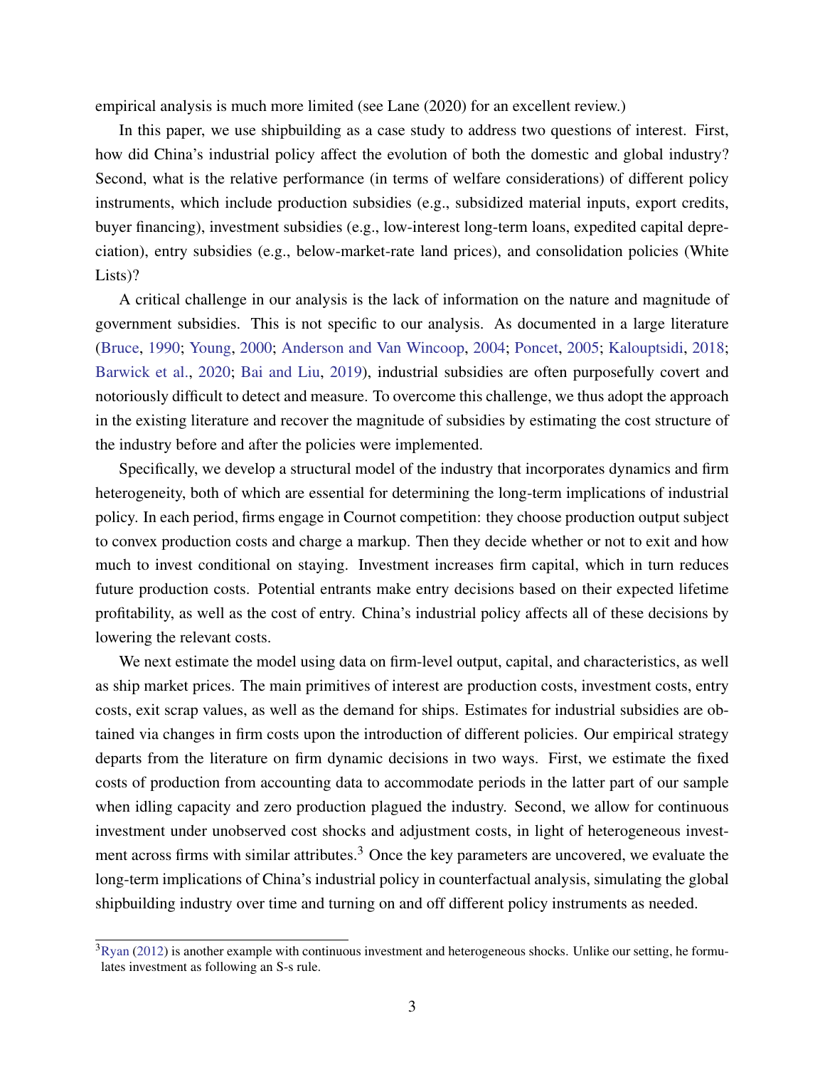empirical analysis is much more limited (see Lane (2020) for an excellent review.)

In this paper, we use shipbuilding as a case study to address two questions of interest. First, how did China's industrial policy affect the evolution of both the domestic and global industry? Second, what is the relative performance (in terms of welfare considerations) of different policy instruments, which include production subsidies (e.g., subsidized material inputs, export credits, buyer financing), investment subsidies (e.g., low-interest long-term loans, expedited capital depreciation), entry subsidies (e.g., below-market-rate land prices), and consolidation policies (White Lists)?

A critical challenge in our analysis is the lack of information on the nature and magnitude of government subsidies. This is not specific to our analysis. As documented in a large literature (Bruce, 1990; Young, 2000; Anderson and Van Wincoop, 2004; Poncet, 2005; Kalouptsidi, 2018; Barwick et al., 2020; Bai and Liu, 2019), industrial subsidies are often purposefully covert and notoriously difficult to detect and measure. To overcome this challenge, we thus adopt the approach in the existing literature and recover the magnitude of subsidies by estimating the cost structure of the industry before and after the policies were implemented.

Specifically, we develop a structural model of the industry that incorporates dynamics and firm heterogeneity, both of which are essential for determining the long-term implications of industrial policy. In each period, firms engage in Cournot competition: they choose production output subject to convex production costs and charge a markup. Then they decide whether or not to exit and how much to invest conditional on staying. Investment increases firm capital, which in turn reduces future production costs. Potential entrants make entry decisions based on their expected lifetime profitability, as well as the cost of entry. China's industrial policy affects all of these decisions by lowering the relevant costs.

We next estimate the model using data on firm-level output, capital, and characteristics, as well as ship market prices. The main primitives of interest are production costs, investment costs, entry costs, exit scrap values, as well as the demand for ships. Estimates for industrial subsidies are obtained via changes in firm costs upon the introduction of different policies. Our empirical strategy departs from the literature on firm dynamic decisions in two ways. First, we estimate the fixed costs of production from accounting data to accommodate periods in the latter part of our sample when idling capacity and zero production plagued the industry. Second, we allow for continuous investment under unobserved cost shocks and adjustment costs, in light of heterogeneous investment across firms with similar attributes.[3] Once the key parameters are uncovered, we evaluate the long-term implications of China's industrial policy in counterfactual analysis, simulating the global shipbuilding industry over time and turning on and off different policy instruments as needed.

[3] Ryan (2012) is another example with continuous investment and heterogeneous shocks. Unlike our setting, he formulates investment as following an S-s rule.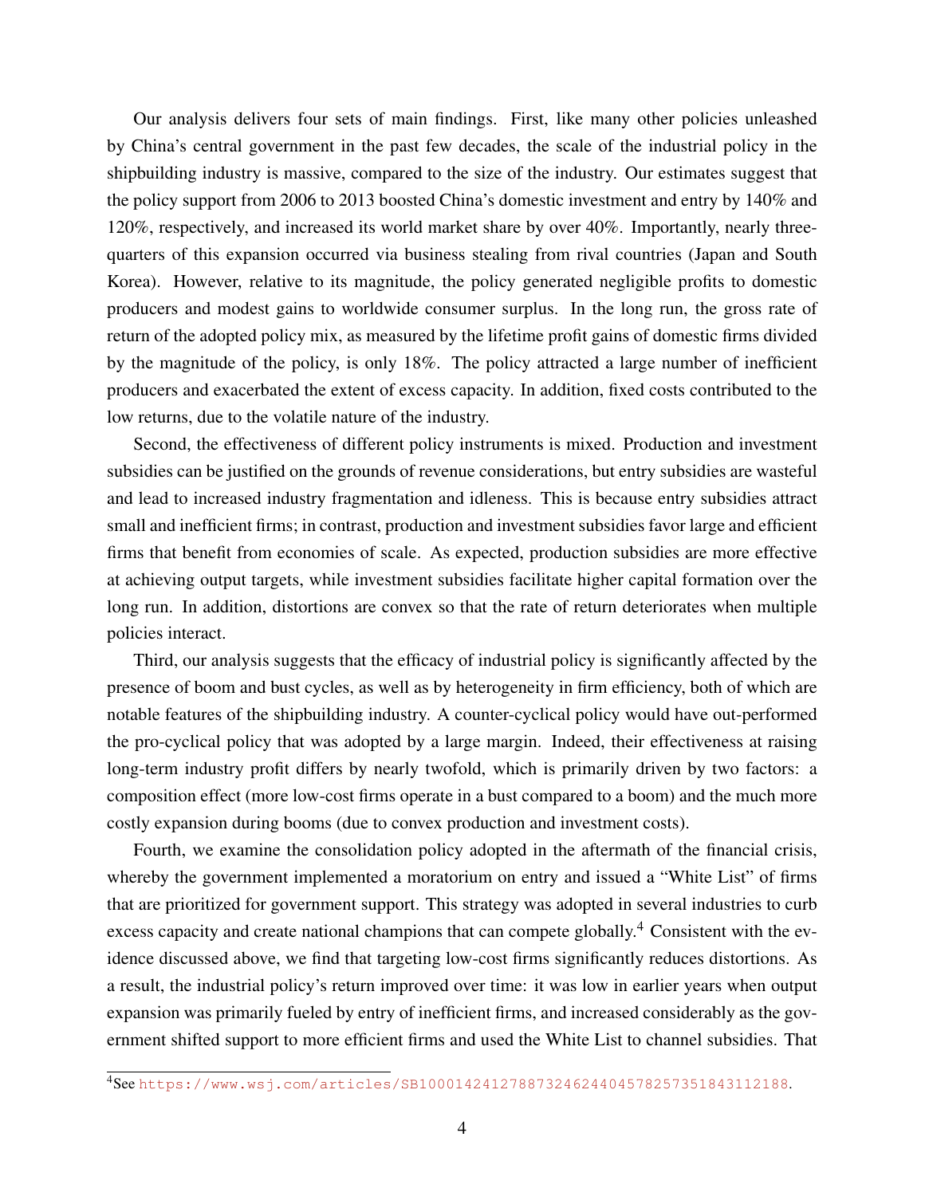Our analysis delivers four sets of main findings. First, like many other policies unleashed by China's central government in the past few decades, the scale of the industrial policy in the shipbuilding industry is massive, compared to the size of the industry. Our estimates suggest that the policy support from 2006 to 2013 boosted China's domestic investment and entry by 140% and 120%, respectively, and increased its world market share by over 40%. Importantly, nearly three-quarters of this expansion occurred via business stealing from rival countries (Japan and South Korea). However, relative to its magnitude, the policy generated negligible profits to domestic producers and modest gains to worldwide consumer surplus. In the long run, the gross rate of return of the adopted policy mix, as measured by the lifetime profit gains of domestic firms divided by the magnitude of the policy, is only 18%. The policy attracted a large number of inefficient producers and exacerbated the extent of excess capacity. In addition, fixed costs contributed to the low returns, due to the volatile nature of the industry.

Second, the effectiveness of different policy instruments is mixed. Production and investment subsidies can be justified on the grounds of revenue considerations, but entry subsidies are wasteful and lead to increased industry fragmentation and idleness. This is because entry subsidies attract small and inefficient firms; in contrast, production and investment subsidies favor large and efficient firms that benefit from economies of scale. As expected, production subsidies are more effective at achieving output targets, while investment subsidies facilitate higher capital formation over the long run. In addition, distortions are convex so that the rate of return deteriorates when multiple policies interact.

Third, our analysis suggests that the efficacy of industrial policy is significantly affected by the presence of boom and bust cycles, as well as by heterogeneity in firm efficiency, both of which are notable features of the shipbuilding industry. A counter-cyclical policy would have out-performed the pro-cyclical policy that was adopted by a large margin. Indeed, their effectiveness at raising long-term industry profit differs by nearly twofold, which is primarily driven by two factors: a composition effect (more low-cost firms operate in a bust compared to a boom) and the much more costly expansion during booms (due to convex production and investment costs).

Fourth, we examine the consolidation policy adopted in the aftermath of the financial crisis, whereby the government implemented a moratorium on entry and issued a "White List" of firms that are prioritized for government support. This strategy was adopted in several industries to curb excess capacity and create national champions that can compete globally.[4] Consistent with the evidence discussed above, we find that targeting low-cost firms significantly reduces distortions. As a result, the industrial policy's return improved over time: it was low in earlier years when output expansion was primarily fueled by entry of inefficient firms, and increased considerably as the government shifted support to more efficient firms and used the White List to channel subsidies. That

[4] See https://www.wsj.com/articles/SB10001424127887324624404578257351843112188.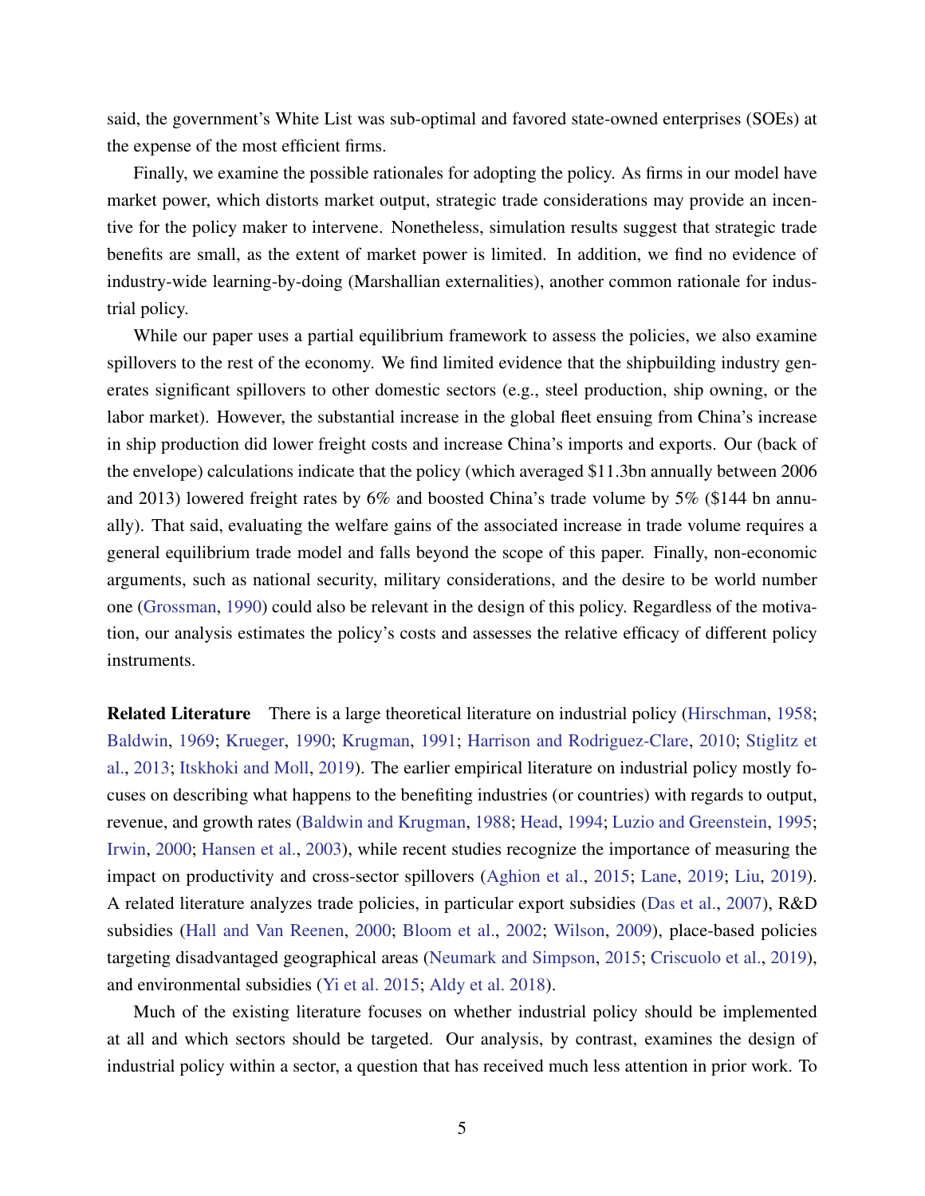said, the government's White List was sub-optimal and favored state-owned enterprises (SOEs) at the expense of the most efficient firms.

Finally, we examine the possible rationales for adopting the policy. As firms in our model have market power, which distorts market output, strategic trade considerations may provide an incentive for the policy maker to intervene. Nonetheless, simulation results suggest that strategic trade benefits are small, as the extent of market power is limited. In addition, we find no evidence of industry-wide learning-by-doing (Marshallian externalities), another common rationale for industrial policy.

While our paper uses a partial equilibrium framework to assess the policies, we also examine spillovers to the rest of the economy. We find limited evidence that the shipbuilding industry generates significant spillovers to other domestic sectors (e.g., steel production, ship owning, or the labor market). However, the substantial increase in the global fleet ensuing from China's increase in ship production did lower freight costs and increase China's imports and exports. Our (back of the envelope) calculations indicate that the policy (which averaged $11.3bn annually between 2006 and 2013) lowered freight rates by 6% and boosted China's trade volume by 5% ($144 bn annually). That said, evaluating the welfare gains of the associated increase in trade volume requires a general equilibrium trade model and falls beyond the scope of this paper. Finally, non-economic arguments, such as national security, military considerations, and the desire to be world number one (Grossman, 1990) could also be relevant in the design of this policy. Regardless of the motivation, our analysis estimates the policy's costs and assesses the relative efficacy of different policy instruments.

**Related Literature** There is a large theoretical literature on industrial policy (Hirschman, 1958; Baldwin, 1969; Krueger, 1990; Krugman, 1991; Harrison and Rodriguez-Clare, 2010; Stiglitz et al., 2013; Itskhoki and Moll, 2019). The earlier empirical literature on industrial policy mostly focuses on describing what happens to the benefiting industries (or countries) with regards to output, revenue, and growth rates (Baldwin and Krugman, 1988; Head, 1994; Luzio and Greenstein, 1995; Irwin, 2000; Hansen et al., 2003), while recent studies recognize the importance of measuring the impact on productivity and cross-sector spillovers (Aghion et al., 2015; Lane, 2019; Liu, 2019). A related literature analyzes trade policies, in particular export subsidies (Das et al., 2007), R&D subsidies (Hall and Van Reenen, 2000; Bloom et al., 2002; Wilson, 2009), place-based policies targeting disadvantaged geographical areas (Neumark and Simpson, 2015; Criscuolo et al., 2019), and environmental subsidies (Yi et al. 2015; Aldy et al. 2018).

Much of the existing literature focuses on whether industrial policy should be implemented at all and which sectors should be targeted. Our analysis, by contrast, examines the design of industrial policy within a sector, a question that has received much less attention in prior work. To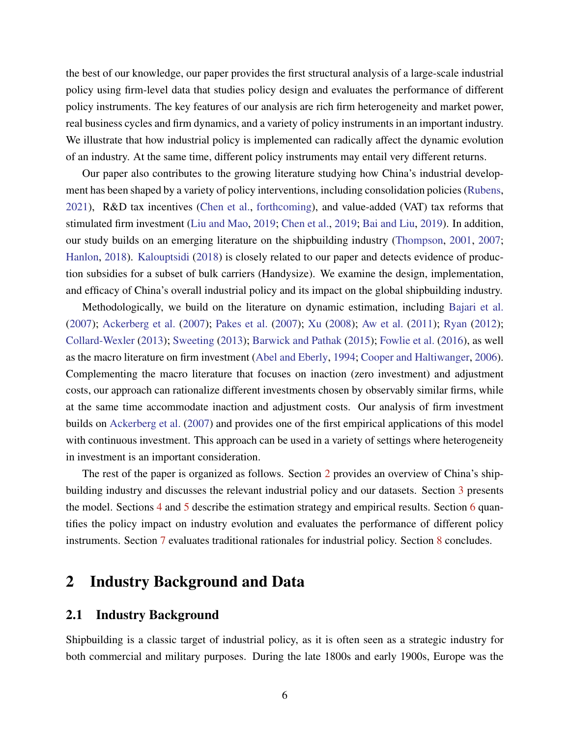the best of our knowledge, our paper provides the first structural analysis of a large-scale industrial policy using firm-level data that studies policy design and evaluates the performance of different policy instruments. The key features of our analysis are rich firm heterogeneity and market power, real business cycles and firm dynamics, and a variety of policy instruments in an important industry. We illustrate that how industrial policy is implemented can radically affect the dynamic evolution of an industry. At the same time, different policy instruments may entail very different returns.

Our paper also contributes to the growing literature studying how China's industrial development has been shaped by a variety of policy interventions, including consolidation policies (Rubens, 2021), R&D tax incentives (Chen et al., forthcoming), and value-added (VAT) tax reforms that stimulated firm investment (Liu and Mao, 2019; Chen et al., 2019; Bai and Liu, 2019). In addition, our study builds on an emerging literature on the shipbuilding industry (Thompson, 2001, 2007; Hanlon, 2018). Kalouptsidi (2018) is closely related to our paper and detects evidence of production subsidies for a subset of bulk carriers (Handysize). We examine the design, implementation, and efficacy of China's overall industrial policy and its impact on the global shipbuilding industry.

Methodologically, we build on the literature on dynamic estimation, including Bajari et al. (2007); Ackerberg et al. (2007); Pakes et al. (2007); Xu (2008); Aw et al. (2011); Ryan (2012); Collard-Wexler (2013); Sweeting (2013); Barwick and Pathak (2015); Fowlie et al. (2016), as well as the macro literature on firm investment (Abel and Eberly, 1994; Cooper and Haltiwanger, 2006). Complementing the macro literature that focuses on inaction (zero investment) and adjustment costs, our approach can rationalize different investments chosen by observably similar firms, while at the same time accommodate inaction and adjustment costs. Our analysis of firm investment builds on Ackerberg et al. (2007) and provides one of the first empirical applications of this model with continuous investment. This approach can be used in a variety of settings where heterogeneity in investment is an important consideration.

The rest of the paper is organized as follows. Section 2 provides an overview of China's shipbuilding industry and discusses the relevant industrial policy and our datasets. Section 3 presents the model. Sections 4 and 5 describe the estimation strategy and empirical results. Section 6 quantifies the policy impact on industry evolution and evaluates the performance of different policy instruments. Section 7 evaluates traditional rationales for industrial policy. Section 8 concludes.

# 2 Industry Background and Data

## 2.1 Industry Background

Shipbuilding is a classic target of industrial policy, as it is often seen as a strategic industry for both commercial and military purposes. During the late 1800s and early 1900s, Europe was the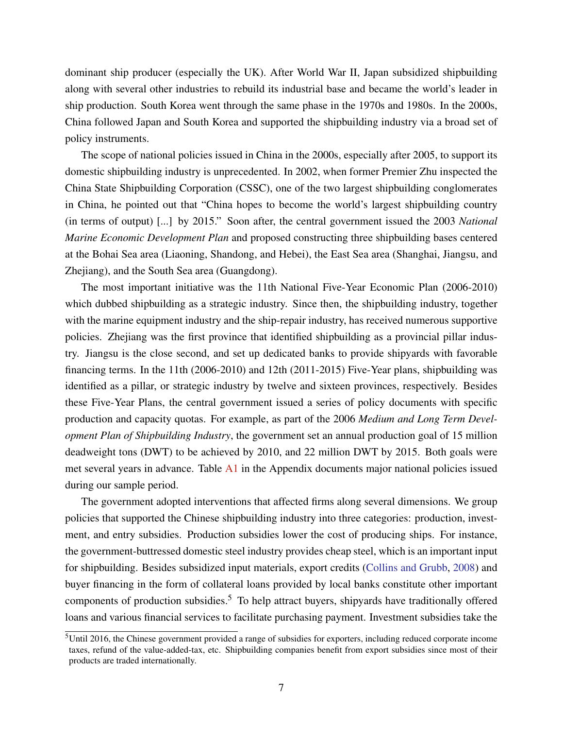dominant ship producer (especially the UK). After World War II, Japan subsidized shipbuilding along with several other industries to rebuild its industrial base and became the world's leader in ship production. South Korea went through the same phase in the 1970s and 1980s. In the 2000s, China followed Japan and South Korea and supported the shipbuilding industry via a broad set of policy instruments.

The scope of national policies issued in China in the 2000s, especially after 2005, to support its domestic shipbuilding industry is unprecedented. In 2002, when former Premier Zhu inspected the China State Shipbuilding Corporation (CSSC), one of the two largest shipbuilding conglomerates in China, he pointed out that "China hopes to become the world's largest shipbuilding country (in terms of output) [...] by 2015." Soon after, the central government issued the 2003 *National Marine Economic Development Plan* and proposed constructing three shipbuilding bases centered at the Bohai Sea area (Liaoning, Shandong, and Hebei), the East Sea area (Shanghai, Jiangsu, and Zhejiang), and the South Sea area (Guangdong).

The most important initiative was the 11th National Five-Year Economic Plan (2006-2010) which dubbed shipbuilding as a strategic industry. Since then, the shipbuilding industry, together with the marine equipment industry and the ship-repair industry, has received numerous supportive policies. Zhejiang was the first province that identified shipbuilding as a provincial pillar industry. Jiangsu is the close second, and set up dedicated banks to provide shipyards with favorable financing terms. In the 11th (2006-2010) and 12th (2011-2015) Five-Year plans, shipbuilding was identified as a pillar, or strategic industry by twelve and sixteen provinces, respectively. Besides these Five-Year Plans, the central government issued a series of policy documents with specific production and capacity quotas. For example, as part of the 2006 *Medium and Long Term Development Plan of Shipbuilding Industry*, the government set an annual production goal of 15 million deadweight tons (DWT) to be achieved by 2010, and 22 million DWT by 2015. Both goals were met several years in advance. Table A1 in the Appendix documents major national policies issued during our sample period.

The government adopted interventions that affected firms along several dimensions. We group policies that supported the Chinese shipbuilding industry into three categories: production, investment, and entry subsidies. Production subsidies lower the cost of producing ships. For instance, the government-buttressed domestic steel industry provides cheap steel, which is an important input for shipbuilding. Besides subsidized input materials, export credits (Collins and Grubb, 2008) and buyer financing in the form of collateral loans provided by local banks constitute other important components of production subsidies.[5] To help attract buyers, shipyards have traditionally offered loans and various financial services to facilitate purchasing payment. Investment subsidies take the

[5] Until 2016, the Chinese government provided a range of subsidies for exporters, including reduced corporate income taxes, refund of the value-added-tax, etc. Shipbuilding companies benefit from export subsidies since most of their products are traded internationally.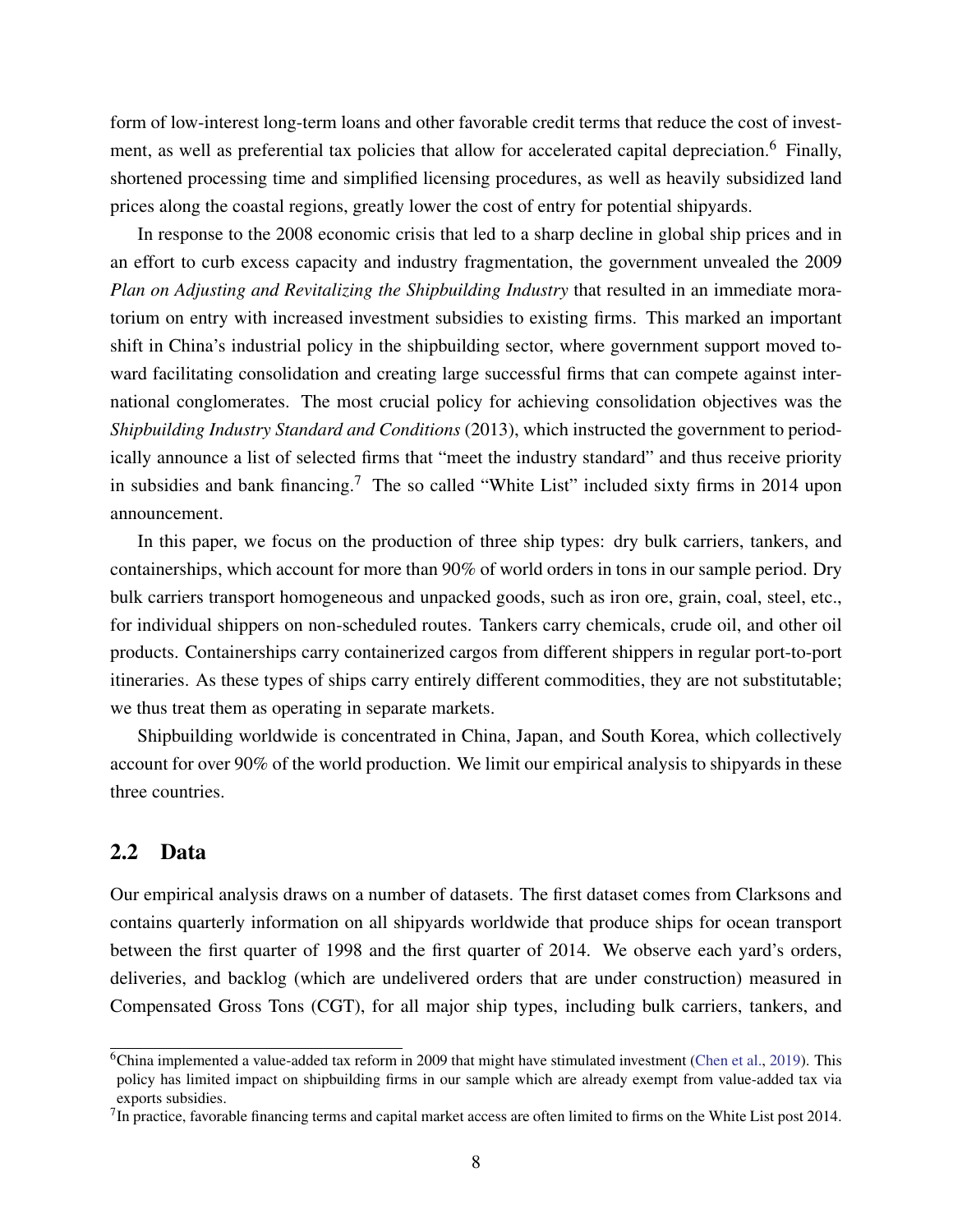form of low-interest long-term loans and other favorable credit terms that reduce the cost of investment, as well as preferential tax policies that allow for accelerated capital depreciation.[6] Finally, shortened processing time and simplified licensing procedures, as well as heavily subsidized land prices along the coastal regions, greatly lower the cost of entry for potential shipyards.

In response to the 2008 economic crisis that led to a sharp decline in global ship prices and in an effort to curb excess capacity and industry fragmentation, the government unveiled the 2009 *Plan on Adjusting and Revitalizing the Shipbuilding Industry* that resulted in an immediate moratorium on entry with increased investment subsidies to existing firms. This marked an important shift in China's industrial policy in the shipbuilding sector, where government support moved toward facilitating consolidation and creating large successful firms that can compete against international conglomerates. The most crucial policy for achieving consolidation objectives was the *Shipbuilding Industry Standard and Conditions* (2013), which instructed the government to periodically announce a list of selected firms that "meet the industry standard" and thus receive priority in subsidies and bank financing.[7] The so called "White List" included sixty firms in 2014 upon announcement.

In this paper, we focus on the production of three ship types: dry bulk carriers, tankers, and containerships, which account for more than 90% of world orders in tons in our sample period. Dry bulk carriers transport homogeneous and unpacked goods, such as iron ore, grain, coal, steel, etc., for individual shippers on non-scheduled routes. Tankers carry chemicals, crude oil, and other oil products. Containerships carry containerized cargos from different shippers in regular port-to-port itineraries. As these types of ships carry entirely different commodities, they are not substitutable; we thus treat them as operating in separate markets.

Shipbuilding worldwide is concentrated in China, Japan, and South Korea, which collectively account for over 90% of the world production. We limit our empirical analysis to shipyards in these three countries.

## 2.2 Data

Our empirical analysis draws on a number of datasets. The first dataset comes from Clarksons and contains quarterly information on all shipyards worldwide that produce ships for ocean transport between the first quarter of 1998 and the first quarter of 2014. We observe each yard's orders, deliveries, and backlog (which are undelivered orders that are under construction) measured in Compensated Gross Tons (CGT), for all major ship types, including bulk carriers, tankers, and

[6] China implemented a value-added tax reform in 2009 that might have stimulated investment (Chen et al., 2019). This policy has limited impact on shipbuilding firms in our sample which are already exempt from value-added tax via exports subsidies.

[7] In practice, favorable financing terms and capital market access are often limited to firms on the White List post 2014.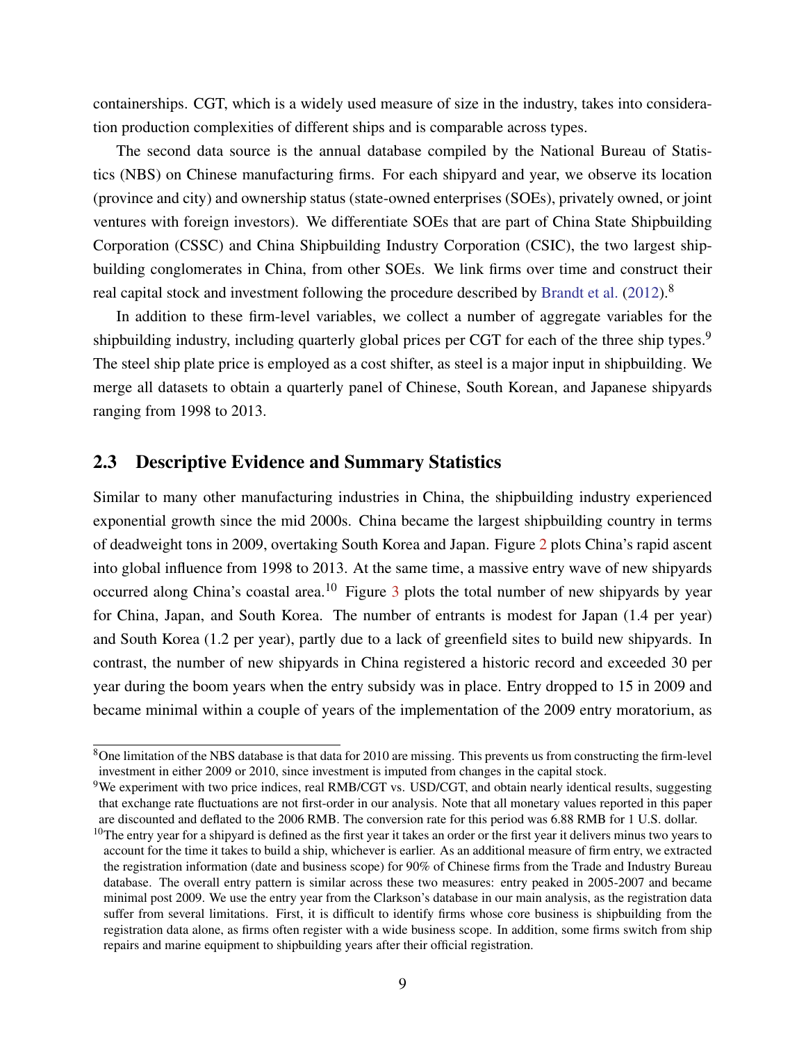containerships. CGT, which is a widely used measure of size in the industry, takes into consideration production complexities of different ships and is comparable across types.

The second data source is the annual database compiled by the National Bureau of Statistics (NBS) on Chinese manufacturing firms. For each shipyard and year, we observe its location (province and city) and ownership status (state-owned enterprises (SOEs), privately owned, or joint ventures with foreign investors). We differentiate SOEs that are part of China State Shipbuilding Corporation (CSSC) and China Shipbuilding Industry Corporation (CSIC), the two largest shipbuilding conglomerates in China, from other SOEs. We link firms over time and construct their real capital stock and investment following the procedure described by Brandt et al. (2012).[8]

In addition to these firm-level variables, we collect a number of aggregate variables for the shipbuilding industry, including quarterly global prices per CGT for each of the three ship types.[9] The steel ship plate price is employed as a cost shifter, as steel is a major input in shipbuilding. We merge all datasets to obtain a quarterly panel of Chinese, South Korean, and Japanese shipyards ranging from 1998 to 2013.

## 2.3 Descriptive Evidence and Summary Statistics

Similar to many other manufacturing industries in China, the shipbuilding industry experienced exponential growth since the mid 2000s. China became the largest shipbuilding country in terms of deadweight tons in 2009, overtaking South Korea and Japan. Figure 2 plots China's rapid ascent into global influence from 1998 to 2013. At the same time, a massive entry wave of new shipyards occurred along China's coastal area.[10] Figure 3 plots the total number of new shipyards by year for China, Japan, and South Korea. The number of entrants is modest for Japan (1.4 per year) and South Korea (1.2 per year), partly due to a lack of greenfield sites to build new shipyards. In contrast, the number of new shipyards in China registered a historic record and exceeded 30 per year during the boom years when the entry subsidy was in place. Entry dropped to 15 in 2009 and became minimal within a couple of years of the implementation of the 2009 entry moratorium, as

---

[8] One limitation of the NBS database is that data for 2010 are missing. This prevents us from constructing the firm-level investment in either 2009 or 2010, since investment is imputed from changes in the capital stock.

[9] We experiment with two price indices, real RMB/CGT vs. USD/CGT, and obtain nearly identical results, suggesting that exchange rate fluctuations are not first-order in our analysis. Note that all monetary values reported in this paper are discounted and deflated to the 2006 RMB. The conversion rate for this period was 6.88 RMB for 1 U.S. dollar.

[10] The entry year for a shipyard is defined as the first year it takes an order or the first year it delivers minus two years to account for the time it takes to build a ship, whichever is earlier. As an additional measure of firm entry, we extracted the registration information (date and business scope) for 90% of Chinese firms from the Trade and Industry Bureau database. The overall entry pattern is similar across these two measures: entry peaked in 2005-2007 and became minimal post 2009. We use the entry year from the Clarkson's database in our main analysis, as the registration data suffer from several limitations. First, it is difficult to identify firms whose core business is shipbuilding from the registration data alone, as firms often register with a wide business scope. In addition, some firms switch from ship repairs and marine equipment to shipbuilding years after their official registration.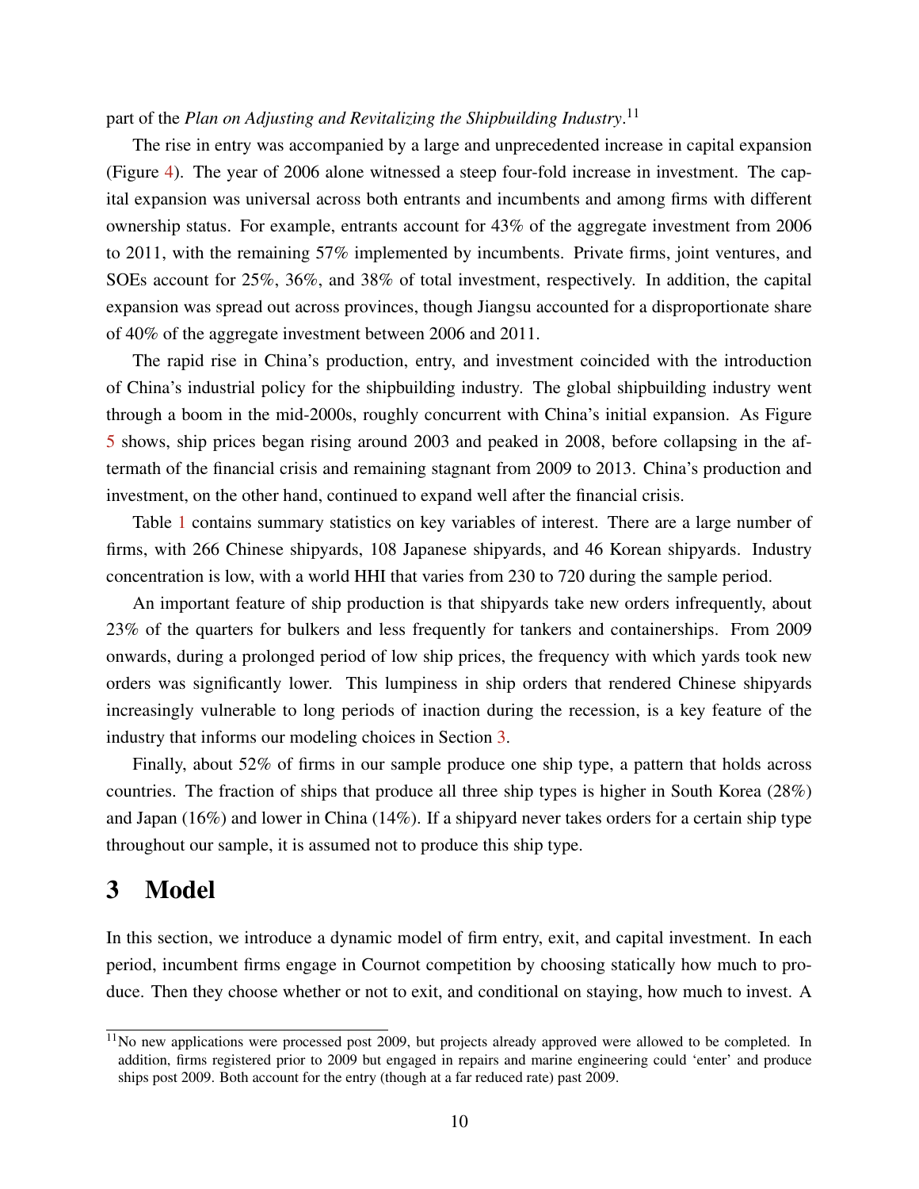part of the *Plan on Adjusting and Revitalizing the Shipbuilding Industry*.[11]

The rise in entry was accompanied by a large and unprecedented increase in capital expansion (Figure 4). The year of 2006 alone witnessed a steep four-fold increase in investment. The capital expansion was universal across both entrants and incumbents and among firms with different ownership status. For example, entrants account for 43% of the aggregate investment from 2006 to 2011, with the remaining 57% implemented by incumbents. Private firms, joint ventures, and SOEs account for 25%, 36%, and 38% of total investment, respectively. In addition, the capital expansion was spread out across provinces, though Jiangsu accounted for a disproportionate share of 40% of the aggregate investment between 2006 and 2011.

The rapid rise in China's production, entry, and investment coincided with the introduction of China's industrial policy for the shipbuilding industry. The global shipbuilding industry went through a boom in the mid-2000s, roughly concurrent with China's initial expansion. As Figure 5 shows, ship prices began rising around 2003 and peaked in 2008, before collapsing in the aftermath of the financial crisis and remaining stagnant from 2009 to 2013. China's production and investment, on the other hand, continued to expand well after the financial crisis.

Table 1 contains summary statistics on key variables of interest. There are a large number of firms, with 266 Chinese shipyards, 108 Japanese shipyards, and 46 Korean shipyards. Industry concentration is low, with a world HHI that varies from 230 to 720 during the sample period.

An important feature of ship production is that shipyards take new orders infrequently, about 23% of the quarters for bulkers and less frequently for tankers and containerships. From 2009 onwards, during a prolonged period of low ship prices, the frequency with which yards took new orders was significantly lower. This lumpiness in ship orders that rendered Chinese shipyards increasingly vulnerable to long periods of inaction during the recession, is a key feature of the industry that informs our modeling choices in Section 3.

Finally, about 52% of firms in our sample produce one ship type, a pattern that holds across countries. The fraction of ships that produce all three ship types is higher in South Korea (28%) and Japan (16%) and lower in China (14%). If a shipyard never takes orders for a certain ship type throughout our sample, it is assumed not to produce this ship type.

# 3 Model

In this section, we introduce a dynamic model of firm entry, exit, and capital investment. In each period, incumbent firms engage in Cournot competition by choosing statically how much to produce. Then they choose whether or not to exit, and conditional on staying, how much to invest. A

[11] No new applications were processed post 2009, but projects already approved were allowed to be completed. In addition, firms registered prior to 2009 but engaged in repairs and marine engineering could 'enter' and produce ships post 2009. Both account for the entry (though at a far reduced rate) past 2009.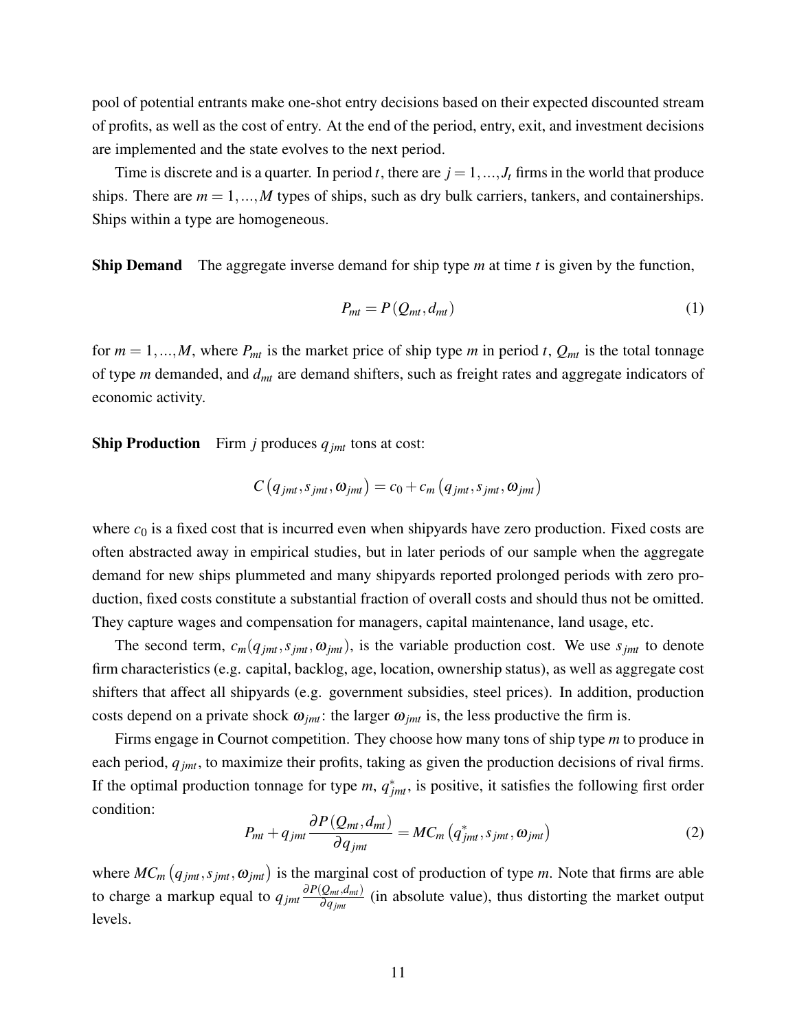pool of potential entrants make one-shot entry decisions based on their expected discounted stream of profits, as well as the cost of entry. At the end of the period, entry, exit, and investment decisions are implemented and the state evolves to the next period.

Time is discrete and is a quarter. In period $t$, there are $j = 1, ..., J_t$ firms in the world that produce ships. There are $m = 1, ..., M$ types of ships, such as dry bulk carriers, tankers, and containerships. Ships within a type are homogeneous.

**Ship Demand** The aggregate inverse demand for ship type $m$ at time $t$ is given by the function,

$$P_{mt} = P(Q_{mt}, d_{mt}) \tag{1}$$

for $m = 1, ..., M$, where $P_{mt}$ is the market price of ship type $m$ in period $t$, $Q_{mt}$ is the total tonnage of type $m$ demanded, and $d_{mt}$ are demand shifters, such as freight rates and aggregate indicators of economic activity.

**Ship Production** Firm $j$ produces $q_{jmt}$ tons at cost:

$$C(q_{jmt}, s_{jmt}, \omega_{jmt}) = c_0 + c_m(q_{jmt}, s_{jmt}, \omega_{jmt})$$

where $c_0$ is a fixed cost that is incurred even when shipyards have zero production. Fixed costs are often abstracted away in empirical studies, but in later periods of our sample when the aggregate demand for new ships plummeted and many shipyards reported prolonged periods with zero production, fixed costs constitute a substantial fraction of overall costs and should thus not be omitted. They capture wages and compensation for managers, capital maintenance, land usage, etc.

The second term, $c_m(q_{jmt}, s_{jmt}, \omega_{jmt})$, is the variable production cost. We use $s_{jmt}$ to denote firm characteristics (e.g. capital, backlog, age, location, ownership status), as well as aggregate cost shifters that affect all shipyards (e.g. government subsidies, steel prices). In addition, production costs depend on a private shock $\omega_{jmt}$: the larger $\omega_{jmt}$ is, the less productive the firm is.

Firms engage in Cournot competition. They choose how many tons of ship type $m$ to produce in each period, $q_{jmt}$, to maximize their profits, taking as given the production decisions of rival firms. If the optimal production tonnage for type $m$, $q^*_{jmt}$, is positive, it satisfies the following first order condition:

$$P_{mt} + q_{jmt} \frac{\partial P(Q_{mt}, d_{mt})}{\partial q_{jmt}} = MC_m(q^*_{jmt}, s_{jmt}, \omega_{jmt}) \tag{2}$$

where $MC_m(q_{jmt}, s_{jmt}, \omega_{jmt})$ is the marginal cost of production of type $m$. Note that firms are able to charge a markup equal to $q_{jmt} \frac{\partial P(Q_{mt}, d_{mt})}{\partial q_{jmt}}$ (in absolute value), thus distorting the market output levels.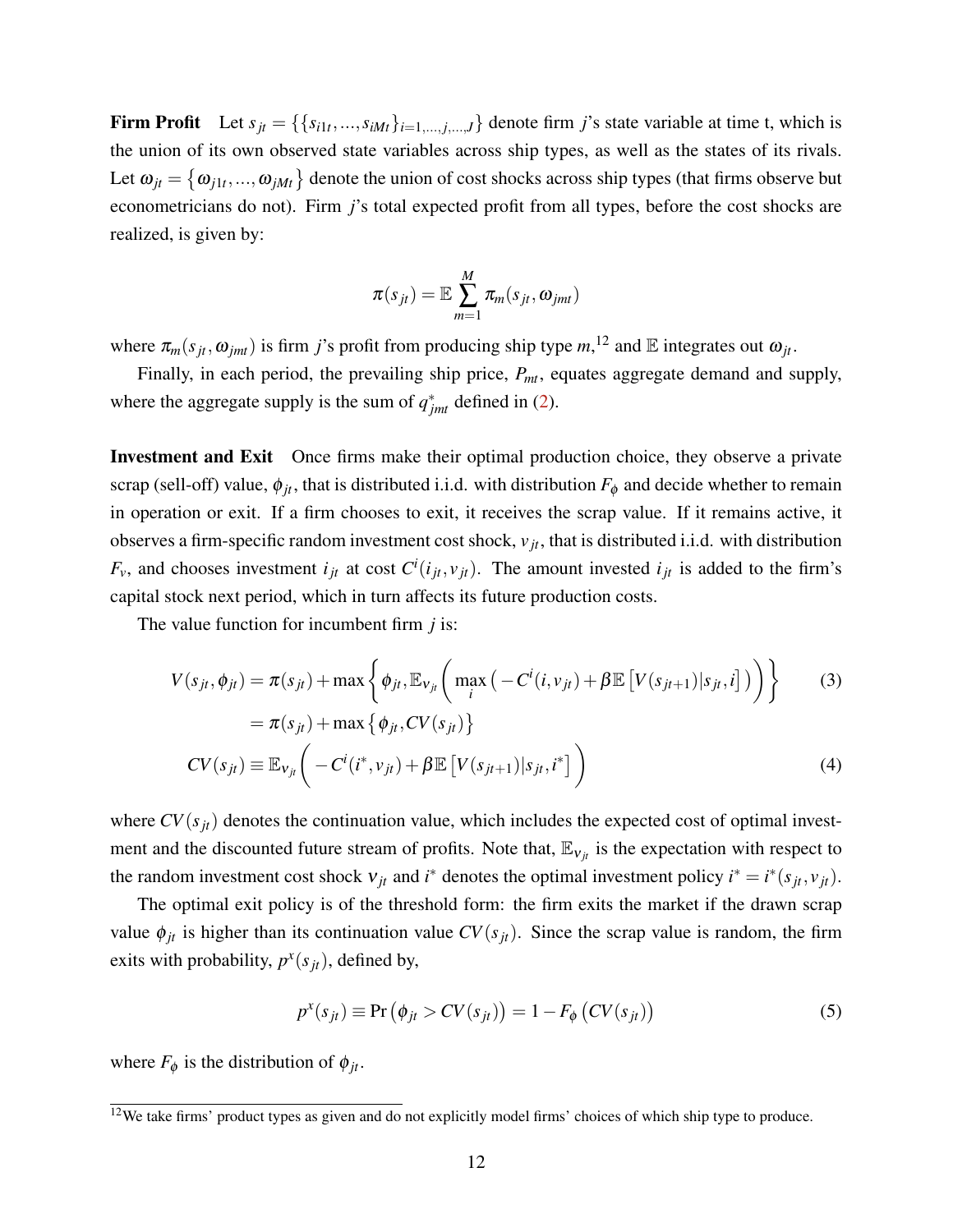**Firm Profit** Let $s_{jt} = \{\{s_{i1t}, ..., s_{iMt}\}_{i=1,...,j,...,J}\}$ denote firm $j$'s state variable at time t, which is the union of its own observed state variables across ship types, as well as the states of its rivals. Let $\omega_{jt} = \{\omega_{j1t}, ..., \omega_{jMt}\}$ denote the union of cost shocks across ship types (that firms observe but econometricians do not). Firm $j$'s total expected profit from all types, before the cost shocks are realized, is given by:

$$\pi(s_{jt}) = \mathbb{E} \sum_{m=1}^{M} \pi_m(s_{jt}, \omega_{jmt})$$

where $\pi_m(s_{jt}, \omega_{jmt})$ is firm $j$'s profit from producing ship type $m$,[12] and $\mathbb{E}$ integrates out $\omega_{jt}$.

Finally, in each period, the prevailing ship price, $P_{mt}$, equates aggregate demand and supply, where the aggregate supply is the sum of $q^*_{jmt}$ defined in (2).

**Investment and Exit** Once firms make their optimal production choice, they observe a private scrap (sell-off) value, $\phi_{jt}$, that is distributed i.i.d. with distribution $F_\phi$ and decide whether to remain in operation or exit. If a firm chooses to exit, it receives the scrap value. If it remains active, it observes a firm-specific random investment cost shock, $v_{jt}$, that is distributed i.i.d. with distribution $F_v$, and chooses investment $i_{jt}$ at cost $C^i(i_{jt}, v_{jt})$. The amount invested $i_{jt}$ is added to the firm's capital stock next period, which in turn affects its future production costs.

The value function for incumbent firm $j$ is:

$$\begin{aligned} V(s_{jt}, \phi_{jt}) &= \pi(s_{jt}) + \max\left\{\phi_{jt}, \mathbb{E}_{v_{jt}}\left(\max_i \left(-C^i(i, v_{jt}) + \beta \mathbb{E}\left[V(s_{jt+1})|s_{jt}, i\right]\right)\right)\right\} \qquad (3) \\ &= \pi(s_{jt}) + \max\left\{\phi_{jt}, CV(s_{jt})\right\} \\ CV(s_{jt}) &\equiv \mathbb{E}_{v_{jt}}\left(-C^i(i^*, v_{jt}) + \beta \mathbb{E}\left[V(s_{jt+1})|s_{jt}, i^*\right]\right) \qquad (4) \end{aligned}$$

where $CV(s_{jt})$ denotes the continuation value, which includes the expected cost of optimal investment and the discounted future stream of profits. Note that, $\mathbb{E}_{v_{jt}}$ is the expectation with respect to the random investment cost shock $v_{jt}$ and $i^*$ denotes the optimal investment policy $i^* = i^*(s_{jt}, v_{jt})$.

The optimal exit policy is of the threshold form: the firm exits the market if the drawn scrap value $\phi_{jt}$ is higher than its continuation value $CV(s_{jt})$. Since the scrap value is random, the firm exits with probability, $p^x(s_{jt})$, defined by,

$$p^x(s_{jt}) \equiv \Pr\left(\phi_{jt} > CV(s_{jt})\right) = 1 - F_\phi\left(CV(s_{jt})\right) \qquad (5)$$

where $F_\phi$ is the distribution of $\phi_{jt}$.

[12] We take firms' product types as given and do not explicitly model firms' choices of which ship type to produce.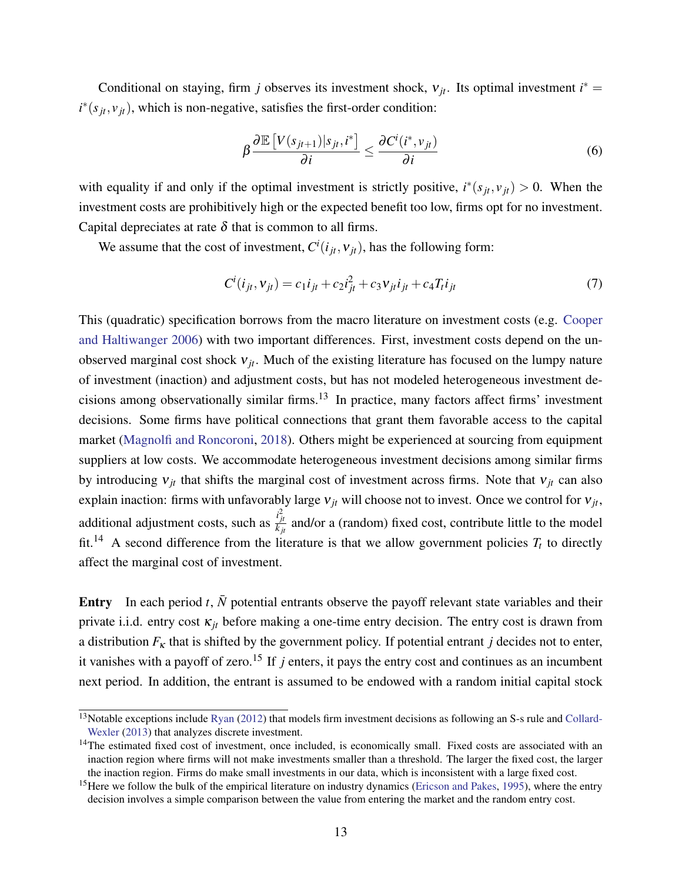Conditional on staying, firm $j$ observes its investment shock, $\nu_{jt}$. Its optimal investment $i^* = i^*(s_{jt}, \nu_{jt})$, which is non-negative, satisfies the first-order condition:

$$\beta \frac{\partial \mathbb{E}\left[V(s_{jt+1})|s_{jt}, i^*\right]}{\partial i} \leq \frac{\partial C^i(i^*, \nu_{jt})}{\partial i} \tag{6}$$

with equality if and only if the optimal investment is strictly positive, $i^*(s_{jt}, \nu_{jt}) > 0$. When the investment costs are prohibitively high or the expected benefit too low, firms opt for no investment. Capital depreciates at rate $\delta$ that is common to all firms.

We assume that the cost of investment, $C^i(i_{jt}, \nu_{jt})$, has the following form:

$$C^i(i_{jt}, \nu_{jt}) = c_1 i_{jt} + c_2 i_{jt}^2 + c_3 \nu_{jt} i_{jt} + c_4 T_t i_{jt} \tag{7}$$

This (quadratic) specification borrows from the macro literature on investment costs (e.g. Cooper and Haltiwanger 2006) with two important differences. First, investment costs depend on the unobserved marginal cost shock $\nu_{jt}$. Much of the existing literature has focused on the lumpy nature of investment (inaction) and adjustment costs, but has not modeled heterogeneous investment decisions among observationally similar firms.[13] In practice, many factors affect firms' investment decisions. Some firms have political connections that grant them favorable access to the capital market (Magnolfi and Roncoroni, 2018). Others might be experienced at sourcing from equipment suppliers at low costs. We accommodate heterogeneous investment decisions among similar firms by introducing $\nu_{jt}$ that shifts the marginal cost of investment across firms. Note that $\nu_{jt}$ can also explain inaction: firms with unfavorably large $\nu_{jt}$ will choose not to invest. Once we control for $\nu_{jt}$, additional adjustment costs, such as $\frac{i_{jt}^2}{k_{jt}}$ and/or a (random) fixed cost, contribute little to the model fit.[14] A second difference from the literature is that we allow government policies $T_t$ to directly affect the marginal cost of investment.

**Entry** In each period $t$, $\bar{N}$ potential entrants observe the payoff relevant state variables and their private i.i.d. entry cost $\kappa_{jt}$ before making a one-time entry decision. The entry cost is drawn from a distribution $F_\kappa$ that is shifted by the government policy. If potential entrant $j$ decides not to enter, it vanishes with a payoff of zero.[15] If $j$ enters, it pays the entry cost and continues as an incumbent next period. In addition, the entrant is assumed to be endowed with a random initial capital stock

---

[13] Notable exceptions include Ryan (2012) that models firm investment decisions as following an S-s rule and Collard-Wexler (2013) that analyzes discrete investment.

[14] The estimated fixed cost of investment, once included, is economically small. Fixed costs are associated with an inaction region where firms will not make investments smaller than a threshold. The larger the fixed cost, the larger the inaction region. Firms do make small investments in our data, which is inconsistent with a large fixed cost.

[15] Here we follow the bulk of the empirical literature on industry dynamics (Ericson and Pakes, 1995), where the entry decision involves a simple comparison between the value from entering the market and the random entry cost.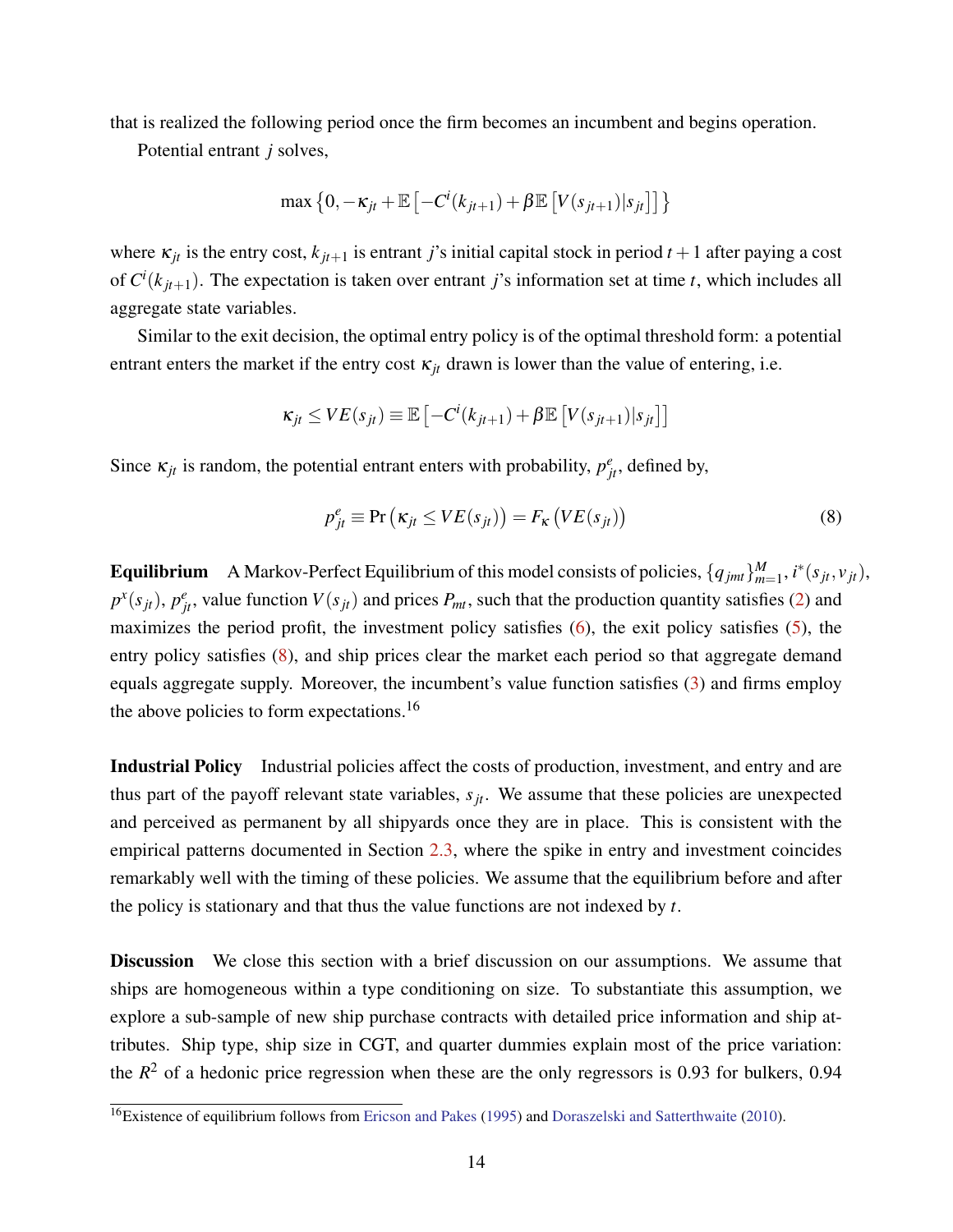that is realized the following period once the firm becomes an incumbent and begins operation.

Potential entrant $j$ solves,

$$\max \left\{0, -\kappa_{jt} + \mathbb{E}\left[-C^i(k_{jt+1}) + \beta \mathbb{E}\left[V(s_{jt+1})|s_{jt}\right]\right]\right\}$$

where $\kappa_{jt}$ is the entry cost, $k_{jt+1}$ is entrant $j$'s initial capital stock in period $t+1$ after paying a cost of $C^i(k_{jt+1})$. The expectation is taken over entrant $j$'s information set at time $t$, which includes all aggregate state variables.

Similar to the exit decision, the optimal entry policy is of the optimal threshold form: a potential entrant enters the market if the entry cost $\kappa_{jt}$ drawn is lower than the value of entering, i.e.

$$\kappa_{jt} \leq VE(s_{jt}) \equiv \mathbb{E}\left[-C^i(k_{jt+1}) + \beta \mathbb{E}\left[V(s_{jt+1})|s_{jt}\right]\right]$$

Since $\kappa_{jt}$ is random, the potential entrant enters with probability, $p^e_{jt}$, defined by,

$$p^e_{jt} \equiv \Pr\left(\kappa_{jt} \leq VE(s_{jt})\right) = F_\kappa\left(VE(s_{jt})\right) \tag{8}$$

**Equilibrium** A Markov-Perfect Equilibrium of this model consists of policies, $\{q_{jmt}\}_{m=1}^M$, $i^*(s_{jt}, v_{jt})$, $p^x(s_{jt})$, $p^e_{jt}$, value function $V(s_{jt})$ and prices $P_{mt}$, such that the production quantity satisfies (2) and maximizes the period profit, the investment policy satisfies (6), the exit policy satisfies (5), the entry policy satisfies (8), and ship prices clear the market each period so that aggregate demand equals aggregate supply. Moreover, the incumbent's value function satisfies (3) and firms employ the above policies to form expectations.[16]

**Industrial Policy** Industrial policies affect the costs of production, investment, and entry and are thus part of the payoff relevant state variables, $s_{jt}$. We assume that these policies are unexpected and perceived as permanent by all shipyards once they are in place. This is consistent with the empirical patterns documented in Section 2.3, where the spike in entry and investment coincides remarkably well with the timing of these policies. We assume that the equilibrium before and after the policy is stationary and that thus the value functions are not indexed by $t$.

**Discussion** We close this section with a brief discussion on our assumptions. We assume that ships are homogeneous within a type conditioning on size. To substantiate this assumption, we explore a sub-sample of new ship purchase contracts with detailed price information and ship attributes. Ship type, ship size in CGT, and quarter dummies explain most of the price variation: the $R^2$ of a hedonic price regression when these are the only regressors is 0.93 for bulkers, 0.94

[16] Existence of equilibrium follows from Ericson and Pakes (1995) and Doraszelski and Satterthwaite (2010).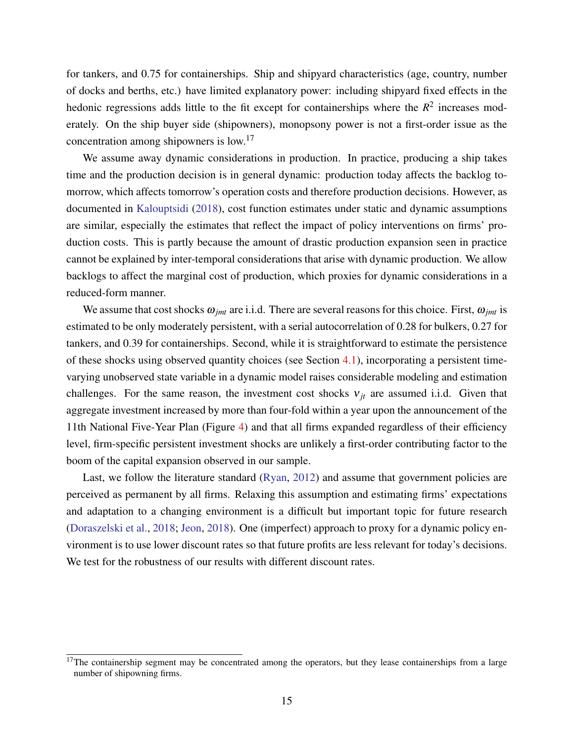for tankers, and 0.75 for containerships. Ship and shipyard characteristics (age, country, number of docks and berths, etc.) have limited explanatory power: including shipyard fixed effects in the hedonic regressions adds little to the fit except for containerships where the $R^2$ increases moderately. On the ship buyer side (shipowners), monopsony power is not a first-order issue as the concentration among shipowners is low.[17]

We assume away dynamic considerations in production. In practice, producing a ship takes time and the production decision is in general dynamic: production today affects the backlog tomorrow, which affects tomorrow's operation costs and therefore production decisions. However, as documented in Kalouptsidi (2018), cost function estimates under static and dynamic assumptions are similar, especially the estimates that reflect the impact of policy interventions on firms' production costs. This is partly because the amount of drastic production expansion seen in practice cannot be explained by inter-temporal considerations that arise with dynamic production. We allow backlogs to affect the marginal cost of production, which proxies for dynamic considerations in a reduced-form manner.

We assume that cost shocks $\omega_{jmt}$ are i.i.d. There are several reasons for this choice. First, $\omega_{jmt}$ is estimated to be only moderately persistent, with a serial autocorrelation of 0.28 for bulkers, 0.27 for tankers, and 0.39 for containerships. Second, while it is straightforward to estimate the persistence of these shocks using observed quantity choices (see Section 4.1), incorporating a persistent time-varying unobserved state variable in a dynamic model raises considerable modeling and estimation challenges. For the same reason, the investment cost shocks $\nu_{jt}$ are assumed i.i.d. Given that aggregate investment increased by more than four-fold within a year upon the announcement of the 11th National Five-Year Plan (Figure 4) and that all firms expanded regardless of their efficiency level, firm-specific persistent investment shocks are unlikely a first-order contributing factor to the boom of the capital expansion observed in our sample.

Last, we follow the literature standard (Ryan, 2012) and assume that government policies are perceived as permanent by all firms. Relaxing this assumption and estimating firms' expectations and adaptation to a changing environment is a difficult but important topic for future research (Doraszelski et al., 2018; Jeon, 2018). One (imperfect) approach to proxy for a dynamic policy environment is to use lower discount rates so that future profits are less relevant for today's decisions. We test for the robustness of our results with different discount rates.

[17]The containership segment may be concentrated among the operators, but they lease containerships from a large number of shipowning firms.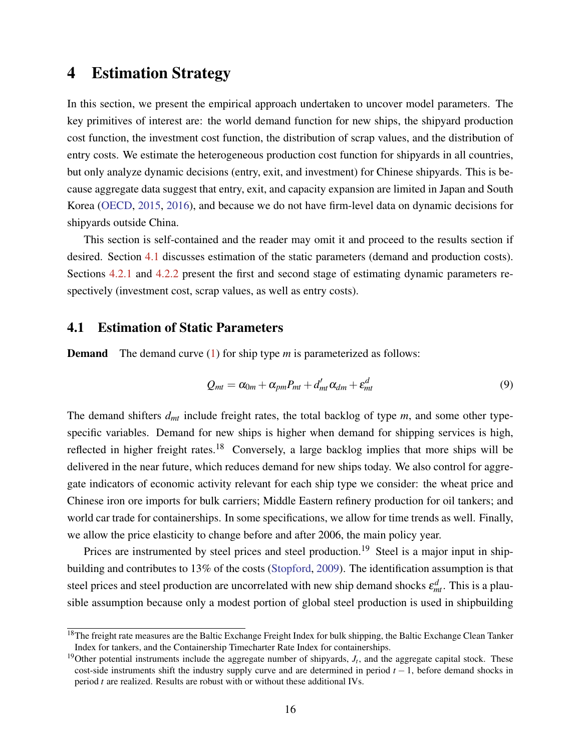# 4 Estimation Strategy

In this section, we present the empirical approach undertaken to uncover model parameters. The key primitives of interest are: the world demand function for new ships, the shipyard production cost function, the investment cost function, the distribution of scrap values, and the distribution of entry costs. We estimate the heterogeneous production cost function for shipyards in all countries, but only analyze dynamic decisions (entry, exit, and investment) for Chinese shipyards. This is because aggregate data suggest that entry, exit, and capacity expansion are limited in Japan and South Korea (OECD, 2015, 2016), and because we do not have firm-level data on dynamic decisions for shipyards outside China.

This section is self-contained and the reader may omit it and proceed to the results section if desired. Section 4.1 discusses estimation of the static parameters (demand and production costs). Sections 4.2.1 and 4.2.2 present the first and second stage of estimating dynamic parameters respectively (investment cost, scrap values, as well as entry costs).

## 4.1 Estimation of Static Parameters

**Demand** The demand curve (1) for ship type $m$ is parameterized as follows:

$$Q_{mt} = \alpha_{0m} + \alpha_{pm}P_{mt} + d_{mt}'\alpha_{dm} + \varepsilon_{mt}^{d} \tag{9}$$

The demand shifters $d_{mt}$ include freight rates, the total backlog of type $m$, and some other type-specific variables. Demand for new ships is higher when demand for shipping services is high, reflected in higher freight rates.[18] Conversely, a large backlog implies that more ships will be delivered in the near future, which reduces demand for new ships today. We also control for aggregate indicators of economic activity relevant for each ship type we consider: the wheat price and Chinese iron ore imports for bulk carriers; Middle Eastern refinery production for oil tankers; and world car trade for containerships. In some specifications, we allow for time trends as well. Finally, we allow the price elasticity to change before and after 2006, the main policy year.

Prices are instrumented by steel prices and steel production.[19] Steel is a major input in shipbuilding and contributes to 13% of the costs (Stopford, 2009). The identification assumption is that steel prices and steel production are uncorrelated with new ship demand shocks $\varepsilon_{mt}^{d}$. This is a plausible assumption because only a modest portion of global steel production is used in shipbuilding

[18] The freight rate measures are the Baltic Exchange Freight Index for bulk shipping, the Baltic Exchange Clean Tanker Index for tankers, and the Containership Timecharter Rate Index for containerships.

[19] Other potential instruments include the aggregate number of shipyards, $J_t$, and the aggregate capital stock. These cost-side instruments shift the industry supply curve and are determined in period $t-1$, before demand shocks in period $t$ are realized. Results are robust with or without these additional IVs.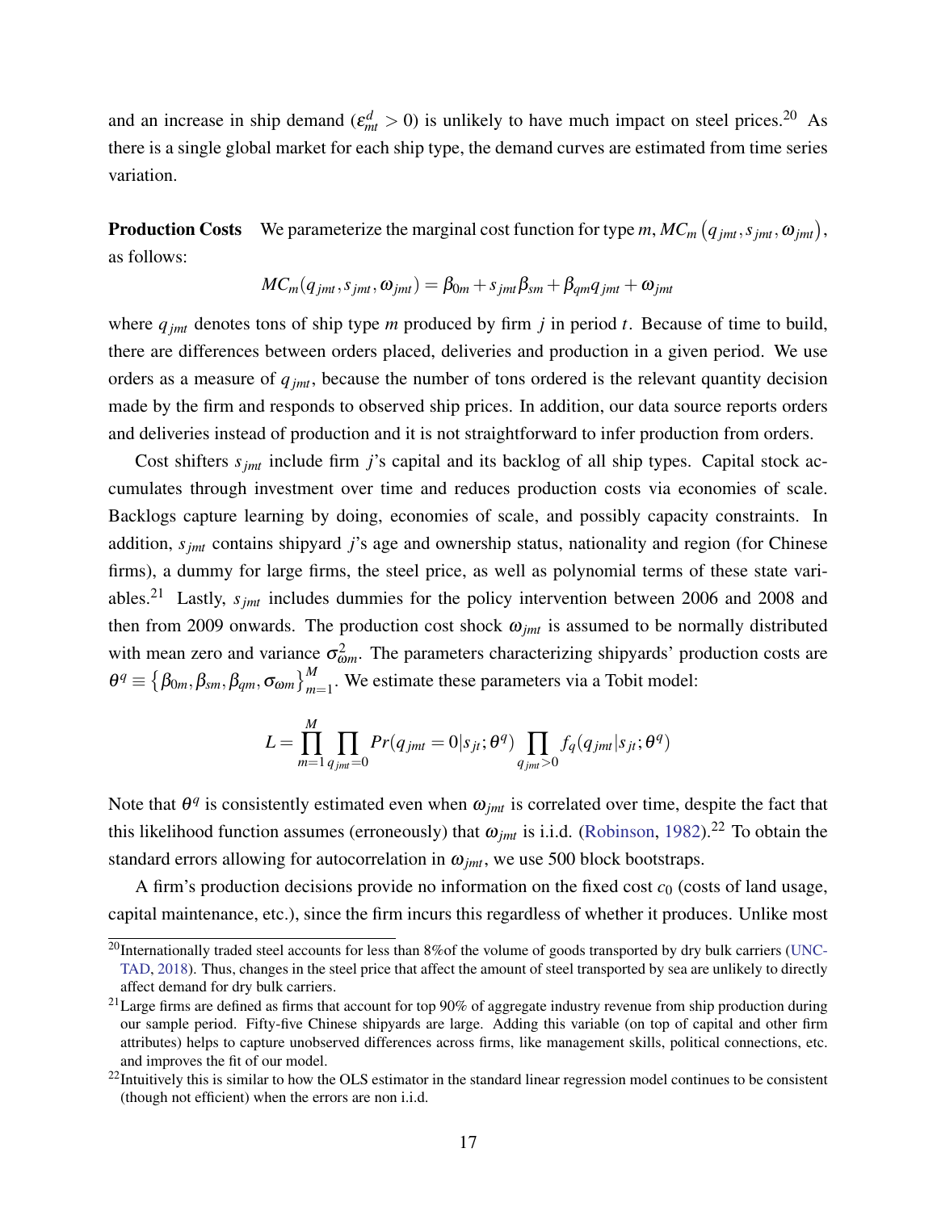and an increase in ship demand ($\varepsilon^d_{mt} > 0$) is unlikely to have much impact on steel prices.[20] As there is a single global market for each ship type, the demand curves are estimated from time series variation.

**Production Costs** We parameterize the marginal cost function for type $m$, $MC_m\left(q_{jmt}, s_{jmt}, \omega_{jmt}\right)$, as follows:

$$MC_m(q_{jmt}, s_{jmt}, \omega_{jmt}) = \beta_{0m} + s_{jmt}\beta_{sm} + \beta_{qm}q_{jmt} + \omega_{jmt}$$

where $q_{jmt}$ denotes tons of ship type $m$ produced by firm $j$ in period $t$. Because of time to build, there are differences between orders placed, deliveries and production in a given period. We use orders as a measure of $q_{jmt}$, because the number of tons ordered is the relevant quantity decision made by the firm and responds to observed ship prices. In addition, our data source reports orders and deliveries instead of production and it is not straightforward to infer production from orders.

Cost shifters $s_{jmt}$ include firm $j$'s capital and its backlog of all ship types. Capital stock accumulates through investment over time and reduces production costs via economies of scale. Backlogs capture learning by doing, economies of scale, and possibly capacity constraints. In addition, $s_{jmt}$ contains shipyard $j$'s age and ownership status, nationality and region (for Chinese firms), a dummy for large firms, the steel price, as well as polynomial terms of these state variables.[21] Lastly, $s_{jmt}$ includes dummies for the policy intervention between 2006 and 2008 and then from 2009 onwards. The production cost shock $\omega_{jmt}$ is assumed to be normally distributed with mean zero and variance $\sigma^2_{\omega m}$. The parameters characterizing shipyards' production costs are $\theta^q \equiv \left\{\beta_{0m}, \beta_{sm}, \beta_{qm}, \sigma_{\omega m}\right\}_{m=1}^{M}$. We estimate these parameters via a Tobit model:

$$L = \prod_{m=1}^{M} \prod_{q_{jmt}=0} Pr(q_{jmt} = 0 | s_{jt}; \theta^q) \prod_{q_{jmt}>0} f_q(q_{jmt} | s_{jt}; \theta^q)$$

Note that $\theta^q$ is consistently estimated even when $\omega_{jmt}$ is correlated over time, despite the fact that this likelihood function assumes (erroneously) that $\omega_{jmt}$ is i.i.d. (Robinson, 1982).[22] To obtain the standard errors allowing for autocorrelation in $\omega_{jmt}$, we use 500 block bootstraps.

A firm's production decisions provide no information on the fixed cost $c_0$ (costs of land usage, capital maintenance, etc.), since the firm incurs this regardless of whether it produces. Unlike most

[20] Internationally traded steel accounts for less than 8%of the volume of goods transported by dry bulk carriers (UNCTAD, 2018). Thus, changes in the steel price that affect the amount of steel transported by sea are unlikely to directly affect demand for dry bulk carriers.

[21] Large firms are defined as firms that account for top 90% of aggregate industry revenue from ship production during our sample period. Fifty-five Chinese shipyards are large. Adding this variable (on top of capital and other firm attributes) helps to capture unobserved differences across firms, like management skills, political connections, etc. and improves the fit of our model.

[22] Intuitively this is similar to how the OLS estimator in the standard linear regression model continues to be consistent (though not efficient) when the errors are non i.i.d.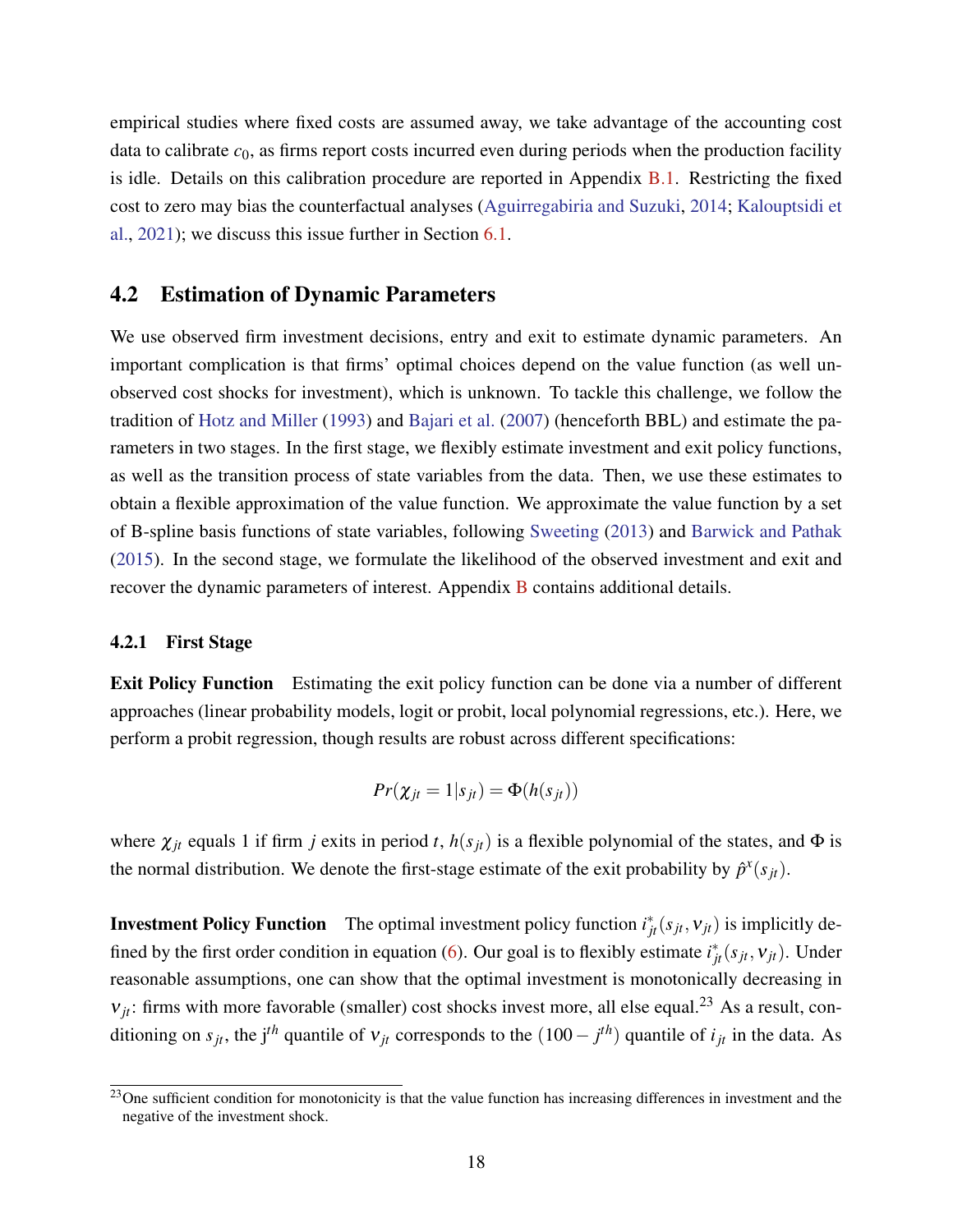empirical studies where fixed costs are assumed away, we take advantage of the accounting cost data to calibrate $c_0$, as firms report costs incurred even during periods when the production facility is idle. Details on this calibration procedure are reported in Appendix B.1. Restricting the fixed cost to zero may bias the counterfactual analyses (Aguirregabiria and Suzuki, 2014; Kalouptsidi et al., 2021); we discuss this issue further in Section 6.1.

## 4.2 Estimation of Dynamic Parameters

We use observed firm investment decisions, entry and exit to estimate dynamic parameters. An important complication is that firms' optimal choices depend on the value function (as well unobserved cost shocks for investment), which is unknown. To tackle this challenge, we follow the tradition of Hotz and Miller (1993) and Bajari et al. (2007) (henceforth BBL) and estimate the parameters in two stages. In the first stage, we flexibly estimate investment and exit policy functions, as well as the transition process of state variables from the data. Then, we use these estimates to obtain a flexible approximation of the value function. We approximate the value function by a set of B-spline basis functions of state variables, following Sweeting (2013) and Barwick and Pathak (2015). In the second stage, we formulate the likelihood of the observed investment and exit and recover the dynamic parameters of interest. Appendix B contains additional details.

### 4.2.1 First Stage

**Exit Policy Function** Estimating the exit policy function can be done via a number of different approaches (linear probability models, logit or probit, local polynomial regressions, etc.). Here, we perform a probit regression, though results are robust across different specifications:

$$Pr(\chi_{jt} = 1 | s_{jt}) = \Phi(h(s_{jt}))$$

where $\chi_{jt}$ equals 1 if firm $j$ exits in period $t$, $h(s_{jt})$ is a flexible polynomial of the states, and $\Phi$ is the normal distribution. We denote the first-stage estimate of the exit probability by $\hat{p}^x(s_{jt})$.

**Investment Policy Function** The optimal investment policy function $i^*_{jt}(s_{jt}, \nu_{jt})$ is implicitly defined by the first order condition in equation (6). Our goal is to flexibly estimate $i^*_{jt}(s_{jt}, \nu_{jt})$. Under reasonable assumptions, one can show that the optimal investment is monotonically decreasing in $\nu_{jt}$: firms with more favorable (smaller) cost shocks invest more, all else equal.[23] As a result, conditioning on $s_{jt}$, the j$^{th}$ quantile of $\nu_{jt}$ corresponds to the $(100 - j^{th})$ quantile of $i_{jt}$ in the data. As

[23] One sufficient condition for monotonicity is that the value function has increasing differences in investment and the negative of the investment shock.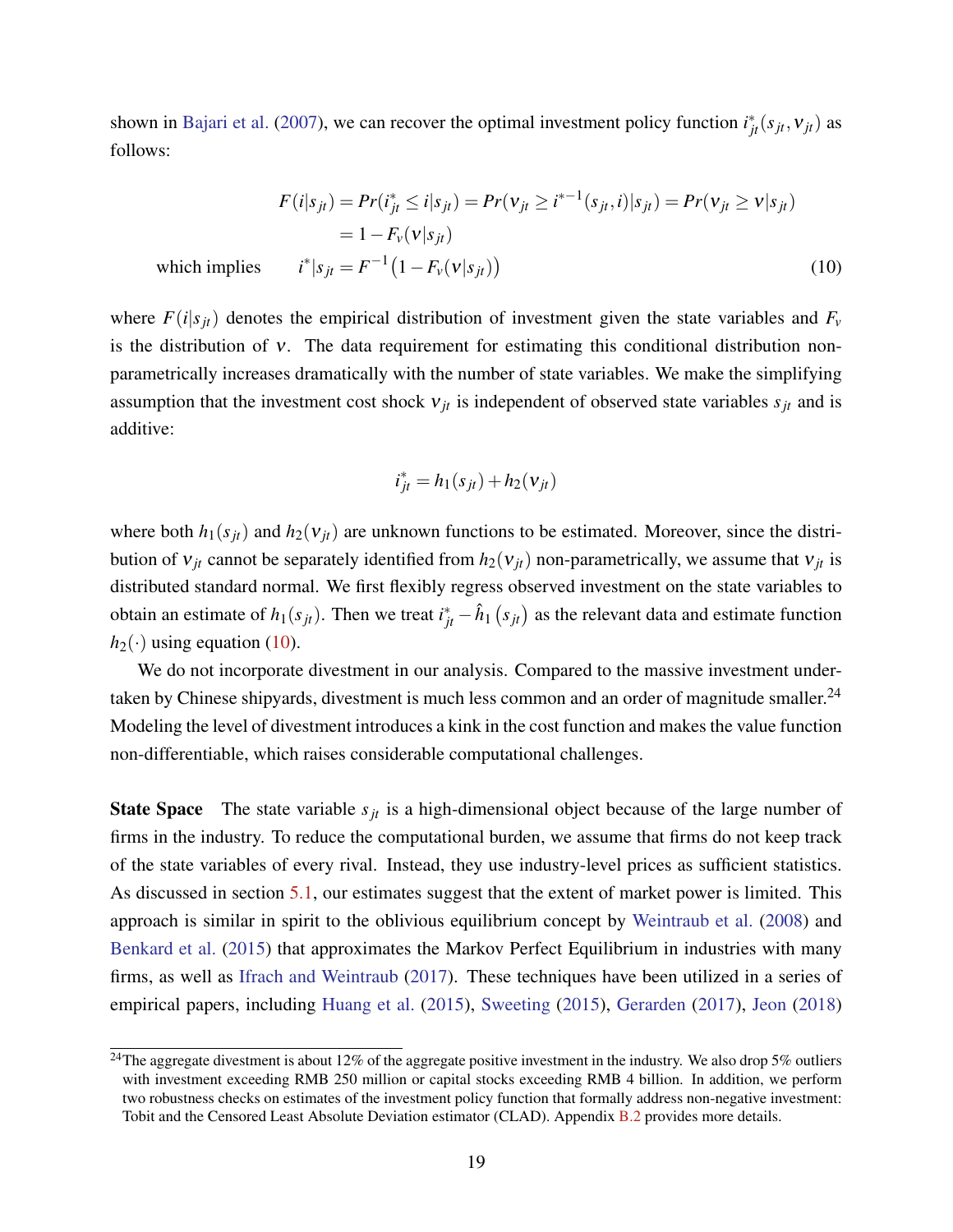shown in Bajari et al. (2007), we can recover the optimal investment policy function $i^*_{jt}(s_{jt}, \nu_{jt})$ as follows:

$$
\begin{aligned}
F(i|s_{jt}) &= Pr(i^*_{jt} \leq i|s_{jt}) = Pr(\nu_{jt} \geq i^{*-1}(s_{jt}, i)|s_{jt}) = Pr(\nu_{jt} \geq \nu|s_{jt}) \\
&= 1 - F_\nu(\nu|s_{jt}) \\
\text{which implies} \qquad i^*|s_{jt} &= F^{-1}\big(1 - F_\nu(\nu|s_{jt})\big) \qquad (10)
\end{aligned}
$$

where $F(i|s_{jt})$ denotes the empirical distribution of investment given the state variables and $F_\nu$ is the distribution of $\nu$. The data requirement for estimating this conditional distribution non-parametrically increases dramatically with the number of state variables. We make the simplifying assumption that the investment cost shock $\nu_{jt}$ is independent of observed state variables $s_{jt}$ and is additive:

$$
i^*_{jt} = h_1(s_{jt}) + h_2(\nu_{jt})
$$

where both $h_1(s_{jt})$ and $h_2(\nu_{jt})$ are unknown functions to be estimated. Moreover, since the distribution of $\nu_{jt}$ cannot be separately identified from $h_2(\nu_{jt})$ non-parametrically, we assume that $\nu_{jt}$ is distributed standard normal. We first flexibly regress observed investment on the state variables to obtain an estimate of $h_1(s_{jt})$. Then we treat $i^*_{jt} - \hat{h}_1(s_{jt})$ as the relevant data and estimate function $h_2(\cdot)$ using equation (10).

We do not incorporate divestment in our analysis. Compared to the massive investment undertaken by Chinese shipyards, divestment is much less common and an order of magnitude smaller.[24] Modeling the level of divestment introduces a kink in the cost function and makes the value function non-differentiable, which raises considerable computational challenges.

**State Space** The state variable $s_{jt}$ is a high-dimensional object because of the large number of firms in the industry. To reduce the computational burden, we assume that firms do not keep track of the state variables of every rival. Instead, they use industry-level prices as sufficient statistics. As discussed in section 5.1, our estimates suggest that the extent of market power is limited. This approach is similar in spirit to the oblivious equilibrium concept by Weintraub et al. (2008) and Benkard et al. (2015) that approximates the Markov Perfect Equilibrium in industries with many firms, as well as Ifrach and Weintraub (2017). These techniques have been utilized in a series of empirical papers, including Huang et al. (2015), Sweeting (2015), Gerarden (2017), Jeon (2018)

[24] The aggregate divestment is about 12% of the aggregate positive investment in the industry. We also drop 5% outliers with investment exceeding RMB 250 million or capital stocks exceeding RMB 4 billion. In addition, we perform two robustness checks on estimates of the investment policy function that formally address non-negative investment: Tobit and the Censored Least Absolute Deviation estimator (CLAD). Appendix B.2 provides more details.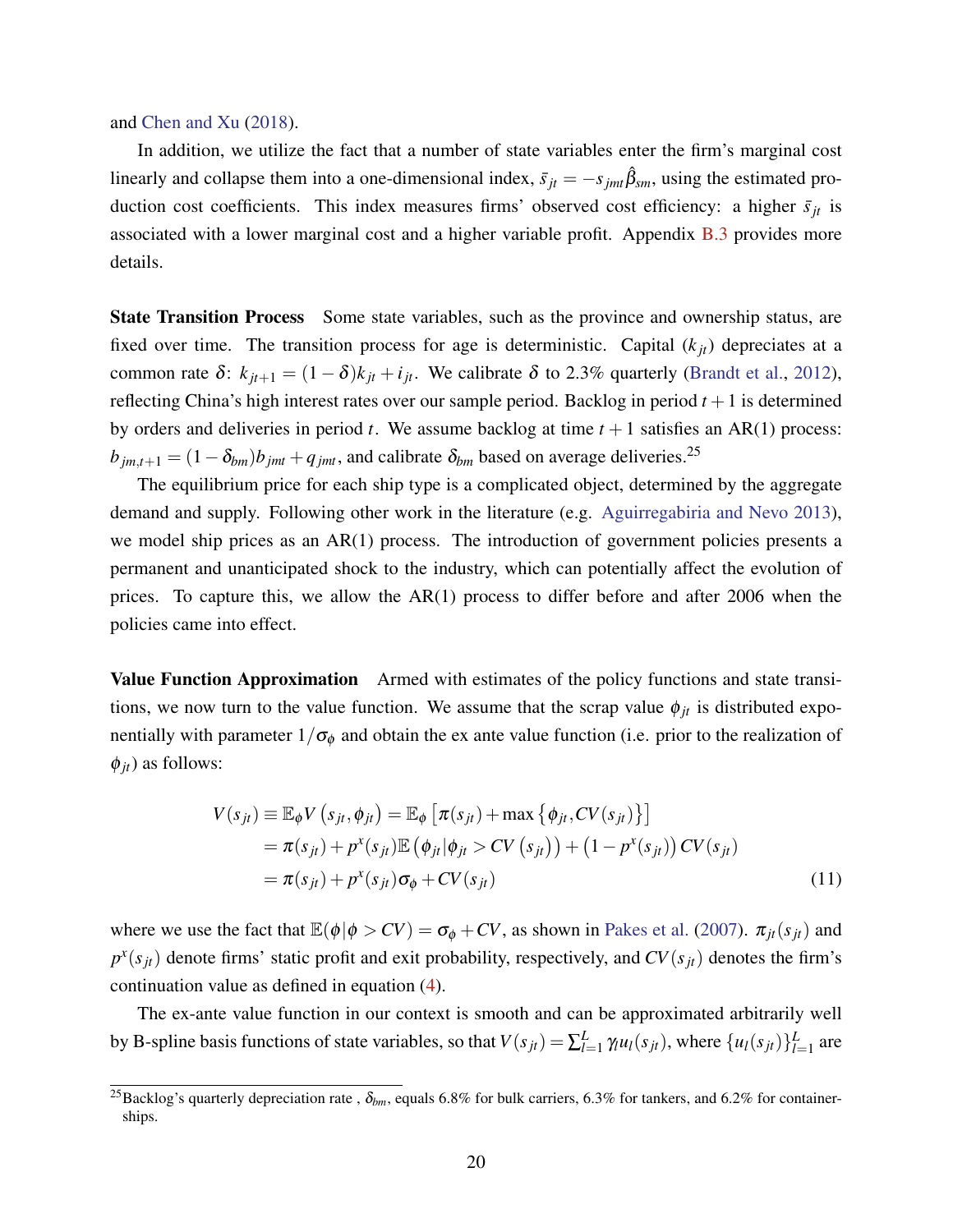and Chen and Xu (2018).

In addition, we utilize the fact that a number of state variables enter the firm's marginal cost linearly and collapse them into a one-dimensional index, $\bar{s}_{jt} = -s_{jmt}\hat{\beta}_{sm}$, using the estimated production cost coefficients. This index measures firms' observed cost efficiency: a higher $\bar{s}_{jt}$ is associated with a lower marginal cost and a higher variable profit. Appendix B.3 provides more details.

**State Transition Process** Some state variables, such as the province and ownership status, are fixed over time. The transition process for age is deterministic. Capital ($k_{jt}$) depreciates at a common rate $\delta$: $k_{jt+1} = (1-\delta)k_{jt} + i_{jt}$. We calibrate $\delta$ to 2.3% quarterly (Brandt et al., 2012), reflecting China's high interest rates over our sample period. Backlog in period $t+1$ is determined by orders and deliveries in period $t$. We assume backlog at time $t+1$ satisfies an AR(1) process: $b_{jm,t+1} = (1-\delta_{bm})b_{jmt} + q_{jmt}$, and calibrate $\delta_{bm}$ based on average deliveries.[25]

The equilibrium price for each ship type is a complicated object, determined by the aggregate demand and supply. Following other work in the literature (e.g. Aguirregabiria and Nevo 2013), we model ship prices as an AR(1) process. The introduction of government policies presents a permanent and unanticipated shock to the industry, which can potentially affect the evolution of prices. To capture this, we allow the AR(1) process to differ before and after 2006 when the policies came into effect.

**Value Function Approximation** Armed with estimates of the policy functions and state transitions, we now turn to the value function. We assume that the scrap value $\phi_{jt}$ is distributed exponentially with parameter $1/\sigma_\phi$ and obtain the ex ante value function (i.e. prior to the realization of $\phi_{jt}$) as follows:

$$
\begin{aligned}
V(s_{jt}) \equiv \mathbb{E}_\phi V\left(s_{jt}, \phi_{jt}\right) &= \mathbb{E}_\phi\left[\pi(s_{jt}) + \max\left\{\phi_{jt}, CV(s_{jt})\right\}\right] \\
&= \pi(s_{jt}) + p^x(s_{jt})\mathbb{E}\left(\phi_{jt}|\phi_{jt} > CV\left(s_{jt}\right)\right) + \left(1 - p^x(s_{jt})\right)CV(s_{jt}) \\
&= \pi(s_{jt}) + p^x(s_{jt})\sigma_\phi + CV(s_{jt})
\end{aligned}
\tag{11}
$$

where we use the fact that $\mathbb{E}(\phi|\phi > CV) = \sigma_\phi + CV$, as shown in Pakes et al. (2007). $\pi_{jt}(s_{jt})$ and $p^x(s_{jt})$ denote firms' static profit and exit probability, respectively, and $CV(s_{jt})$ denotes the firm's continuation value as defined in equation (4).

The ex-ante value function in our context is smooth and can be approximated arbitrarily well by B-spline basis functions of state variables, so that $V(s_{jt}) = \sum_{l=1}^{L} \gamma_l u_l(s_{jt})$, where $\{u_l(s_{jt})\}_{l=1}^{L}$ are

[25] Backlog's quarterly depreciation rate , $\delta_{bm}$, equals 6.8% for bulk carriers, 6.3% for tankers, and 6.2% for containerships.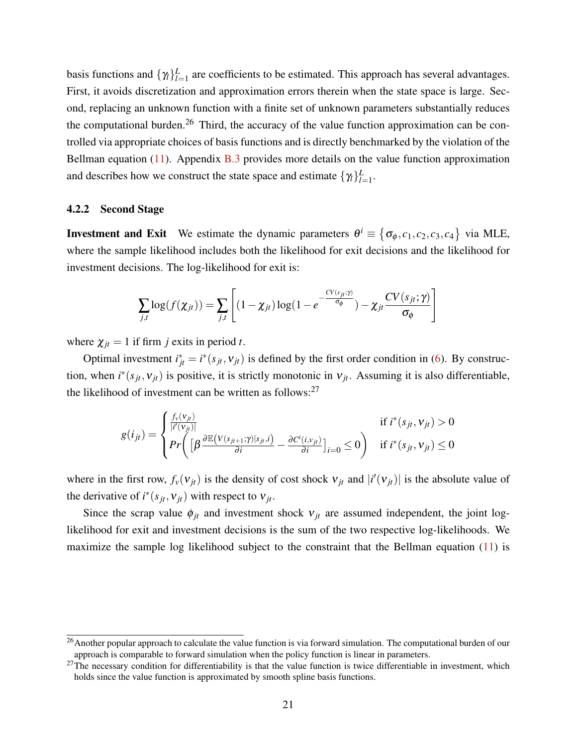basis functions and $\{\gamma_l\}_{l=1}^{L}$ are coefficients to be estimated. This approach has several advantages. First, it avoids discretization and approximation errors therein when the state space is large. Second, replacing an unknown function with a finite set of unknown parameters substantially reduces the computational burden.[26] Third, the accuracy of the value function approximation can be controlled via appropriate choices of basis functions and is directly benchmarked by the violation of the Bellman equation (11). Appendix B.3 provides more details on the value function approximation and describes how we construct the state space and estimate $\{\gamma_l\}_{l=1}^{L}$.

#### 4.2.2 Second Stage

**Investment and Exit** We estimate the dynamic parameters $\theta^i \equiv \{\sigma_\phi, c_1, c_2, c_3, c_4\}$ via MLE, where the sample likelihood includes both the likelihood for exit decisions and the likelihood for investment decisions. The log-likelihood for exit is:

$$\sum_{j,t} \log(f(\chi_{jt})) = \sum_{j,t} \left[ (1-\chi_{jt}) \log(1 - e^{-\frac{CV(s_{jt};\gamma)}{\sigma_\phi}}) - \chi_{jt} \frac{CV(s_{jt};\gamma)}{\sigma_\phi} \right]$$

where $\chi_{jt} = 1$ if firm $j$ exits in period $t$.

Optimal investment $i^*_{jt} = i^*(s_{jt}, \nu_{jt})$ is defined by the first order condition in (6). By construction, when $i^*(s_{jt}, \nu_{jt})$ is positive, it is strictly monotonic in $\nu_{jt}$. Assuming it is also differentiable, the likelihood of investment can be written as follows:[27]

$$g(i_{jt}) = \begin{cases} \frac{f_\nu(\nu_{jt})}{|i'(\nu_{jt})|} & \text{if } i^*(s_{jt}, \nu_{jt}) > 0 \\ Pr\left( \left[ \beta \frac{\partial \mathbb{E}(V(s_{jt+1};\gamma)|s_{jt}, i)}{\partial i} - \frac{\partial C^i(i, \nu_{jt})}{\partial i} \right]_{i=0} \le 0 \right) & \text{if } i^*(s_{jt}, \nu_{jt}) \le 0 \end{cases}$$

where in the first row, $f_\nu(\nu_{jt})$ is the density of cost shock $\nu_{jt}$ and $|i'(\nu_{jt})|$ is the absolute value of the derivative of $i^*(s_{jt}, \nu_{jt})$ with respect to $\nu_{jt}$.

Since the scrap value $\phi_{jt}$ and investment shock $\nu_{jt}$ are assumed independent, the joint log-likelihood for exit and investment decisions is the sum of the two respective log-likelihoods. We maximize the sample log likelihood subject to the constraint that the Bellman equation (11) is

[26] Another popular approach to calculate the value function is via forward simulation. The computational burden of our approach is comparable to forward simulation when the policy function is linear in parameters.

[27] The necessary condition for differentiability is that the value function is twice differentiable in investment, which holds since the value function is approximated by smooth spline basis functions.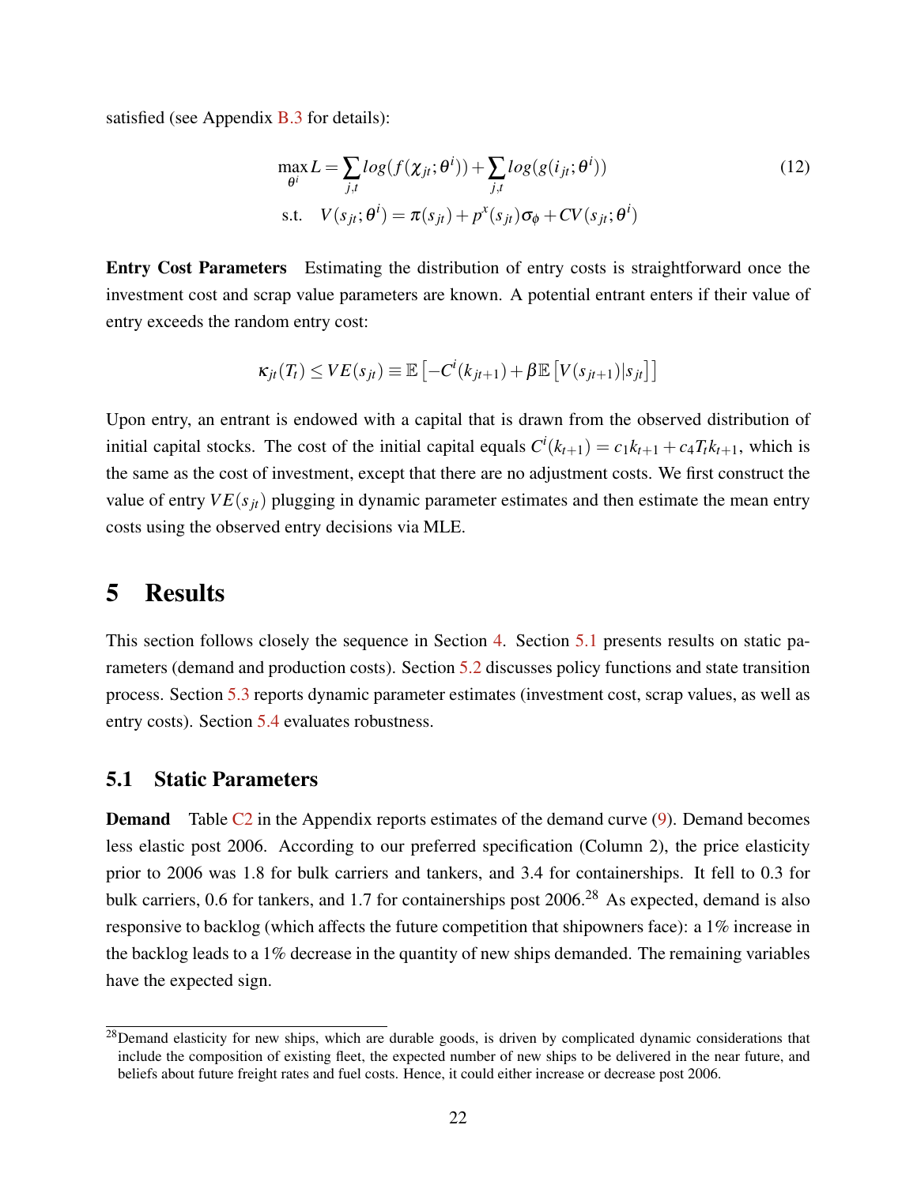satisfied (see Appendix B.3 for details):

$$\max_{\theta^i} L = \sum_{j,t} log(f(\chi_{jt};\theta^i)) + \sum_{j,t} log(g(i_{jt};\theta^i)) \tag{12}$$
$$\text{s.t.} \quad V(s_{jt};\theta^i) = \pi(s_{jt}) + p^x(s_{jt})\sigma_\phi + CV(s_{jt};\theta^i)$$

**Entry Cost Parameters** Estimating the distribution of entry costs is straightforward once the investment cost and scrap value parameters are known. A potential entrant enters if their value of entry exceeds the random entry cost:

$$\kappa_{jt}(T_t) \leq VE(s_{jt}) \equiv \mathbb{E}\left[-C^i(k_{jt+1}) + \beta\mathbb{E}\left[V(s_{jt+1})|s_{jt}\right]\right]$$

Upon entry, an entrant is endowed with a capital that is drawn from the observed distribution of initial capital stocks. The cost of the initial capital equals $C^i(k_{t+1}) = c_1 k_{t+1} + c_4 T_t k_{t+1}$, which is the same as the cost of investment, except that there are no adjustment costs. We first construct the value of entry $VE(s_{jt})$ plugging in dynamic parameter estimates and then estimate the mean entry costs using the observed entry decisions via MLE.

# 5 Results

This section follows closely the sequence in Section 4. Section 5.1 presents results on static parameters (demand and production costs). Section 5.2 discusses policy functions and state transition process. Section 5.3 reports dynamic parameter estimates (investment cost, scrap values, as well as entry costs). Section 5.4 evaluates robustness.

## 5.1 Static Parameters

**Demand** Table C2 in the Appendix reports estimates of the demand curve (9). Demand becomes less elastic post 2006. According to our preferred specification (Column 2), the price elasticity prior to 2006 was 1.8 for bulk carriers and tankers, and 3.4 for containerships. It fell to 0.3 for bulk carriers, 0.6 for tankers, and 1.7 for containerships post 2006.[28] As expected, demand is also responsive to backlog (which affects the future competition that shipowners face): a 1% increase in the backlog leads to a 1% decrease in the quantity of new ships demanded. The remaining variables have the expected sign.

[28] Demand elasticity for new ships, which are durable goods, is driven by complicated dynamic considerations that include the composition of existing fleet, the expected number of new ships to be delivered in the near future, and beliefs about future freight rates and fuel costs. Hence, it could either increase or decrease post 2006.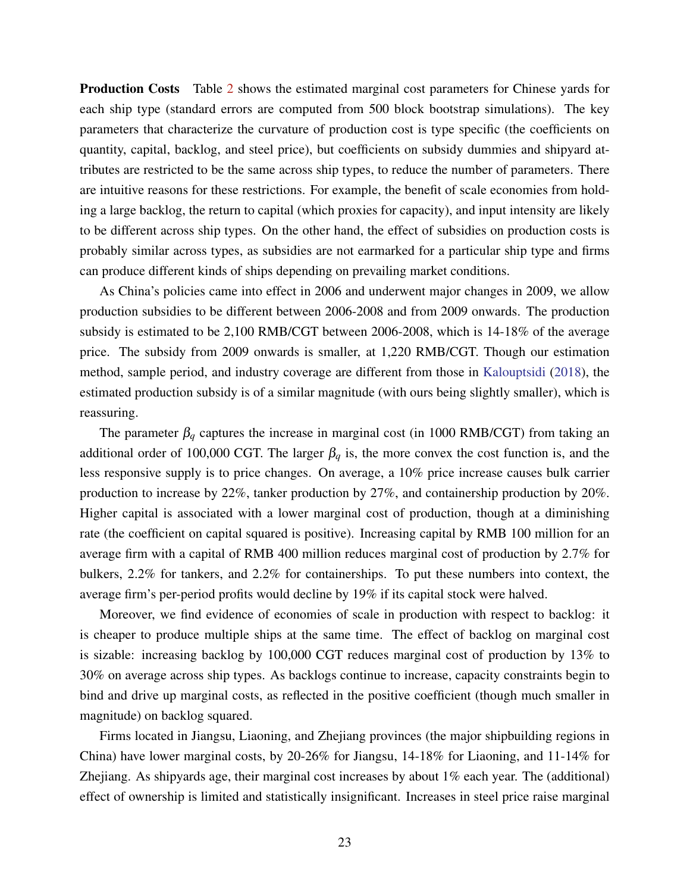**Production Costs** Table 2 shows the estimated marginal cost parameters for Chinese yards for each ship type (standard errors are computed from 500 block bootstrap simulations). The key parameters that characterize the curvature of production cost is type specific (the coefficients on quantity, capital, backlog, and steel price), but coefficients on subsidy dummies and shipyard attributes are restricted to be the same across ship types, to reduce the number of parameters. There are intuitive reasons for these restrictions. For example, the benefit of scale economies from holding a large backlog, the return to capital (which proxies for capacity), and input intensity are likely to be different across ship types. On the other hand, the effect of subsidies on production costs is probably similar across types, as subsidies are not earmarked for a particular ship type and firms can produce different kinds of ships depending on prevailing market conditions.

As China's policies came into effect in 2006 and underwent major changes in 2009, we allow production subsidies to be different between 2006-2008 and from 2009 onwards. The production subsidy is estimated to be 2,100 RMB/CGT between 2006-2008, which is 14-18% of the average price. The subsidy from 2009 onwards is smaller, at 1,220 RMB/CGT. Though our estimation method, sample period, and industry coverage are different from those in Kalouptsidi (2018), the estimated production subsidy is of a similar magnitude (with ours being slightly smaller), which is reassuring.

The parameter $\beta_q$ captures the increase in marginal cost (in 1000 RMB/CGT) from taking an additional order of 100,000 CGT. The larger $\beta_q$ is, the more convex the cost function is, and the less responsive supply is to price changes. On average, a 10% price increase causes bulk carrier production to increase by 22%, tanker production by 27%, and containership production by 20%. Higher capital is associated with a lower marginal cost of production, though at a diminishing rate (the coefficient on capital squared is positive). Increasing capital by RMB 100 million for an average firm with a capital of RMB 400 million reduces marginal cost of production by 2.7% for bulkers, 2.2% for tankers, and 2.2% for containerships. To put these numbers into context, the average firm's per-period profits would decline by 19% if its capital stock were halved.

Moreover, we find evidence of economies of scale in production with respect to backlog: it is cheaper to produce multiple ships at the same time. The effect of backlog on marginal cost is sizable: increasing backlog by 100,000 CGT reduces marginal cost of production by 13% to 30% on average across ship types. As backlogs continue to increase, capacity constraints begin to bind and drive up marginal costs, as reflected in the positive coefficient (though much smaller in magnitude) on backlog squared.

Firms located in Jiangsu, Liaoning, and Zhejiang provinces (the major shipbuilding regions in China) have lower marginal costs, by 20-26% for Jiangsu, 14-18% for Liaoning, and 11-14% for Zhejiang. As shipyards age, their marginal cost increases by about 1% each year. The (additional) effect of ownership is limited and statistically insignificant. Increases in steel price raise marginal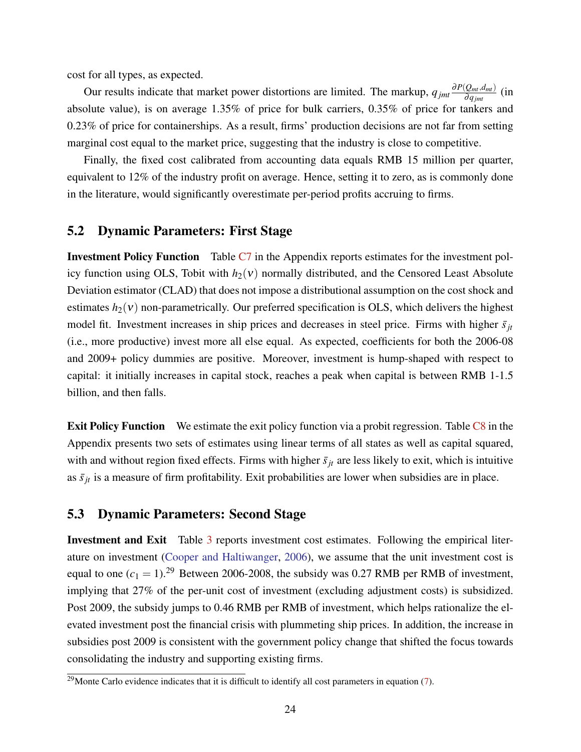cost for all types, as expected.

Our results indicate that market power distortions are limited. The markup, $q_{jmt}\frac{\partial P(Q_{mt},d_{mt})}{\partial q_{jmt}}$ (in absolute value), is on average 1.35% of price for bulk carriers, 0.35% of price for tankers and 0.23% of price for containerships. As a result, firms' production decisions are not far from setting marginal cost equal to the market price, suggesting that the industry is close to competitive.

Finally, the fixed cost calibrated from accounting data equals RMB 15 million per quarter, equivalent to 12% of the industry profit on average. Hence, setting it to zero, as is commonly done in the literature, would significantly overestimate per-period profits accruing to firms.

## 5.2 Dynamic Parameters: First Stage

**Investment Policy Function** Table C7 in the Appendix reports estimates for the investment policy function using OLS, Tobit with $h_2(\nu)$ normally distributed, and the Censored Least Absolute Deviation estimator (CLAD) that does not impose a distributional assumption on the cost shock and estimates $h_2(\nu)$ non-parametrically. Our preferred specification is OLS, which delivers the highest model fit. Investment increases in ship prices and decreases in steel price. Firms with higher $\bar{s}_{jt}$ (i.e., more productive) invest more all else equal. As expected, coefficients for both the 2006-08 and 2009+ policy dummies are positive. Moreover, investment is hump-shaped with respect to capital: it initially increases in capital stock, reaches a peak when capital is between RMB 1-1.5 billion, and then falls.

**Exit Policy Function** We estimate the exit policy function via a probit regression. Table C8 in the Appendix presents two sets of estimates using linear terms of all states as well as capital squared, with and without region fixed effects. Firms with higher $\bar{s}_{jt}$ are less likely to exit, which is intuitive as $\bar{s}_{jt}$ is a measure of firm profitability. Exit probabilities are lower when subsidies are in place.

## 5.3 Dynamic Parameters: Second Stage

**Investment and Exit** Table 3 reports investment cost estimates. Following the empirical literature on investment (Cooper and Haltiwanger, 2006), we assume that the unit investment cost is equal to one ($c_1 = 1$).[29] Between 2006-2008, the subsidy was 0.27 RMB per RMB of investment, implying that 27% of the per-unit cost of investment (excluding adjustment costs) is subsidized. Post 2009, the subsidy jumps to 0.46 RMB per RMB of investment, which helps rationalize the elevated investment post the financial crisis with plummeting ship prices. In addition, the increase in subsidies post 2009 is consistent with the government policy change that shifted the focus towards consolidating the industry and supporting existing firms.

[29] Monte Carlo evidence indicates that it is difficult to identify all cost parameters in equation (7).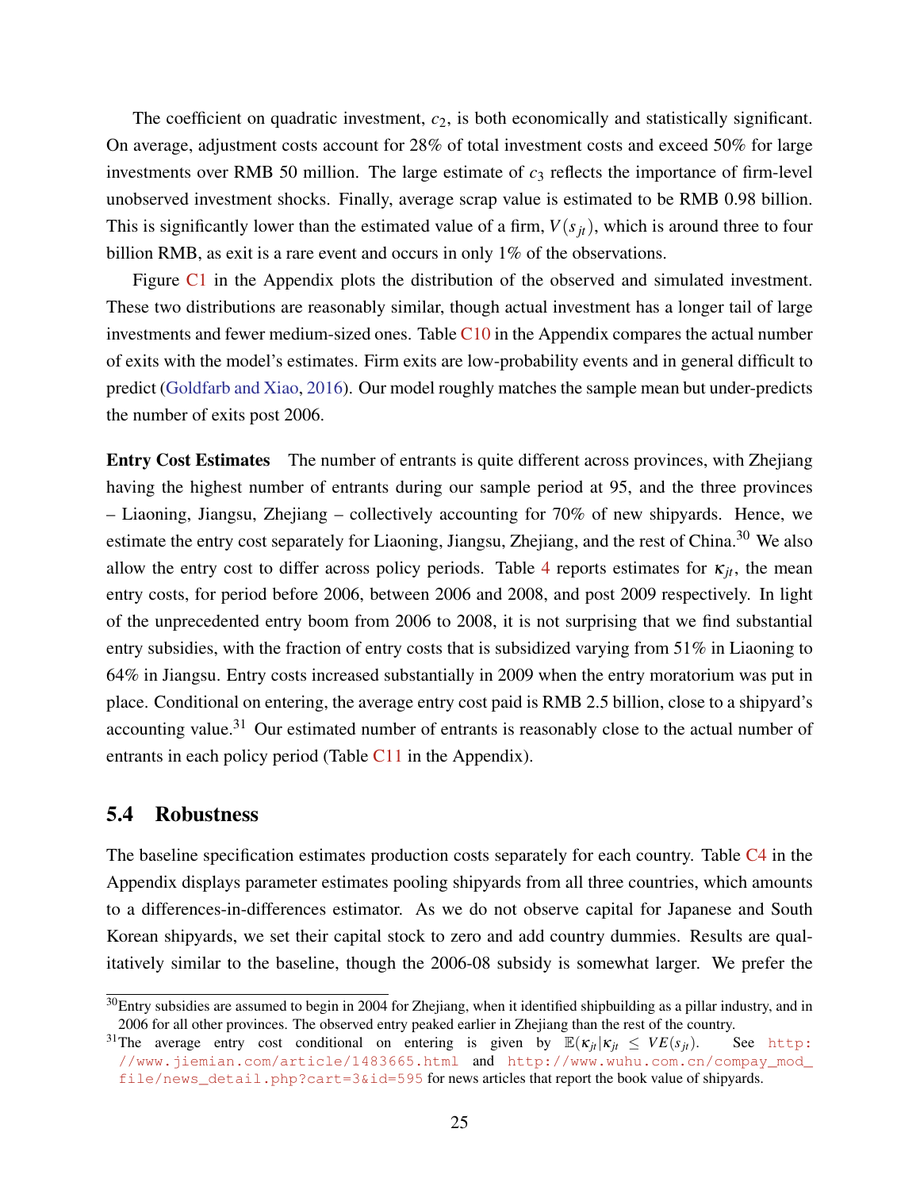The coefficient on quadratic investment, $c_2$, is both economically and statistically significant. On average, adjustment costs account for 28% of total investment costs and exceed 50% for large investments over RMB 50 million. The large estimate of $c_3$ reflects the importance of firm-level unobserved investment shocks. Finally, average scrap value is estimated to be RMB 0.98 billion. This is significantly lower than the estimated value of a firm, $V(s_{jt})$, which is around three to four billion RMB, as exit is a rare event and occurs in only 1% of the observations.

Figure C1 in the Appendix plots the distribution of the observed and simulated investment. These two distributions are reasonably similar, though actual investment has a longer tail of large investments and fewer medium-sized ones. Table C10 in the Appendix compares the actual number of exits with the model's estimates. Firm exits are low-probability events and in general difficult to predict (Goldfarb and Xiao, 2016). Our model roughly matches the sample mean but under-predicts the number of exits post 2006.

**Entry Cost Estimates** The number of entrants is quite different across provinces, with Zhejiang having the highest number of entrants during our sample period at 95, and the three provinces – Liaoning, Jiangsu, Zhejiang – collectively accounting for 70% of new shipyards. Hence, we estimate the entry cost separately for Liaoning, Jiangsu, Zhejiang, and the rest of China.[30] We also allow the entry cost to differ across policy periods. Table 4 reports estimates for $\kappa_{jt}$, the mean entry costs, for period before 2006, between 2006 and 2008, and post 2009 respectively. In light of the unprecedented entry boom from 2006 to 2008, it is not surprising that we find substantial entry subsidies, with the fraction of entry costs that is subsidized varying from 51% in Liaoning to 64% in Jiangsu. Entry costs increased substantially in 2009 when the entry moratorium was put in place. Conditional on entering, the average entry cost paid is RMB 2.5 billion, close to a shipyard's accounting value.[31] Our estimated number of entrants is reasonably close to the actual number of entrants in each policy period (Table C11 in the Appendix).

## 5.4 Robustness

The baseline specification estimates production costs separately for each country. Table C4 in the Appendix displays parameter estimates pooling shipyards from all three countries, which amounts to a differences-in-differences estimator. As we do not observe capital for Japanese and South Korean shipyards, we set their capital stock to zero and add country dummies. Results are qualitatively similar to the baseline, though the 2006-08 subsidy is somewhat larger. We prefer the

---

[30] Entry subsidies are assumed to begin in 2004 for Zhejiang, when it identified shipbuilding as a pillar industry, and in 2006 for all other provinces. The observed entry peaked earlier in Zhejiang than the rest of the country.

[31] The average entry cost conditional on entering is given by $\mathbb{E}(\kappa_{jt}|\kappa_{jt} \leq VE(s_{jt}))$. See http://www.jiemian.com/article/1483665.html and http://www.wuhu.com.cn/compay_mod_file/news_detail.php?cart=3&id=595 for news articles that report the book value of shipyards.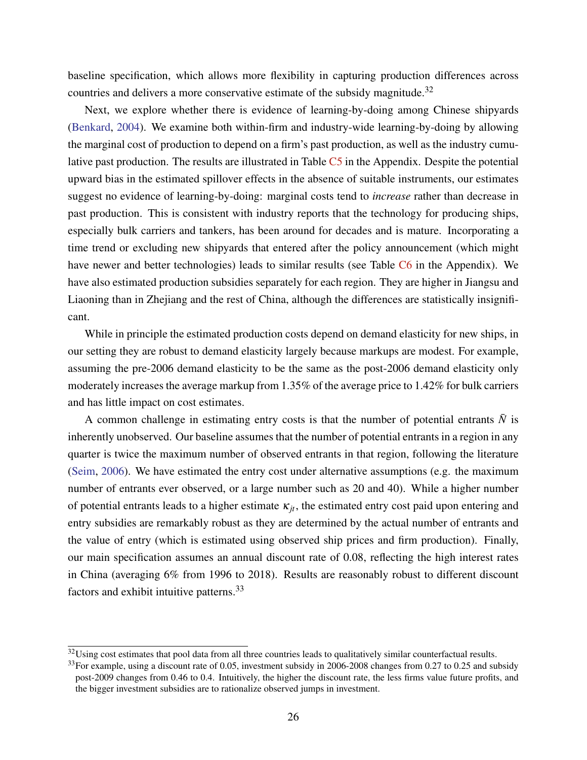baseline specification, which allows more flexibility in capturing production differences across countries and delivers a more conservative estimate of the subsidy magnitude.[32]

Next, we explore whether there is evidence of learning-by-doing among Chinese shipyards (Benkard, 2004). We examine both within-firm and industry-wide learning-by-doing by allowing the marginal cost of production to depend on a firm's past production, as well as the industry cumulative past production. The results are illustrated in Table C5 in the Appendix. Despite the potential upward bias in the estimated spillover effects in the absence of suitable instruments, our estimates suggest no evidence of learning-by-doing: marginal costs tend to *increase* rather than decrease in past production. This is consistent with industry reports that the technology for producing ships, especially bulk carriers and tankers, has been around for decades and is mature. Incorporating a time trend or excluding new shipyards that entered after the policy announcement (which might have newer and better technologies) leads to similar results (see Table C6 in the Appendix). We have also estimated production subsidies separately for each region. They are higher in Jiangsu and Liaoning than in Zhejiang and the rest of China, although the differences are statistically insignificant.

While in principle the estimated production costs depend on demand elasticity for new ships, in our setting they are robust to demand elasticity largely because markups are modest. For example, assuming the pre-2006 demand elasticity to be the same as the post-2006 demand elasticity only moderately increases the average markup from 1.35% of the average price to 1.42% for bulk carriers and has little impact on cost estimates.

A common challenge in estimating entry costs is that the number of potential entrants $\bar{N}$ is inherently unobserved. Our baseline assumes that the number of potential entrants in a region in any quarter is twice the maximum number of observed entrants in that region, following the literature (Seim, 2006). We have estimated the entry cost under alternative assumptions (e.g. the maximum number of entrants ever observed, or a large number such as 20 and 40). While a higher number of potential entrants leads to a higher estimate $\kappa_{jt}$, the estimated entry cost paid upon entering and entry subsidies are remarkably robust as they are determined by the actual number of entrants and the value of entry (which is estimated using observed ship prices and firm production). Finally, our main specification assumes an annual discount rate of 0.08, reflecting the high interest rates in China (averaging 6% from 1996 to 2018). Results are reasonably robust to different discount factors and exhibit intuitive patterns.[33]

---

[32] Using cost estimates that pool data from all three countries leads to qualitatively similar counterfactual results.

[33] For example, using a discount rate of 0.05, investment subsidy in 2006-2008 changes from 0.27 to 0.25 and subsidy post-2009 changes from 0.46 to 0.4. Intuitively, the higher the discount rate, the less firms value future profits, and the bigger investment subsidies are to rationalize observed jumps in investment.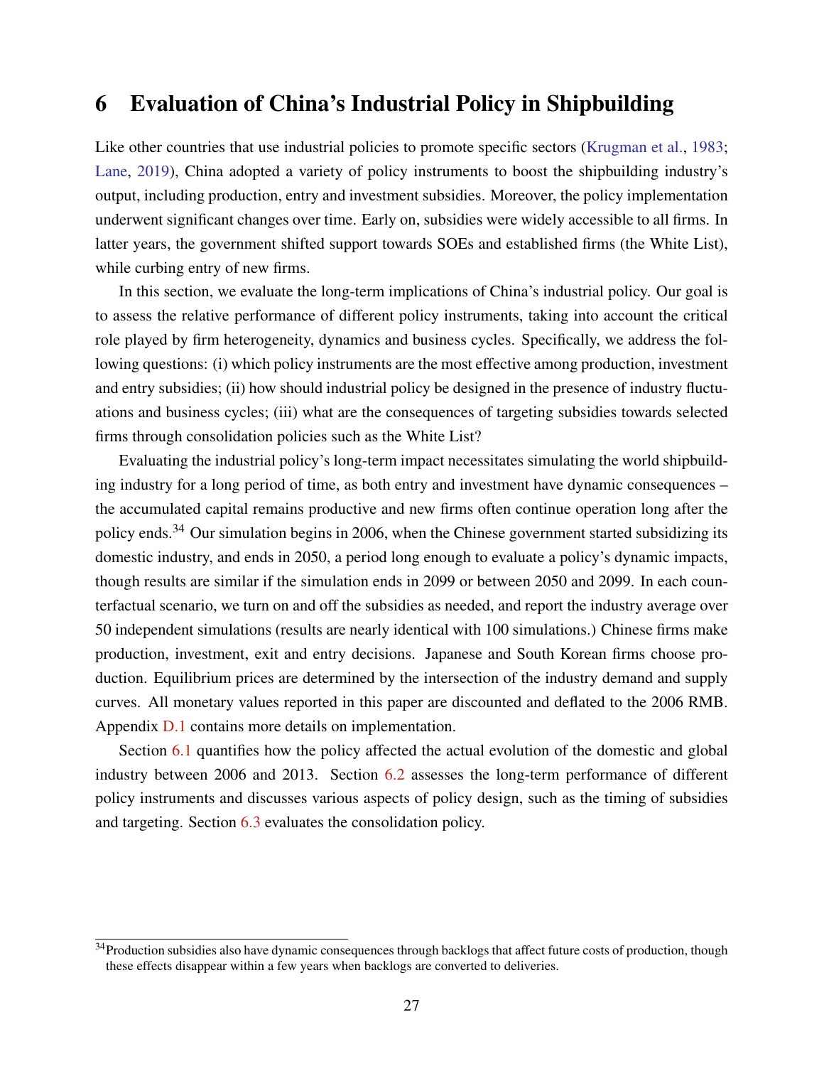# 6 Evaluation of China's Industrial Policy in Shipbuilding

Like other countries that use industrial policies to promote specific sectors (Krugman et al., 1983; Lane, 2019), China adopted a variety of policy instruments to boost the shipbuilding industry's output, including production, entry and investment subsidies. Moreover, the policy implementation underwent significant changes over time. Early on, subsidies were widely accessible to all firms. In latter years, the government shifted support towards SOEs and established firms (the White List), while curbing entry of new firms.

In this section, we evaluate the long-term implications of China's industrial policy. Our goal is to assess the relative performance of different policy instruments, taking into account the critical role played by firm heterogeneity, dynamics and business cycles. Specifically, we address the following questions: (i) which policy instruments are the most effective among production, investment and entry subsidies; (ii) how should industrial policy be designed in the presence of industry fluctuations and business cycles; (iii) what are the consequences of targeting subsidies towards selected firms through consolidation policies such as the White List?

Evaluating the industrial policy's long-term impact necessitates simulating the world shipbuilding industry for a long period of time, as both entry and investment have dynamic consequences – the accumulated capital remains productive and new firms often continue operation long after the policy ends.[34] Our simulation begins in 2006, when the Chinese government started subsidizing its domestic industry, and ends in 2050, a period long enough to evaluate a policy's dynamic impacts, though results are similar if the simulation ends in 2099 or between 2050 and 2099. In each counterfactual scenario, we turn on and off the subsidies as needed, and report the industry average over 50 independent simulations (results are nearly identical with 100 simulations.) Chinese firms make production, investment, exit and entry decisions. Japanese and South Korean firms choose production. Equilibrium prices are determined by the intersection of the industry demand and supply curves. All monetary values reported in this paper are discounted and deflated to the 2006 RMB. Appendix D.1 contains more details on implementation.

Section 6.1 quantifies how the policy affected the actual evolution of the domestic and global industry between 2006 and 2013. Section 6.2 assesses the long-term performance of different policy instruments and discusses various aspects of policy design, such as the timing of subsidies and targeting. Section 6.3 evaluates the consolidation policy.

[34] Production subsidies also have dynamic consequences through backlogs that affect future costs of production, though these effects disappear within a few years when backlogs are converted to deliveries.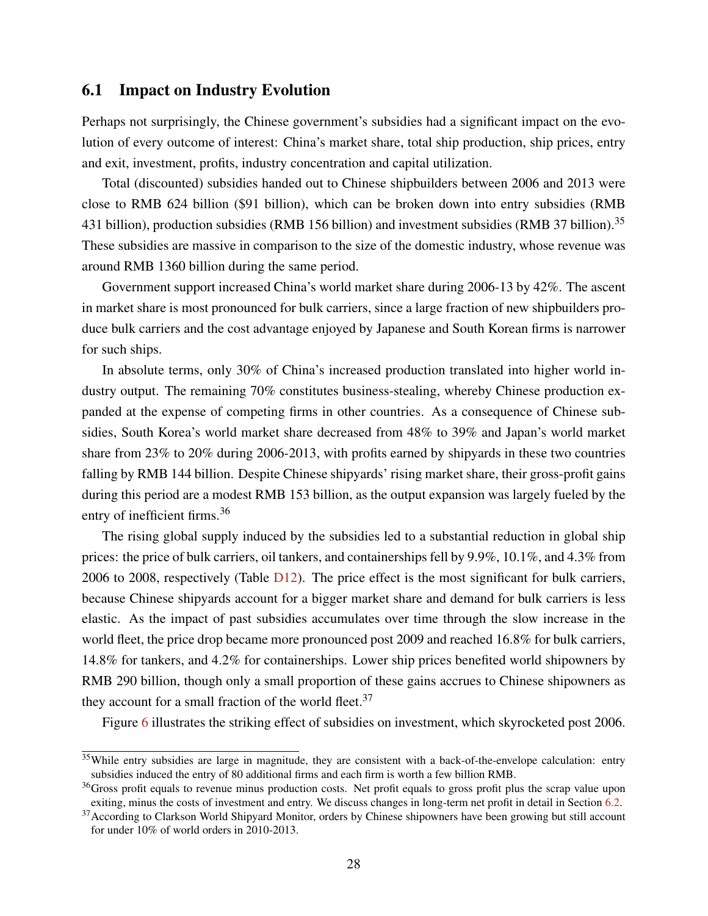## 6.1 Impact on Industry Evolution

Perhaps not surprisingly, the Chinese government's subsidies had a significant impact on the evolution of every outcome of interest: China's market share, total ship production, ship prices, entry and exit, investment, profits, industry concentration and capital utilization.

Total (discounted) subsidies handed out to Chinese shipbuilders between 2006 and 2013 were close to RMB 624 billion (\$91 billion), which can be broken down into entry subsidies (RMB 431 billion), production subsidies (RMB 156 billion) and investment subsidies (RMB 37 billion).[35] These subsidies are massive in comparison to the size of the domestic industry, whose revenue was around RMB 1360 billion during the same period.

Government support increased China's world market share during 2006-13 by 42%. The ascent in market share is most pronounced for bulk carriers, since a large fraction of new shipbuilders produce bulk carriers and the cost advantage enjoyed by Japanese and South Korean firms is narrower for such ships.

In absolute terms, only 30% of China's increased production translated into higher world industry output. The remaining 70% constitutes business-stealing, whereby Chinese production expanded at the expense of competing firms in other countries. As a consequence of Chinese subsidies, South Korea's world market share decreased from 48% to 39% and Japan's world market share from 23% to 20% during 2006-2013, with profits earned by shipyards in these two countries falling by RMB 144 billion. Despite Chinese shipyards' rising market share, their gross-profit gains during this period are a modest RMB 153 billion, as the output expansion was largely fueled by the entry of inefficient firms.[36]

The rising global supply induced by the subsidies led to a substantial reduction in global ship prices: the price of bulk carriers, oil tankers, and containerships fell by 9.9%, 10.1%, and 4.3% from 2006 to 2008, respectively (Table D12). The price effect is the most significant for bulk carriers, because Chinese shipyards account for a bigger market share and demand for bulk carriers is less elastic. As the impact of past subsidies accumulates over time through the slow increase in the world fleet, the price drop became more pronounced post 2009 and reached 16.8% for bulk carriers, 14.8% for tankers, and 4.2% for containerships. Lower ship prices benefited world shipowners by RMB 290 billion, though only a small proportion of these gains accrues to Chinese shipowners as they account for a small fraction of the world fleet.[37]

Figure 6 illustrates the striking effect of subsidies on investment, which skyrocketed post 2006.

---

[35] While entry subsidies are large in magnitude, they are consistent with a back-of-the-envelope calculation: entry subsidies induced the entry of 80 additional firms and each firm is worth a few billion RMB.

[36] Gross profit equals to revenue minus production costs. Net profit equals to gross profit plus the scrap value upon exiting, minus the costs of investment and entry. We discuss changes in long-term net profit in detail in Section 6.2.

[37] According to Clarkson World Shipyard Monitor, orders by Chinese shipowners have been growing but still account for under 10% of world orders in 2010-2013.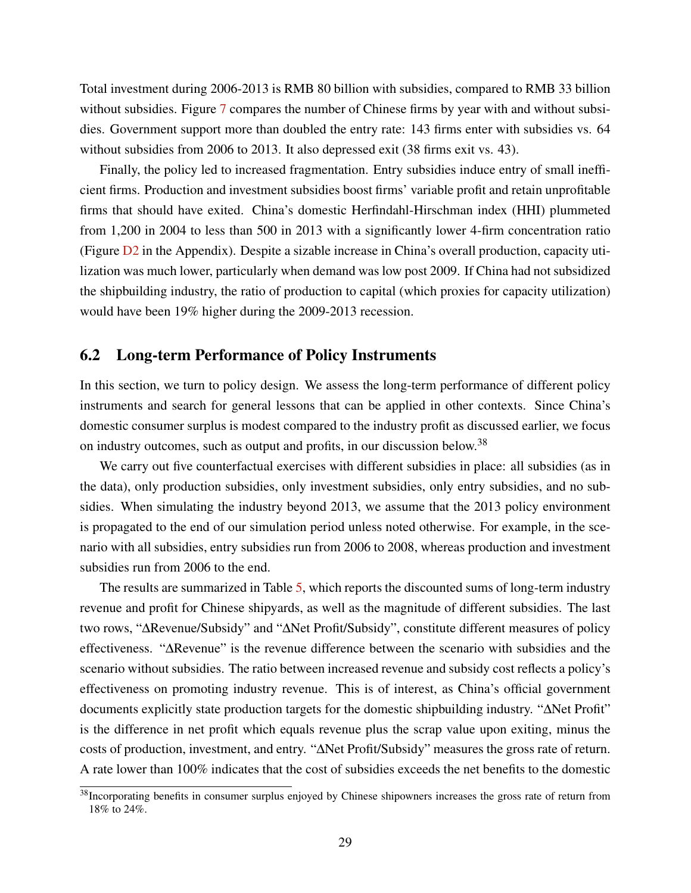Total investment during 2006-2013 is RMB 80 billion with subsidies, compared to RMB 33 billion without subsidies. Figure 7 compares the number of Chinese firms by year with and without subsidies. Government support more than doubled the entry rate: 143 firms enter with subsidies vs. 64 without subsidies from 2006 to 2013. It also depressed exit (38 firms exit vs. 43).

Finally, the policy led to increased fragmentation. Entry subsidies induce entry of small inefficient firms. Production and investment subsidies boost firms' variable profit and retain unprofitable firms that should have exited. China's domestic Herfindahl-Hirschman index (HHI) plummeted from 1,200 in 2004 to less than 500 in 2013 with a significantly lower 4-firm concentration ratio (Figure D2 in the Appendix). Despite a sizable increase in China's overall production, capacity utilization was much lower, particularly when demand was low post 2009. If China had not subsidized the shipbuilding industry, the ratio of production to capital (which proxies for capacity utilization) would have been 19% higher during the 2009-2013 recession.

## 6.2 Long-term Performance of Policy Instruments

In this section, we turn to policy design. We assess the long-term performance of different policy instruments and search for general lessons that can be applied in other contexts. Since China's domestic consumer surplus is modest compared to the industry profit as discussed earlier, we focus on industry outcomes, such as output and profits, in our discussion below.[38]

We carry out five counterfactual exercises with different subsidies in place: all subsidies (as in the data), only production subsidies, only investment subsidies, only entry subsidies, and no subsidies. When simulating the industry beyond 2013, we assume that the 2013 policy environment is propagated to the end of our simulation period unless noted otherwise. For example, in the scenario with all subsidies, entry subsidies run from 2006 to 2008, whereas production and investment subsidies run from 2006 to the end.

The results are summarized in Table 5, which reports the discounted sums of long-term industry revenue and profit for Chinese shipyards, as well as the magnitude of different subsidies. The last two rows, "ΔRevenue/Subsidy" and "ΔNet Profit/Subsidy", constitute different measures of policy effectiveness. "ΔRevenue" is the revenue difference between the scenario with subsidies and the scenario without subsidies. The ratio between increased revenue and subsidy cost reflects a policy's effectiveness on promoting industry revenue. This is of interest, as China's official government documents explicitly state production targets for the domestic shipbuilding industry. "ΔNet Profit" is the difference in net profit which equals revenue plus the scrap value upon exiting, minus the costs of production, investment, and entry. "ΔNet Profit/Subsidy" measures the gross rate of return. A rate lower than 100% indicates that the cost of subsidies exceeds the net benefits to the domestic

[38] Incorporating benefits in consumer surplus enjoyed by Chinese shipowners increases the gross rate of return from 18% to 24%.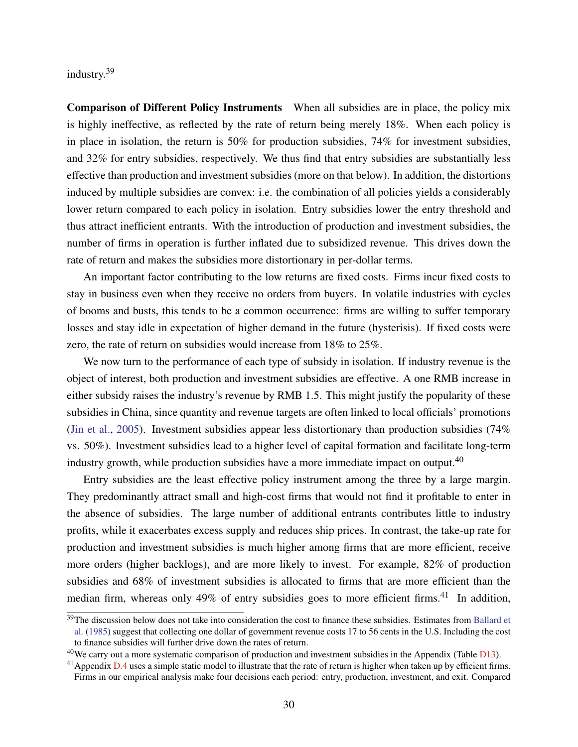industry.[39]

**Comparison of Different Policy Instruments** When all subsidies are in place, the policy mix is highly ineffective, as reflected by the rate of return being merely 18%. When each policy is in place in isolation, the return is 50% for production subsidies, 74% for investment subsidies, and 32% for entry subsidies, respectively. We thus find that entry subsidies are substantially less effective than production and investment subsidies (more on that below). In addition, the distortions induced by multiple subsidies are convex: i.e. the combination of all policies yields a considerably lower return compared to each policy in isolation. Entry subsidies lower the entry threshold and thus attract inefficient entrants. With the introduction of production and investment subsidies, the number of firms in operation is further inflated due to subsidized revenue. This drives down the rate of return and makes the subsidies more distortionary in per-dollar terms.

An important factor contributing to the low returns are fixed costs. Firms incur fixed costs to stay in business even when they receive no orders from buyers. In volatile industries with cycles of booms and busts, this tends to be a common occurrence: firms are willing to suffer temporary losses and stay idle in expectation of higher demand in the future (hysterisis). If fixed costs were zero, the rate of return on subsidies would increase from 18% to 25%.

We now turn to the performance of each type of subsidy in isolation. If industry revenue is the object of interest, both production and investment subsidies are effective. A one RMB increase in either subsidy raises the industry's revenue by RMB 1.5. This might justify the popularity of these subsidies in China, since quantity and revenue targets are often linked to local officials' promotions (Jin et al., 2005). Investment subsidies appear less distortionary than production subsidies (74% vs. 50%). Investment subsidies lead to a higher level of capital formation and facilitate long-term industry growth, while production subsidies have a more immediate impact on output.[40]

Entry subsidies are the least effective policy instrument among the three by a large margin. They predominantly attract small and high-cost firms that would not find it profitable to enter in the absence of subsidies. The large number of additional entrants contributes little to industry profits, while it exacerbates excess supply and reduces ship prices. In contrast, the take-up rate for production and investment subsidies is much higher among firms that are more efficient, receive more orders (higher backlogs), and are more likely to invest. For example, 82% of production subsidies and 68% of investment subsidies is allocated to firms that are more efficient than the median firm, whereas only 49% of entry subsidies goes to more efficient firms.[41] In addition,

---

[39] The discussion below does not take into consideration the cost to finance these subsidies. Estimates from Ballard et al. (1985) suggest that collecting one dollar of government revenue costs 17 to 56 cents in the U.S. Including the cost to finance subsidies will further drive down the rates of return.

[40] We carry out a more systematic comparison of production and investment subsidies in the Appendix (Table D13).

[41] Appendix D.4 uses a simple static model to illustrate that the rate of return is higher when taken up by efficient firms. Firms in our empirical analysis make four decisions each period: entry, production, investment, and exit. Compared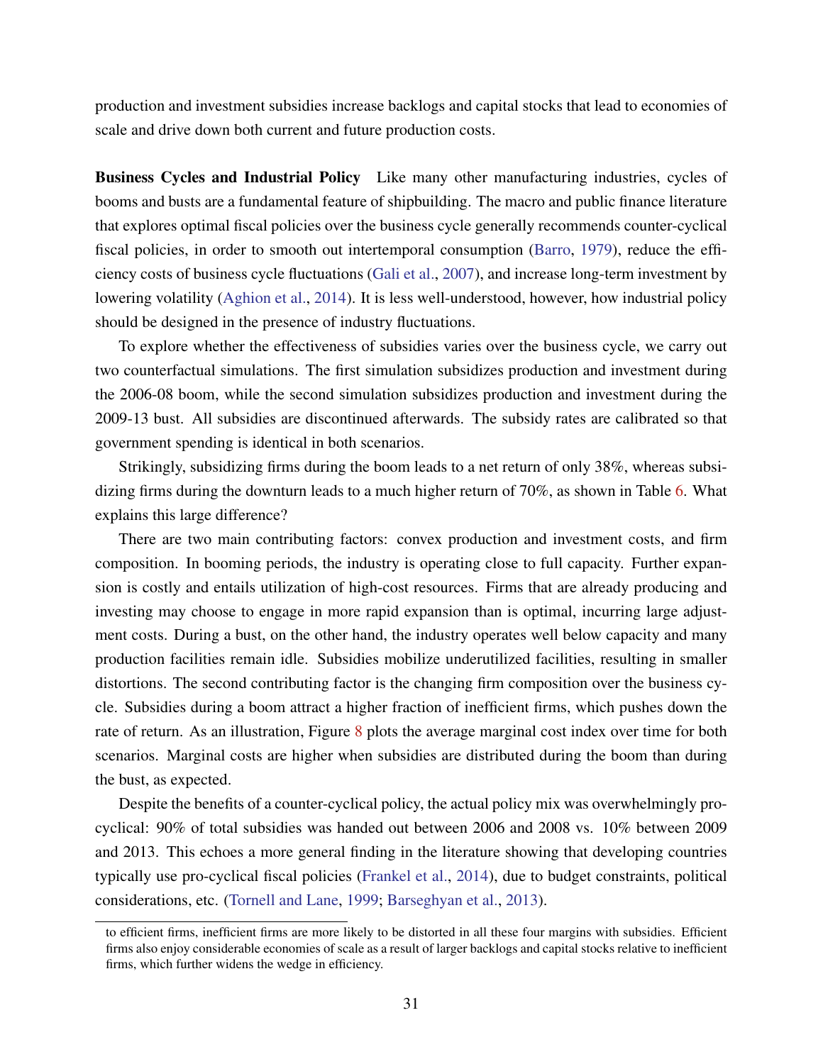production and investment subsidies increase backlogs and capital stocks that lead to economies of scale and drive down both current and future production costs.

**Business Cycles and Industrial Policy** Like many other manufacturing industries, cycles of booms and busts are a fundamental feature of shipbuilding. The macro and public finance literature that explores optimal fiscal policies over the business cycle generally recommends counter-cyclical fiscal policies, in order to smooth out intertemporal consumption (Barro, 1979), reduce the efficiency costs of business cycle fluctuations (Gali et al., 2007), and increase long-term investment by lowering volatility (Aghion et al., 2014). It is less well-understood, however, how industrial policy should be designed in the presence of industry fluctuations.

To explore whether the effectiveness of subsidies varies over the business cycle, we carry out two counterfactual simulations. The first simulation subsidizes production and investment during the 2006-08 boom, while the second simulation subsidizes production and investment during the 2009-13 bust. All subsidies are discontinued afterwards. The subsidy rates are calibrated so that government spending is identical in both scenarios.

Strikingly, subsidizing firms during the boom leads to a net return of only 38%, whereas subsidizing firms during the downturn leads to a much higher return of 70%, as shown in Table 6. What explains this large difference?

There are two main contributing factors: convex production and investment costs, and firm composition. In booming periods, the industry is operating close to full capacity. Further expansion is costly and entails utilization of high-cost resources. Firms that are already producing and investing may choose to engage in more rapid expansion than is optimal, incurring large adjustment costs. During a bust, on the other hand, the industry operates well below capacity and many production facilities remain idle. Subsidies mobilize underutilized facilities, resulting in smaller distortions. The second contributing factor is the changing firm composition over the business cycle. Subsidies during a boom attract a higher fraction of inefficient firms, which pushes down the rate of return. As an illustration, Figure 8 plots the average marginal cost index over time for both scenarios. Marginal costs are higher when subsidies are distributed during the boom than during the bust, as expected.

Despite the benefits of a counter-cyclical policy, the actual policy mix was overwhelmingly pro-cyclical: 90% of total subsidies was handed out between 2006 and 2008 vs. 10% between 2009 and 2013. This echoes a more general finding in the literature showing that developing countries typically use pro-cyclical fiscal policies (Frankel et al., 2014), due to budget constraints, political considerations, etc. (Tornell and Lane, 1999; Barseghyan et al., 2013).

---

to efficient firms, inefficient firms are more likely to be distorted in all these four margins with subsidies. Efficient firms also enjoy considerable economies of scale as a result of larger backlogs and capital stocks relative to inefficient firms, which further widens the wedge in efficiency.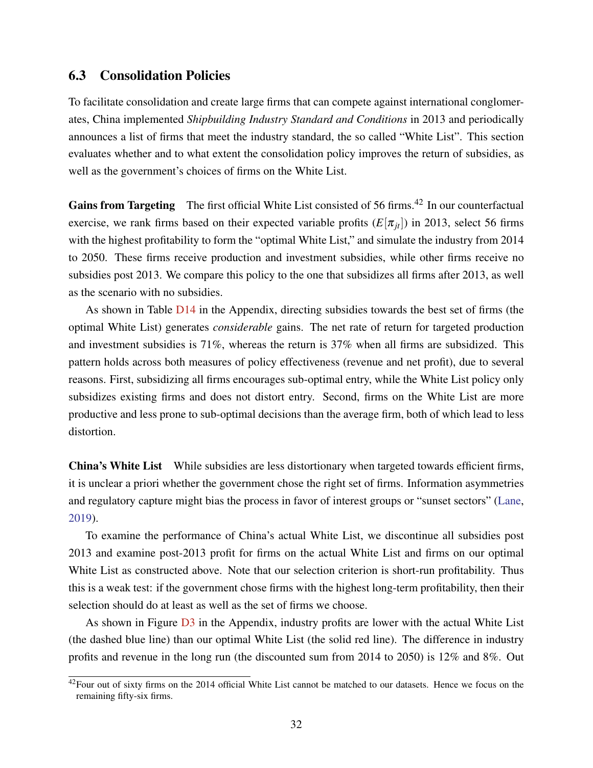### 6.3 Consolidation Policies

To facilitate consolidation and create large firms that can compete against international conglomerates, China implemented *Shipbuilding Industry Standard and Conditions* in 2013 and periodically announces a list of firms that meet the industry standard, the so called "White List". This section evaluates whether and to what extent the consolidation policy improves the return of subsidies, as well as the government's choices of firms on the White List.

**Gains from Targeting** The first official White List consisted of 56 firms.[42] In our counterfactual exercise, we rank firms based on their expected variable profits ($E[\pi_{jt}]$) in 2013, select 56 firms with the highest profitability to form the "optimal White List," and simulate the industry from 2014 to 2050. These firms receive production and investment subsidies, while other firms receive no subsidies post 2013. We compare this policy to the one that subsidizes all firms after 2013, as well as the scenario with no subsidies.

As shown in Table D14 in the Appendix, directing subsidies towards the best set of firms (the optimal White List) generates *considerable* gains. The net rate of return for targeted production and investment subsidies is 71%, whereas the return is 37% when all firms are subsidized. This pattern holds across both measures of policy effectiveness (revenue and net profit), due to several reasons. First, subsidizing all firms encourages sub-optimal entry, while the White List policy only subsidizes existing firms and does not distort entry. Second, firms on the White List are more productive and less prone to sub-optimal decisions than the average firm, both of which lead to less distortion.

**China's White List** While subsidies are less distortionary when targeted towards efficient firms, it is unclear a priori whether the government chose the right set of firms. Information asymmetries and regulatory capture might bias the process in favor of interest groups or "sunset sectors" (Lane, 2019).

To examine the performance of China's actual White List, we discontinue all subsidies post 2013 and examine post-2013 profit for firms on the actual White List and firms on our optimal White List as constructed above. Note that our selection criterion is short-run profitability. Thus this is a weak test: if the government chose firms with the highest long-term profitability, then their selection should do at least as well as the set of firms we choose.

As shown in Figure D3 in the Appendix, industry profits are lower with the actual White List (the dashed blue line) than our optimal White List (the solid red line). The difference in industry profits and revenue in the long run (the discounted sum from 2014 to 2050) is 12% and 8%. Out

[42] Four out of sixty firms on the 2014 official White List cannot be matched to our datasets. Hence we focus on the remaining fifty-six firms.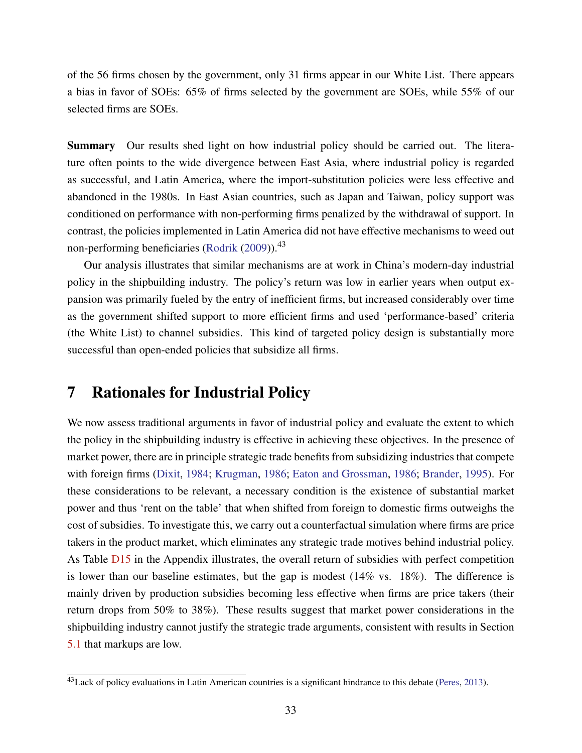of the 56 firms chosen by the government, only 31 firms appear in our White List. There appears a bias in favor of SOEs: 65% of firms selected by the government are SOEs, while 55% of our selected firms are SOEs.

**Summary** Our results shed light on how industrial policy should be carried out. The literature often points to the wide divergence between East Asia, where industrial policy is regarded as successful, and Latin America, where the import-substitution policies were less effective and abandoned in the 1980s. In East Asian countries, such as Japan and Taiwan, policy support was conditioned on performance with non-performing firms penalized by the withdrawal of support. In contrast, the policies implemented in Latin America did not have effective mechanisms to weed out non-performing beneficiaries (Rodrik (2009)).[43]

Our analysis illustrates that similar mechanisms are at work in China's modern-day industrial policy in the shipbuilding industry. The policy's return was low in earlier years when output expansion was primarily fueled by the entry of inefficient firms, but increased considerably over time as the government shifted support to more efficient firms and used 'performance-based' criteria (the White List) to channel subsidies. This kind of targeted policy design is substantially more successful than open-ended policies that subsidize all firms.

# 7 Rationales for Industrial Policy

We now assess traditional arguments in favor of industrial policy and evaluate the extent to which the policy in the shipbuilding industry is effective in achieving these objectives. In the presence of market power, there are in principle strategic trade benefits from subsidizing industries that compete with foreign firms (Dixit, 1984; Krugman, 1986; Eaton and Grossman, 1986; Brander, 1995). For these considerations to be relevant, a necessary condition is the existence of substantial market power and thus 'rent on the table' that when shifted from foreign to domestic firms outweighs the cost of subsidies. To investigate this, we carry out a counterfactual simulation where firms are price takers in the product market, which eliminates any strategic trade motives behind industrial policy. As Table D15 in the Appendix illustrates, the overall return of subsidies with perfect competition is lower than our baseline estimates, but the gap is modest (14% vs. 18%). The difference is mainly driven by production subsidies becoming less effective when firms are price takers (their return drops from 50% to 38%). These results suggest that market power considerations in the shipbuilding industry cannot justify the strategic trade arguments, consistent with results in Section 5.1 that markups are low.

[43] Lack of policy evaluations in Latin American countries is a significant hindrance to this debate (Peres, 2013).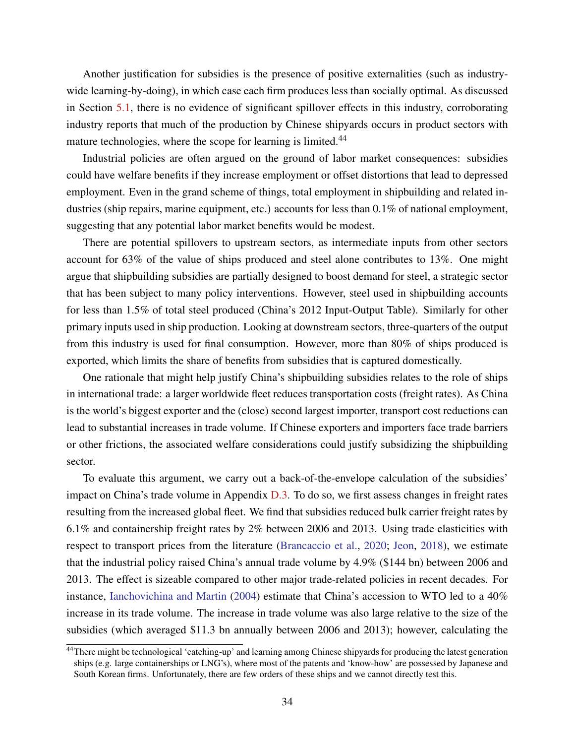Another justification for subsidies is the presence of positive externalities (such as industry-wide learning-by-doing), in which case each firm produces less than socially optimal. As discussed in Section 5.1, there is no evidence of significant spillover effects in this industry, corroborating industry reports that much of the production by Chinese shipyards occurs in product sectors with mature technologies, where the scope for learning is limited.[44]

Industrial policies are often argued on the ground of labor market consequences: subsidies could have welfare benefits if they increase employment or offset distortions that lead to depressed employment. Even in the grand scheme of things, total employment in shipbuilding and related industries (ship repairs, marine equipment, etc.) accounts for less than 0.1% of national employment, suggesting that any potential labor market benefits would be modest.

There are potential spillovers to upstream sectors, as intermediate inputs from other sectors account for 63% of the value of ships produced and steel alone contributes to 13%. One might argue that shipbuilding subsidies are partially designed to boost demand for steel, a strategic sector that has been subject to many policy interventions. However, steel used in shipbuilding accounts for less than 1.5% of total steel produced (China's 2012 Input-Output Table). Similarly for other primary inputs used in ship production. Looking at downstream sectors, three-quarters of the output from this industry is used for final consumption. However, more than 80% of ships produced is exported, which limits the share of benefits from subsidies that is captured domestically.

One rationale that might help justify China's shipbuilding subsidies relates to the role of ships in international trade: a larger worldwide fleet reduces transportation costs (freight rates). As China is the world's biggest exporter and the (close) second largest importer, transport cost reductions can lead to substantial increases in trade volume. If Chinese exporters and importers face trade barriers or other frictions, the associated welfare considerations could justify subsidizing the shipbuilding sector.

To evaluate this argument, we carry out a back-of-the-envelope calculation of the subsidies' impact on China's trade volume in Appendix D.3. To do so, we first assess changes in freight rates resulting from the increased global fleet. We find that subsidies reduced bulk carrier freight rates by 6.1% and containership freight rates by 2% between 2006 and 2013. Using trade elasticities with respect to transport prices from the literature (Brancaccio et al., 2020; Jeon, 2018), we estimate that the industrial policy raised China's annual trade volume by 4.9% ($144 bn) between 2006 and 2013. The effect is sizeable compared to other major trade-related policies in recent decades. For instance, Ianchovichina and Martin (2004) estimate that China's accession to WTO led to a 40% increase in its trade volume. The increase in trade volume was also large relative to the size of the subsidies (which averaged $11.3 bn annually between 2006 and 2013); however, calculating the

---

[44] There might be technological 'catching-up' and learning among Chinese shipyards for producing the latest generation ships (e.g. large containerships or LNG's), where most of the patents and 'know-how' are possessed by Japanese and South Korean firms. Unfortunately, there are few orders of these ships and we cannot directly test this.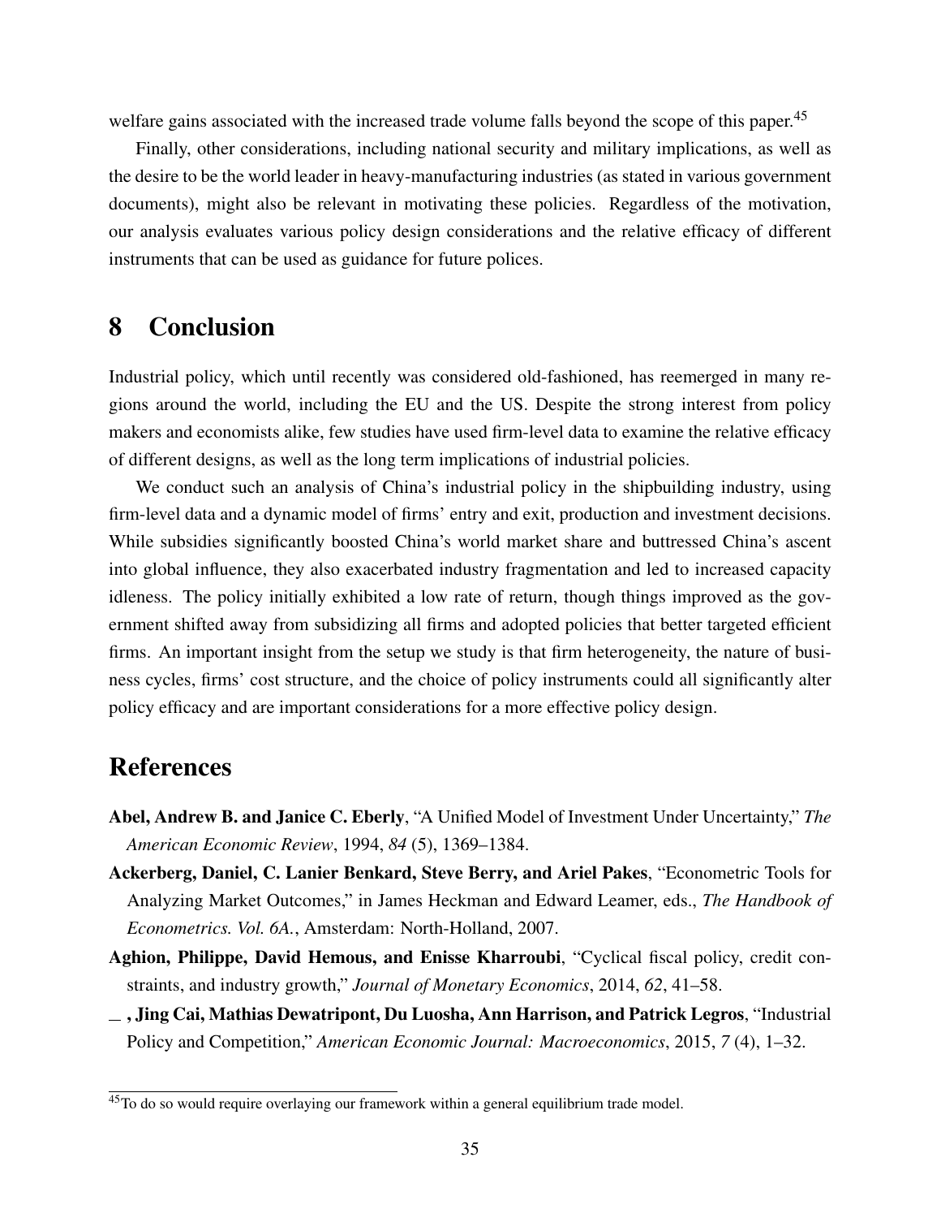welfare gains associated with the increased trade volume falls beyond the scope of this paper.[45]

Finally, other considerations, including national security and military implications, as well as the desire to be the world leader in heavy-manufacturing industries (as stated in various government documents), might also be relevant in motivating these policies. Regardless of the motivation, our analysis evaluates various policy design considerations and the relative efficacy of different instruments that can be used as guidance for future polices.

# 8 Conclusion

Industrial policy, which until recently was considered old-fashioned, has reemerged in many regions around the world, including the EU and the US. Despite the strong interest from policy makers and economists alike, few studies have used firm-level data to examine the relative efficacy of different designs, as well as the long term implications of industrial policies.

We conduct such an analysis of China's industrial policy in the shipbuilding industry, using firm-level data and a dynamic model of firms' entry and exit, production and investment decisions. While subsidies significantly boosted China's world market share and buttressed China's ascent into global influence, they also exacerbated industry fragmentation and led to increased capacity idleness. The policy initially exhibited a low rate of return, though things improved as the government shifted away from subsidizing all firms and adopted policies that better targeted efficient firms. An important insight from the setup we study is that firm heterogeneity, the nature of business cycles, firms' cost structure, and the choice of policy instruments could all significantly alter policy efficacy and are important considerations for a more effective policy design.

# References

**Abel, Andrew B. and Janice C. Eberly**, "A Unified Model of Investment Under Uncertainty," *The American Economic Review*, 1994, *84* (5), 1369–1384.

**Ackerberg, Daniel, C. Lanier Benkard, Steve Berry, and Ariel Pakes**, "Econometric Tools for Analyzing Market Outcomes," in James Heckman and Edward Leamer, eds., *The Handbook of Econometrics. Vol. 6A.*, Amsterdam: North-Holland, 2007.

**Aghion, Philippe, David Hemous, and Enisse Kharroubi**, "Cyclical fiscal policy, credit constraints, and industry growth," *Journal of Monetary Economics*, 2014, *62*, 41–58.

**\_, Jing Cai, Mathias Dewatripont, Du Luosha, Ann Harrison, and Patrick Legros**, "Industrial Policy and Competition," *American Economic Journal: Macroeconomics*, 2015, *7* (4), 1–32.

[45] To do so would require overlaying our framework within a general equilibrium trade model.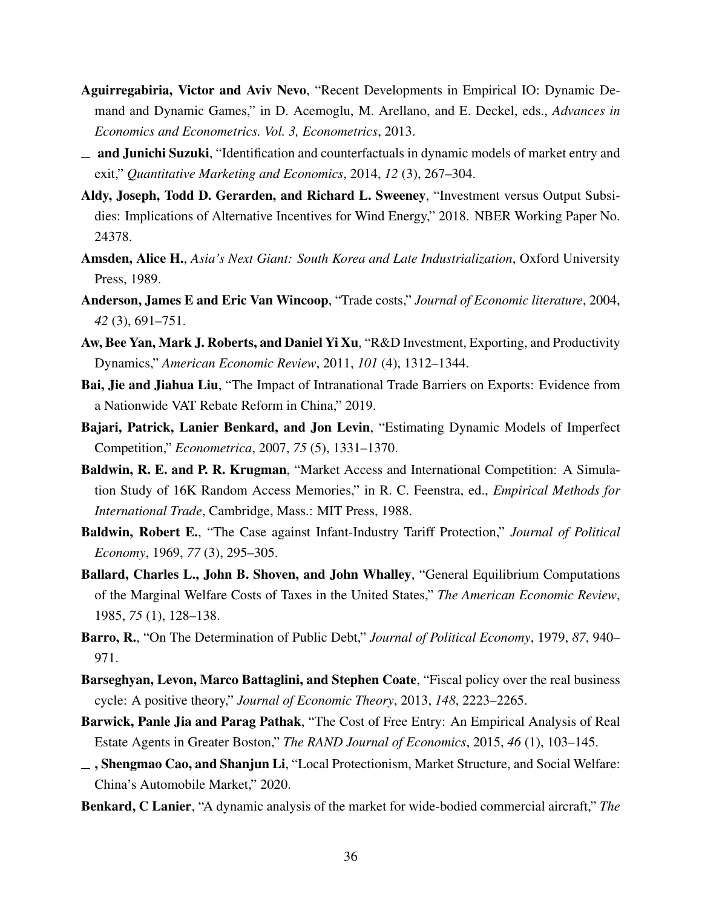**Aguirregabiria, Victor and Aviv Nevo**, "Recent Developments in Empirical IO: Dynamic Demand and Dynamic Games," in D. Acemoglu, M. Arellano, and E. Deckel, eds., *Advances in Economics and Econometrics. Vol. 3, Econometrics*, 2013.

\_ **and Junichi Suzuki**, "Identification and counterfactuals in dynamic models of market entry and exit," *Quantitative Marketing and Economics*, 2014, *12* (3), 267–304.

**Aldy, Joseph, Todd D. Gerarden, and Richard L. Sweeney**, "Investment versus Output Subsidies: Implications of Alternative Incentives for Wind Energy," 2018. NBER Working Paper No. 24378.

**Amsden, Alice H.**, *Asia's Next Giant: South Korea and Late Industrialization*, Oxford University Press, 1989.

**Anderson, James E and Eric Van Wincoop**, "Trade costs," *Journal of Economic literature*, 2004, *42* (3), 691–751.

**Aw, Bee Yan, Mark J. Roberts, and Daniel Yi Xu**, "R&D Investment, Exporting, and Productivity Dynamics," *American Economic Review*, 2011, *101* (4), 1312–1344.

**Bai, Jie and Jiahua Liu**, "The Impact of Intranational Trade Barriers on Exports: Evidence from a Nationwide VAT Rebate Reform in China," 2019.

**Bajari, Patrick, Lanier Benkard, and Jon Levin**, "Estimating Dynamic Models of Imperfect Competition," *Econometrica*, 2007, *75* (5), 1331–1370.

**Baldwin, R. E. and P. R. Krugman**, "Market Access and International Competition: A Simulation Study of 16K Random Access Memories," in R. C. Feenstra, ed., *Empirical Methods for International Trade*, Cambridge, Mass.: MIT Press, 1988.

**Baldwin, Robert E.**, "The Case against Infant-Industry Tariff Protection," *Journal of Political Economy*, 1969, *77* (3), 295–305.

**Ballard, Charles L., John B. Shoven, and John Whalley**, "General Equilibrium Computations of the Marginal Welfare Costs of Taxes in the United States," *The American Economic Review*, 1985, *75* (1), 128–138.

**Barro, R.**, "On The Determination of Public Debt," *Journal of Political Economy*, 1979, *87*, 940–971.

**Barseghyan, Levon, Marco Battaglini, and Stephen Coate**, "Fiscal policy over the real business cycle: A positive theory," *Journal of Economic Theory*, 2013, *148*, 2223–2265.

**Barwick, Panle Jia and Parag Pathak**, "The Cost of Free Entry: An Empirical Analysis of Real Estate Agents in Greater Boston," *The RAND Journal of Economics*, 2015, *46* (1), 103–145.

\_ **, Shengmao Cao, and Shanjun Li**, "Local Protectionism, Market Structure, and Social Welfare: China's Automobile Market," 2020.

**Benkard, C Lanier**, "A dynamic analysis of the market for wide-bodied commercial aircraft," *The*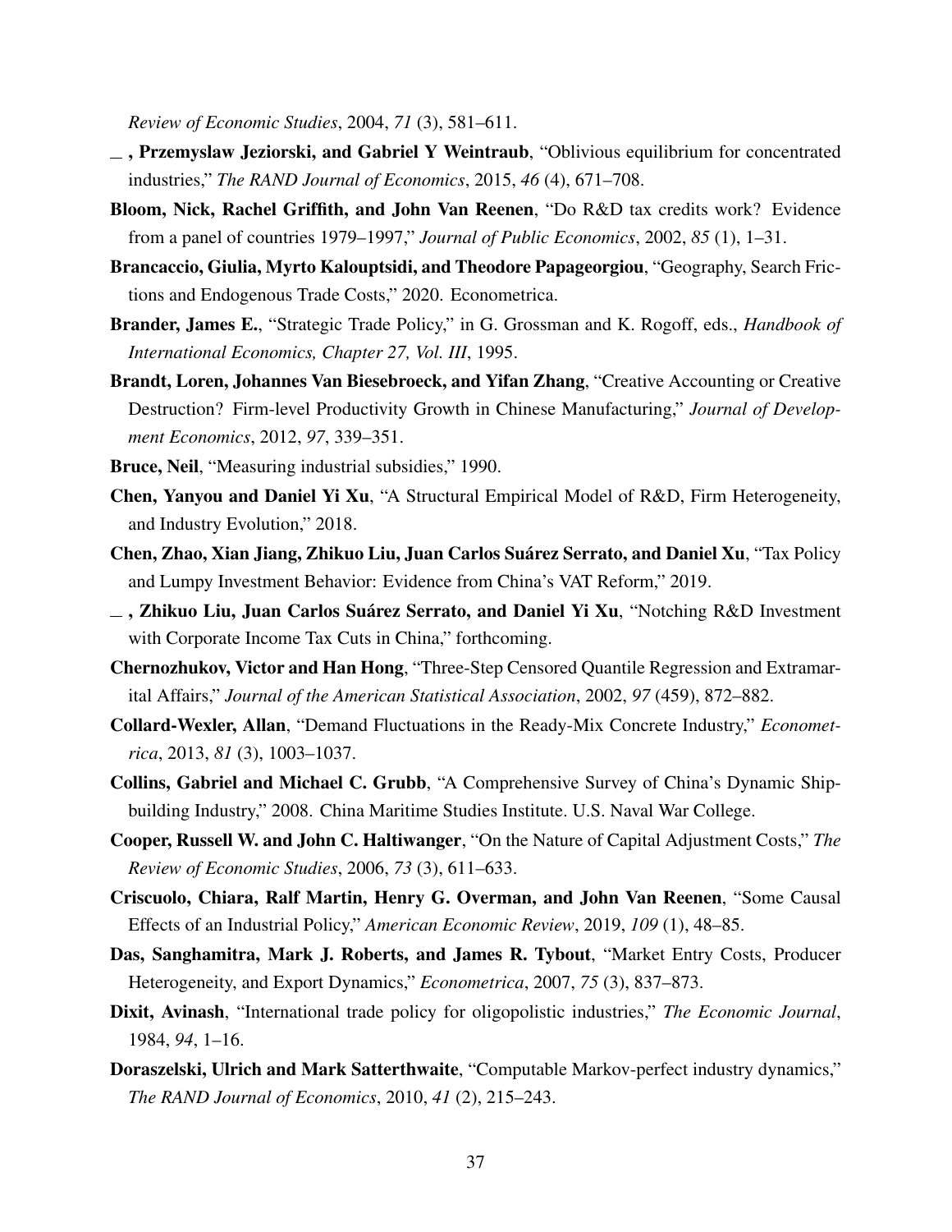*Review of Economic Studies*, 2004, *71* (3), 581–611.

**\_ , Przemyslaw Jeziorski, and Gabriel Y Weintraub**, "Oblivious equilibrium for concentrated industries," *The RAND Journal of Economics*, 2015, *46* (4), 671–708.

**Bloom, Nick, Rachel Griffith, and John Van Reenen**, "Do R&D tax credits work? Evidence from a panel of countries 1979–1997," *Journal of Public Economics*, 2002, *85* (1), 1–31.

**Brancaccio, Giulia, Myrto Kalouptsidi, and Theodore Papageorgiou**, "Geography, Search Frictions and Endogenous Trade Costs," 2020. Econometrica.

**Brander, James E.**, "Strategic Trade Policy," in G. Grossman and K. Rogoff, eds., *Handbook of International Economics, Chapter 27, Vol. III*, 1995.

**Brandt, Loren, Johannes Van Biesebroeck, and Yifan Zhang**, "Creative Accounting or Creative Destruction? Firm-level Productivity Growth in Chinese Manufacturing," *Journal of Development Economics*, 2012, *97*, 339–351.

**Bruce, Neil**, "Measuring industrial subsidies," 1990.

**Chen, Yanyou and Daniel Yi Xu**, "A Structural Empirical Model of R&D, Firm Heterogeneity, and Industry Evolution," 2018.

**Chen, Zhao, Xian Jiang, Zhikuo Liu, Juan Carlos Suárez Serrato, and Daniel Xu**, "Tax Policy and Lumpy Investment Behavior: Evidence from China's VAT Reform," 2019.

**\_ , Zhikuo Liu, Juan Carlos Suárez Serrato, and Daniel Yi Xu**, "Notching R&D Investment with Corporate Income Tax Cuts in China," forthcoming.

**Chernozhukov, Victor and Han Hong**, "Three-Step Censored Quantile Regression and Extramarital Affairs," *Journal of the American Statistical Association*, 2002, *97* (459), 872–882.

**Collard-Wexler, Allan**, "Demand Fluctuations in the Ready-Mix Concrete Industry," *Econometrica*, 2013, *81* (3), 1003–1037.

**Collins, Gabriel and Michael C. Grubb**, "A Comprehensive Survey of China's Dynamic Shipbuilding Industry," 2008. China Maritime Studies Institute. U.S. Naval War College.

**Cooper, Russell W. and John C. Haltiwanger**, "On the Nature of Capital Adjustment Costs," *The Review of Economic Studies*, 2006, *73* (3), 611–633.

**Criscuolo, Chiara, Ralf Martin, Henry G. Overman, and John Van Reenen**, "Some Causal Effects of an Industrial Policy," *American Economic Review*, 2019, *109* (1), 48–85.

**Das, Sanghamitra, Mark J. Roberts, and James R. Tybout**, "Market Entry Costs, Producer Heterogeneity, and Export Dynamics," *Econometrica*, 2007, *75* (3), 837–873.

**Dixit, Avinash**, "International trade policy for oligopolistic industries," *The Economic Journal*, 1984, *94*, 1–16.

**Doraszelski, Ulrich and Mark Satterthwaite**, "Computable Markov-perfect industry dynamics," *The RAND Journal of Economics*, 2010, *41* (2), 215–243.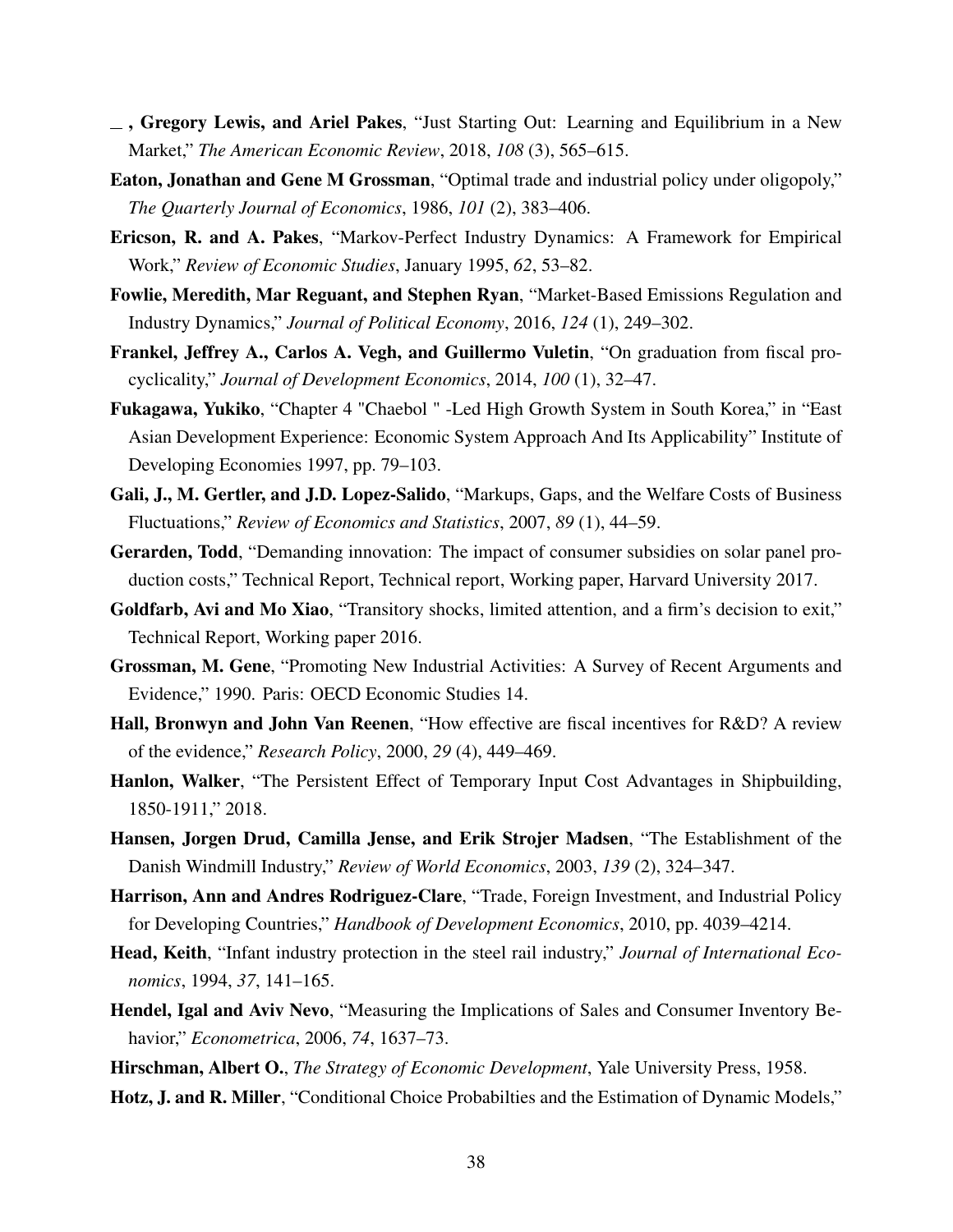— , **Gregory Lewis, and Ariel Pakes**, "Just Starting Out: Learning and Equilibrium in a New Market," *The American Economic Review*, 2018, *108* (3), 565–615.

**Eaton, Jonathan and Gene M Grossman**, "Optimal trade and industrial policy under oligopoly," *The Quarterly Journal of Economics*, 1986, *101* (2), 383–406.

**Ericson, R. and A. Pakes**, "Markov-Perfect Industry Dynamics: A Framework for Empirical Work," *Review of Economic Studies*, January 1995, *62*, 53–82.

**Fowlie, Meredith, Mar Reguant, and Stephen Ryan**, "Market-Based Emissions Regulation and Industry Dynamics," *Journal of Political Economy*, 2016, *124* (1), 249–302.

**Frankel, Jeffrey A., Carlos A. Vegh, and Guillermo Vuletin**, "On graduation from fiscal procyclicality," *Journal of Development Economics*, 2014, *100* (1), 32–47.

**Fukagawa, Yukiko**, "Chapter 4 "Chaebol " -Led High Growth System in South Korea," in "East Asian Development Experience: Economic System Approach And Its Applicability" Institute of Developing Economies 1997, pp. 79–103.

**Gali, J., M. Gertler, and J.D. Lopez-Salido**, "Markups, Gaps, and the Welfare Costs of Business Fluctuations," *Review of Economics and Statistics*, 2007, *89* (1), 44–59.

**Gerarden, Todd**, "Demanding innovation: The impact of consumer subsidies on solar panel production costs," Technical Report, Technical report, Working paper, Harvard University 2017.

**Goldfarb, Avi and Mo Xiao**, "Transitory shocks, limited attention, and a firm's decision to exit," Technical Report, Working paper 2016.

**Grossman, M. Gene**, "Promoting New Industrial Activities: A Survey of Recent Arguments and Evidence," 1990. Paris: OECD Economic Studies 14.

**Hall, Bronwyn and John Van Reenen**, "How effective are fiscal incentives for R&D? A review of the evidence," *Research Policy*, 2000, *29* (4), 449–469.

**Hanlon, Walker**, "The Persistent Effect of Temporary Input Cost Advantages in Shipbuilding, 1850-1911," 2018.

**Hansen, Jorgen Drud, Camilla Jense, and Erik Strojer Madsen**, "The Establishment of the Danish Windmill Industry," *Review of World Economics*, 2003, *139* (2), 324–347.

**Harrison, Ann and Andres Rodriguez-Clare**, "Trade, Foreign Investment, and Industrial Policy for Developing Countries," *Handbook of Development Economics*, 2010, pp. 4039–4214.

**Head, Keith**, "Infant industry protection in the steel rail industry," *Journal of International Economics*, 1994, *37*, 141–165.

**Hendel, Igal and Aviv Nevo**, "Measuring the Implications of Sales and Consumer Inventory Behavior," *Econometrica*, 2006, *74*, 1637–73.

**Hirschman, Albert O.**, *The Strategy of Economic Development*, Yale University Press, 1958.

**Hotz, J. and R. Miller**, "Conditional Choice Probabilties and the Estimation of Dynamic Models,"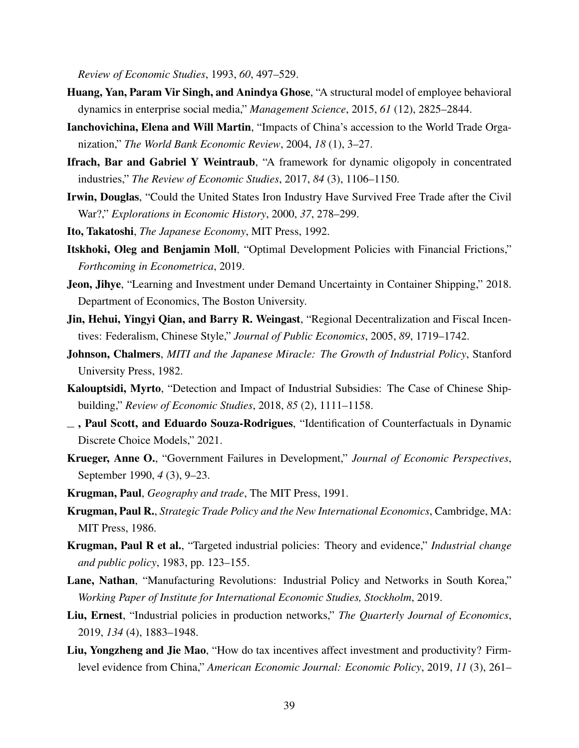*Review of Economic Studies*, 1993, *60*, 497–529.

**Huang, Yan, Param Vir Singh, and Anindya Ghose**, "A structural model of employee behavioral dynamics in enterprise social media," *Management Science*, 2015, *61* (12), 2825–2844.

**Ianchovichina, Elena and Will Martin**, "Impacts of China's accession to the World Trade Organization," *The World Bank Economic Review*, 2004, *18* (1), 3–27.

**Ifrach, Bar and Gabriel Y Weintraub**, "A framework for dynamic oligopoly in concentrated industries," *The Review of Economic Studies*, 2017, *84* (3), 1106–1150.

**Irwin, Douglas**, "Could the United States Iron Industry Have Survived Free Trade after the Civil War?," *Explorations in Economic History*, 2000, *37*, 278–299.

**Ito, Takatoshi**, *The Japanese Economy*, MIT Press, 1992.

**Itskhoki, Oleg and Benjamin Moll**, "Optimal Development Policies with Financial Frictions," *Forthcoming in Econometrica*, 2019.

**Jeon, Jihye**, "Learning and Investment under Demand Uncertainty in Container Shipping," 2018. Department of Economics, The Boston University.

**Jin, Hehui, Yingyi Qian, and Barry R. Weingast**, "Regional Decentralization and Fiscal Incentives: Federalism, Chinese Style," *Journal of Public Economics*, 2005, *89*, 1719–1742.

**Johnson, Chalmers**, *MITI and the Japanese Miracle: The Growth of Industrial Policy*, Stanford University Press, 1982.

**Kalouptsidi, Myrto**, "Detection and Impact of Industrial Subsidies: The Case of Chinese Shipbuilding," *Review of Economic Studies*, 2018, *85* (2), 1111–1158.

**_ , Paul Scott, and Eduardo Souza-Rodrigues**, "Identification of Counterfactuals in Dynamic Discrete Choice Models," 2021.

**Krueger, Anne O.**, "Government Failures in Development," *Journal of Economic Perspectives*, September 1990, *4* (3), 9–23.

**Krugman, Paul**, *Geography and trade*, The MIT Press, 1991.

**Krugman, Paul R.**, *Strategic Trade Policy and the New International Economics*, Cambridge, MA: MIT Press, 1986.

**Krugman, Paul R et al.**, "Targeted industrial policies: Theory and evidence," *Industrial change and public policy*, 1983, pp. 123–155.

**Lane, Nathan**, "Manufacturing Revolutions: Industrial Policy and Networks in South Korea," *Working Paper of Institute for International Economic Studies, Stockholm*, 2019.

**Liu, Ernest**, "Industrial policies in production networks," *The Quarterly Journal of Economics*, 2019, *134* (4), 1883–1948.

**Liu, Yongzheng and Jie Mao**, "How do tax incentives affect investment and productivity? Firm-level evidence from China," *American Economic Journal: Economic Policy*, 2019, *11* (3), 261–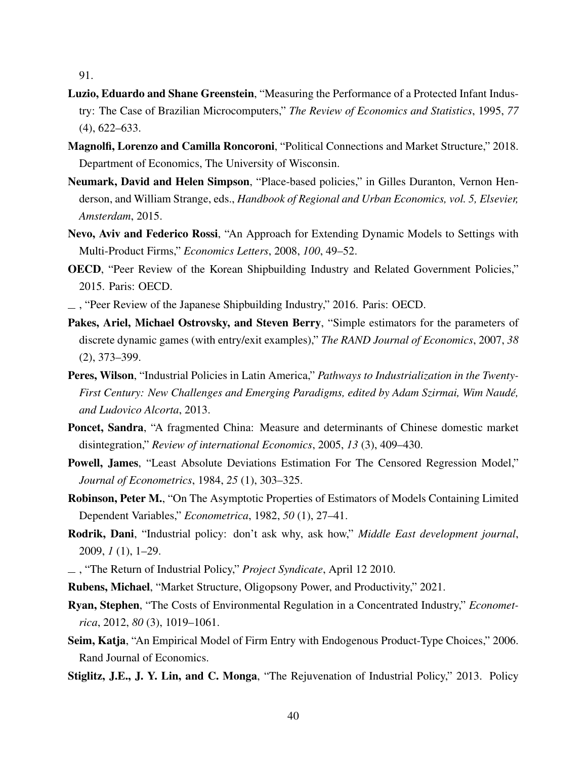91.

**Luzio, Eduardo and Shane Greenstein**, "Measuring the Performance of a Protected Infant Industry: The Case of Brazilian Microcomputers," *The Review of Economics and Statistics*, 1995, *77* (4), 622–633.

**Magnolfi, Lorenzo and Camilla Roncoroni**, "Political Connections and Market Structure," 2018. Department of Economics, The University of Wisconsin.

**Neumark, David and Helen Simpson**, "Place-based policies," in Gilles Duranton, Vernon Henderson, and William Strange, eds., *Handbook of Regional and Urban Economics, vol. 5, Elsevier, Amsterdam*, 2015.

**Nevo, Aviv and Federico Rossi**, "An Approach for Extending Dynamic Models to Settings with Multi-Product Firms," *Economics Letters*, 2008, *100*, 49–52.

**OECD**, "Peer Review of the Korean Shipbuilding Industry and Related Government Policies," 2015. Paris: OECD.

_ , "Peer Review of the Japanese Shipbuilding Industry," 2016. Paris: OECD.

**Pakes, Ariel, Michael Ostrovsky, and Steven Berry**, "Simple estimators for the parameters of discrete dynamic games (with entry/exit examples)," *The RAND Journal of Economics*, 2007, *38* (2), 373–399.

**Peres, Wilson**, "Industrial Policies in Latin America," *Pathways to Industrialization in the Twenty-First Century: New Challenges and Emerging Paradigms, edited by Adam Szirmai, Wim Naudé, and Ludovico Alcorta*, 2013.

**Poncet, Sandra**, "A fragmented China: Measure and determinants of Chinese domestic market disintegration," *Review of international Economics*, 2005, *13* (3), 409–430.

**Powell, James**, "Least Absolute Deviations Estimation For The Censored Regression Model," *Journal of Econometrics*, 1984, *25* (1), 303–325.

**Robinson, Peter M.**, "On The Asymptotic Properties of Estimators of Models Containing Limited Dependent Variables," *Econometrica*, 1982, *50* (1), 27–41.

**Rodrik, Dani**, "Industrial policy: don't ask why, ask how," *Middle East development journal*, 2009, *1* (1), 1–29.

_ , "The Return of Industrial Policy," *Project Syndicate*, April 12 2010.

**Rubens, Michael**, "Market Structure, Oligopsony Power, and Productivity," 2021.

**Ryan, Stephen**, "The Costs of Environmental Regulation in a Concentrated Industry," *Econometrica*, 2012, *80* (3), 1019–1061.

**Seim, Katja**, "An Empirical Model of Firm Entry with Endogenous Product-Type Choices," 2006. Rand Journal of Economics.

**Stiglitz, J.E., J. Y. Lin, and C. Monga**, "The Rejuvenation of Industrial Policy," 2013. Policy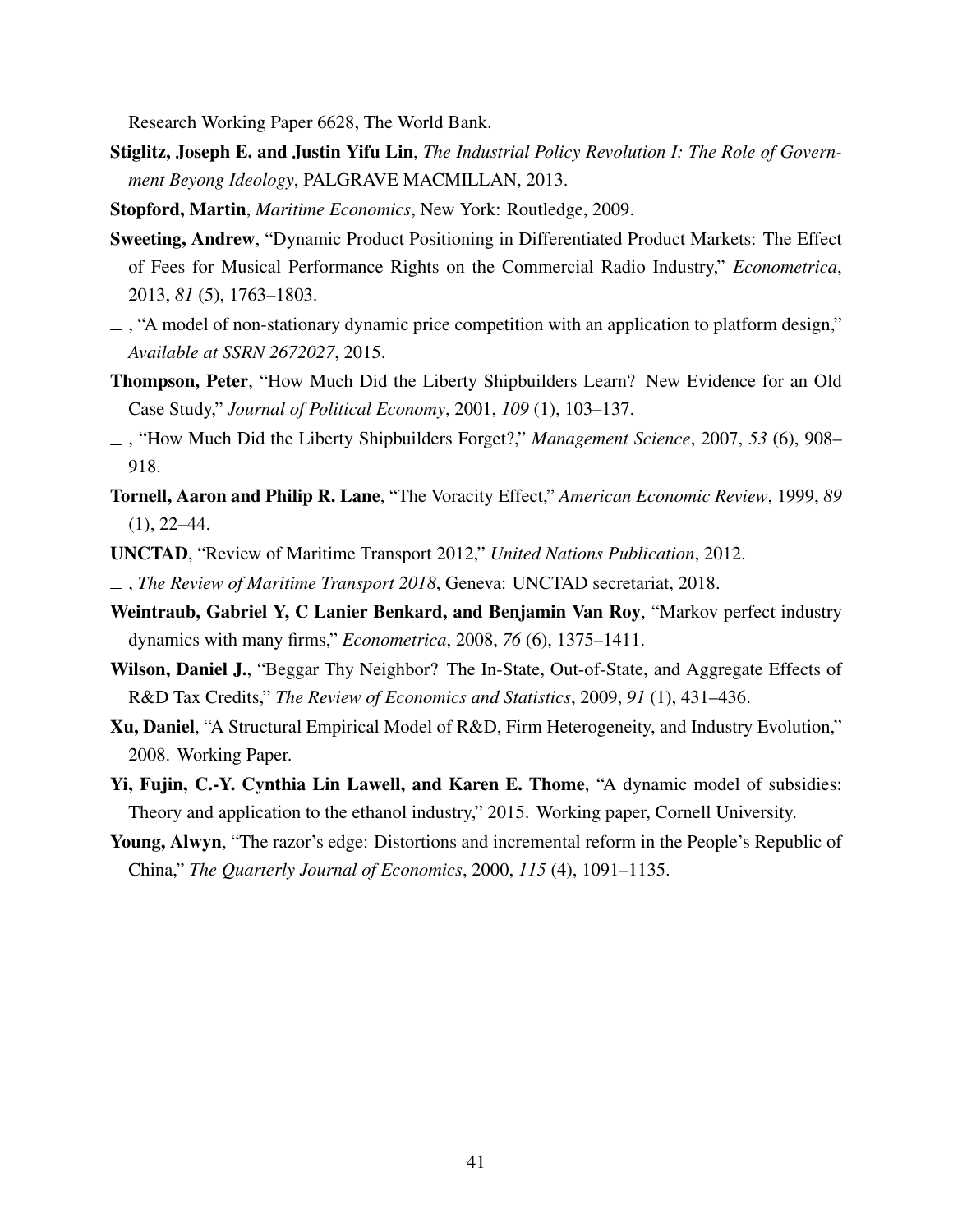Research Working Paper 6628, The World Bank.

**Stiglitz, Joseph E. and Justin Yifu Lin**, *The Industrial Policy Revolution I: The Role of Government Beyong Ideology*, PALGRAVE MACMILLAN, 2013.

**Stopford, Martin**, *Maritime Economics*, New York: Routledge, 2009.

**Sweeting, Andrew**, "Dynamic Product Positioning in Differentiated Product Markets: The Effect of Fees for Musical Performance Rights on the Commercial Radio Industry," *Econometrica*, 2013, *81* (5), 1763–1803.

_ , "A model of non-stationary dynamic price competition with an application to platform design," *Available at SSRN 2672027*, 2015.

**Thompson, Peter**, "How Much Did the Liberty Shipbuilders Learn? New Evidence for an Old Case Study," *Journal of Political Economy*, 2001, *109* (1), 103–137.

_ , "How Much Did the Liberty Shipbuilders Forget?," *Management Science*, 2007, *53* (6), 908–918.

**Tornell, Aaron and Philip R. Lane**, "The Voracity Effect," *American Economic Review*, 1999, *89* (1), 22–44.

**UNCTAD**, "Review of Maritime Transport 2012," *United Nations Publication*, 2012.

_ , *The Review of Maritime Transport 2018*, Geneva: UNCTAD secretariat, 2018.

**Weintraub, Gabriel Y, C Lanier Benkard, and Benjamin Van Roy**, "Markov perfect industry dynamics with many firms," *Econometrica*, 2008, *76* (6), 1375–1411.

**Wilson, Daniel J.**, "Beggar Thy Neighbor? The In-State, Out-of-State, and Aggregate Effects of R&D Tax Credits," *The Review of Economics and Statistics*, 2009, *91* (1), 431–436.

**Xu, Daniel**, "A Structural Empirical Model of R&D, Firm Heterogeneity, and Industry Evolution," 2008. Working Paper.

**Yi, Fujin, C.-Y. Cynthia Lin Lawell, and Karen E. Thome**, "A dynamic model of subsidies: Theory and application to the ethanol industry," 2015. Working paper, Cornell University.

**Young, Alwyn**, "The razor's edge: Distortions and incremental reform in the People's Republic of China," *The Quarterly Journal of Economics*, 2000, *115* (4), 1091–1135.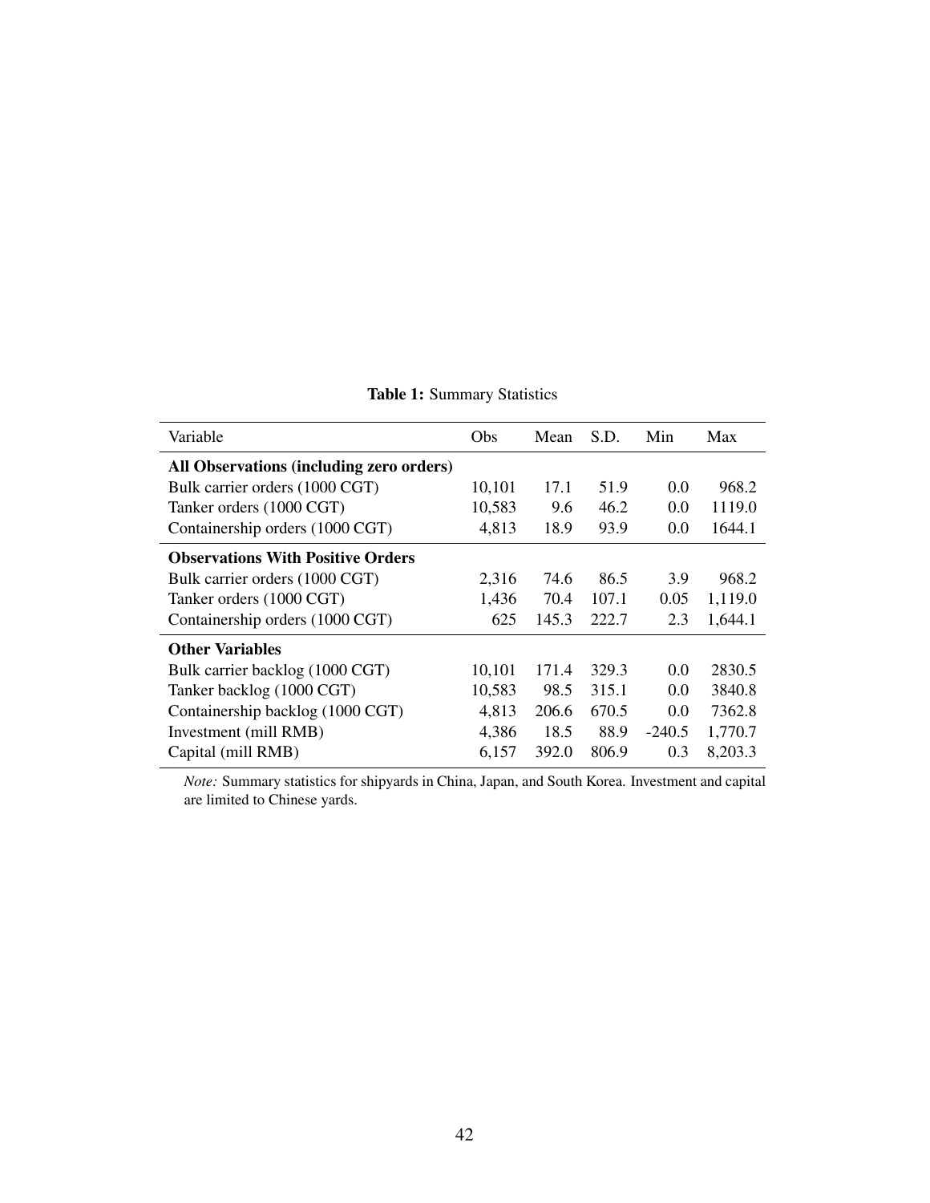**Table 1:** Summary Statistics

| Variable | Obs | Mean | S.D. | Min | Max |
|---|---|---|---|---|---|
| **All Observations (including zero orders)** | | | | | |
| Bulk carrier orders (1000 CGT) | 10,101 | 17.1 | 51.9 | 0.0 | 968.2 |
| Tanker orders (1000 CGT) | 10,583 | 9.6 | 46.2 | 0.0 | 1119.0 |
| Containership orders (1000 CGT) | 4,813 | 18.9 | 93.9 | 0.0 | 1644.1 |
| **Observations With Positive Orders** | | | | | |
| Bulk carrier orders (1000 CGT) | 2,316 | 74.6 | 86.5 | 3.9 | 968.2 |
| Tanker orders (1000 CGT) | 1,436 | 70.4 | 107.1 | 0.05 | 1,119.0 |
| Containership orders (1000 CGT) | 625 | 145.3 | 222.7 | 2.3 | 1,644.1 |
| **Other Variables** | | | | | |
| Bulk carrier backlog (1000 CGT) | 10,101 | 171.4 | 329.3 | 0.0 | 2830.5 |
| Tanker backlog (1000 CGT) | 10,583 | 98.5 | 315.1 | 0.0 | 3840.8 |
| Containership backlog (1000 CGT) | 4,813 | 206.6 | 670.5 | 0.0 | 7362.8 |
| Investment (mill RMB) | 4,386 | 18.5 | 88.9 | -240.5 | 1,770.7 |
| Capital (mill RMB) | 6,157 | 392.0 | 806.9 | 0.3 | 8,203.3 |

*Note:* Summary statistics for shipyards in China, Japan, and South Korea. Investment and capital are limited to Chinese yards.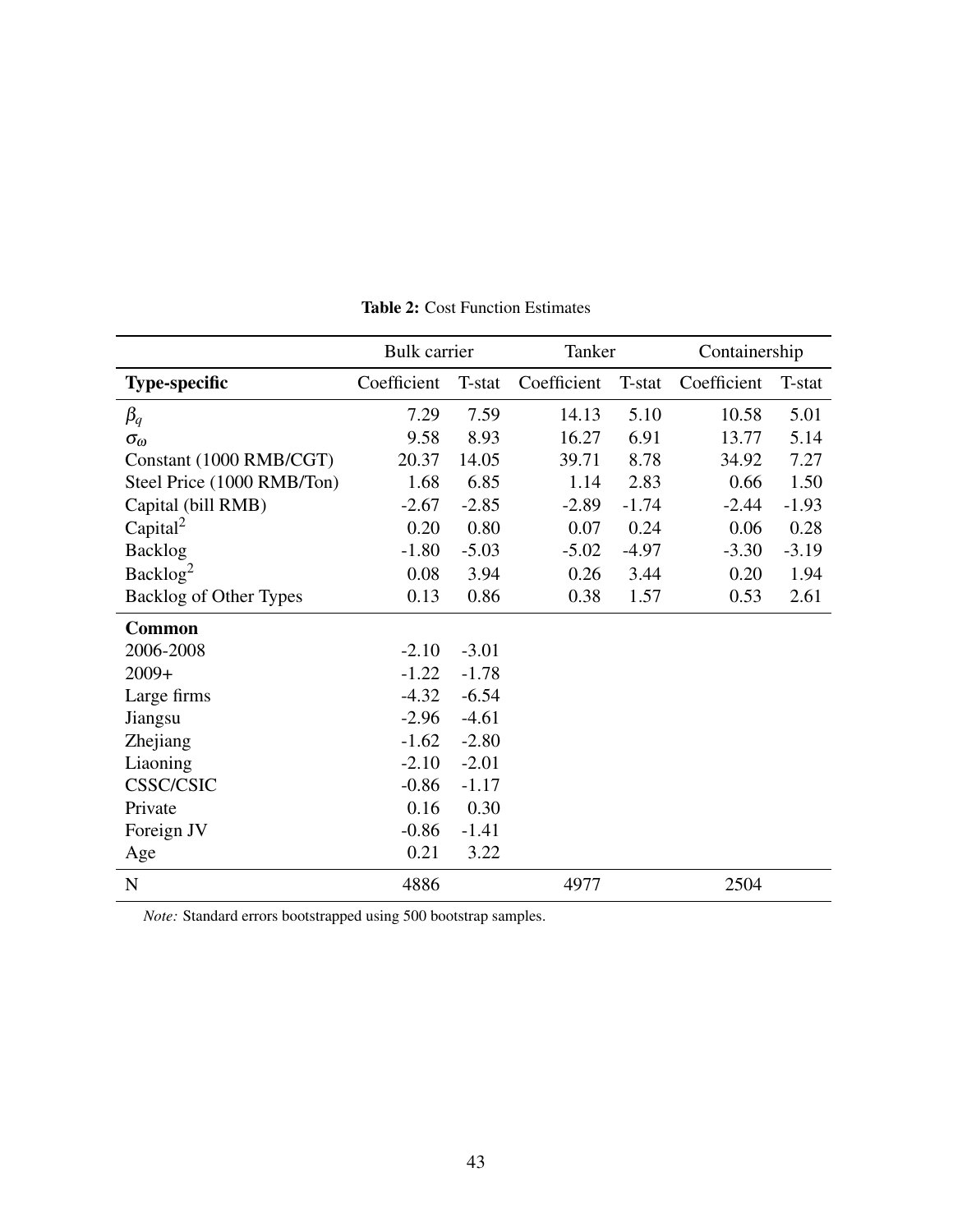**Table 2:** Cost Function Estimates

| | Bulk carrier | | Tanker | | Containership | |
|---|---|---|---|---|---|---|
| **Type-specific** | Coefficient | T-stat | Coefficient | T-stat | Coefficient | T-stat |
| $\beta_q$ | 7.29 | 7.59 | 14.13 | 5.10 | 10.58 | 5.01 |
| $\sigma_\omega$ | 9.58 | 8.93 | 16.27 | 6.91 | 13.77 | 5.14 |
| Constant (1000 RMB/CGT) | 20.37 | 14.05 | 39.71 | 8.78 | 34.92 | 7.27 |
| Steel Price (1000 RMB/Ton) | 1.68 | 6.85 | 1.14 | 2.83 | 0.66 | 1.50 |
| Capital (bill RMB) | -2.67 | -2.85 | -2.89 | -1.74 | -2.44 | -1.93 |
| Capital$^2$ | 0.20 | 0.80 | 0.07 | 0.24 | 0.06 | 0.28 |
| Backlog | -1.80 | -5.03 | -5.02 | -4.97 | -3.30 | -3.19 |
| Backlog$^2$ | 0.08 | 3.94 | 0.26 | 3.44 | 0.20 | 1.94 |
| Backlog of Other Types | 0.13 | 0.86 | 0.38 | 1.57 | 0.53 | 2.61 |
| **Common** | | | | | | |
| 2006-2008 | -2.10 | -3.01 | | | | |
| 2009+ | -1.22 | -1.78 | | | | |
| Large firms | -4.32 | -6.54 | | | | |
| Jiangsu | -2.96 | -4.61 | | | | |
| Zhejiang | -1.62 | -2.80 | | | | |
| Liaoning | -2.10 | -2.01 | | | | |
| CSSC/CSIC | -0.86 | -1.17 | | | | |
| Private | 0.16 | 0.30 | | | | |
| Foreign JV | -0.86 | -1.41 | | | | |
| Age | 0.21 | 3.22 | | | | |
| N | 4886 | | 4977 | | 2504 | |

*Note:* Standard errors bootstrapped using 500 bootstrap samples.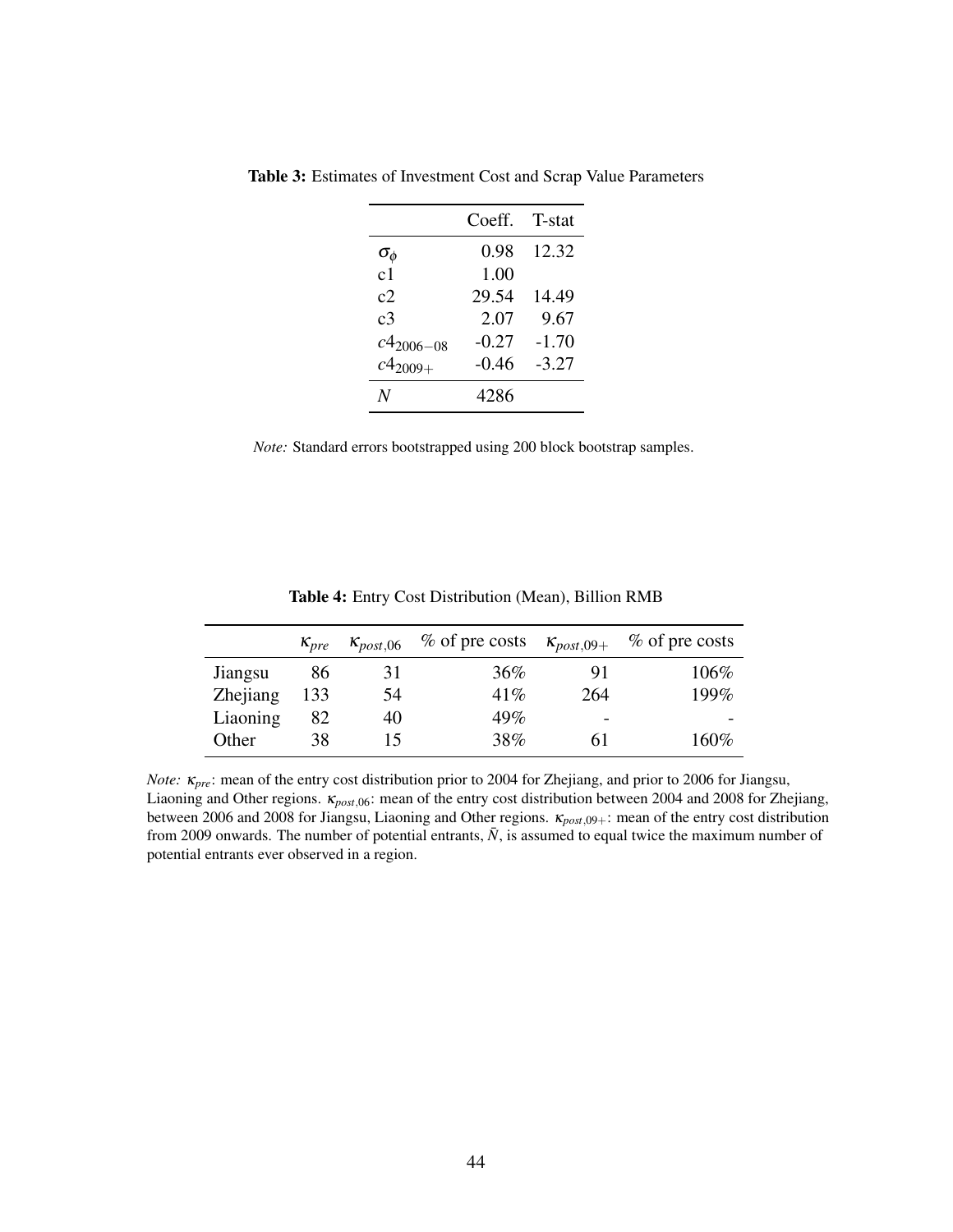**Table 3:** Estimates of Investment Cost and Scrap Value Parameters

| | Coeff. | T-stat |
|---|---|---|
| $\sigma_\phi$ | 0.98 | 12.32 |
| c1 | 1.00 | |
| c2 | 29.54 | 14.49 |
| c3 | 2.07 | 9.67 |
| $c4_{2006-08}$ | -0.27 | -1.70 |
| $c4_{2009+}$ | -0.46 | -3.27 |
| $N$ | 4286 | |

*Note:* Standard errors bootstrapped using 200 block bootstrap samples.

**Table 4:** Entry Cost Distribution (Mean), Billion RMB

| | $\kappa_{pre}$ | $\kappa_{post,06}$ | % of pre costs | $\kappa_{post,09+}$ | % of pre costs |
|---|---|---|---|---|---|
| Jiangsu | 86 | 31 | 36% | 91 | 106% |
| Zhejiang | 133 | 54 | 41% | 264 | 199% |
| Liaoning | 82 | 40 | 49% | - | - |
| Other | 38 | 15 | 38% | 61 | 160% |

*Note:* $\kappa_{pre}$: mean of the entry cost distribution prior to 2004 for Zhejiang, and prior to 2006 for Jiangsu, Liaoning and Other regions. $\kappa_{post,06}$: mean of the entry cost distribution between 2004 and 2008 for Zhejiang, between 2006 and 2008 for Jiangsu, Liaoning and Other regions. $\kappa_{post,09+}$: mean of the entry cost distribution from 2009 onwards. The number of potential entrants, $\bar{N}$, is assumed to equal twice the maximum number of potential entrants ever observed in a region.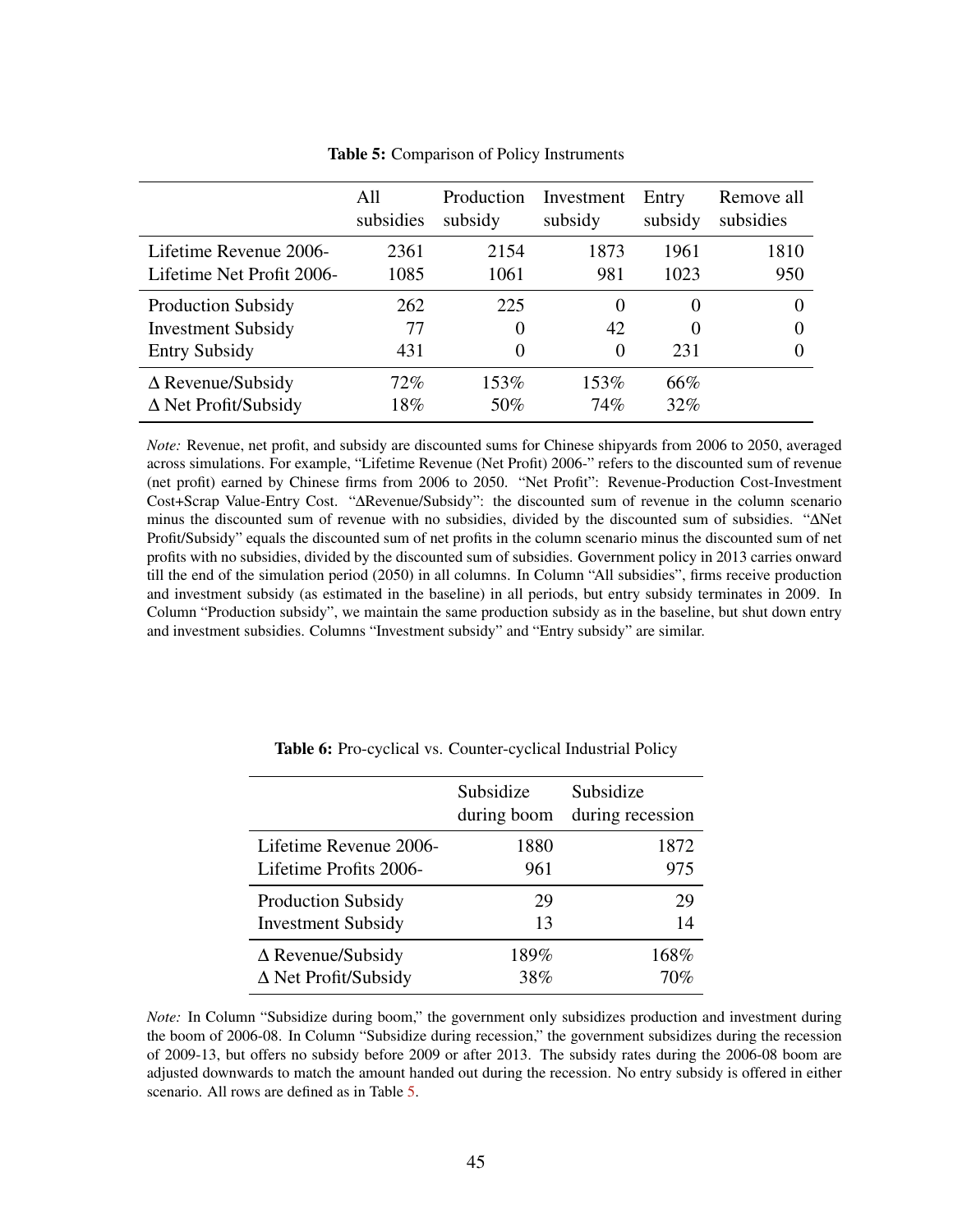**Table 5:** Comparison of Policy Instruments

| | All subsidies | Production subsidy | Investment subsidy | Entry subsidy | Remove all subsidies |
|---|---|---|---|---|---|
| Lifetime Revenue 2006- | 2361 | 2154 | 1873 | 1961 | 1810 |
| Lifetime Net Profit 2006- | 1085 | 1061 | 981 | 1023 | 950 |
| Production Subsidy | 262 | 225 | 0 | 0 | 0 |
| Investment Subsidy | 77 | 0 | 42 | 0 | 0 |
| Entry Subsidy | 431 | 0 | 0 | 231 | 0 |
| $\Delta$ Revenue/Subsidy | 72% | 153% | 153% | 66% | |
| $\Delta$ Net Profit/Subsidy | 18% | 50% | 74% | 32% | |

*Note:* Revenue, net profit, and subsidy are discounted sums for Chinese shipyards from 2006 to 2050, averaged across simulations. For example, "Lifetime Revenue (Net Profit) 2006-" refers to the discounted sum of revenue (net profit) earned by Chinese firms from 2006 to 2050. "Net Profit": Revenue-Production Cost-Investment Cost+Scrap Value-Entry Cost. "$\Delta$Revenue/Subsidy": the discounted sum of revenue in the column scenario minus the discounted sum of revenue with no subsidies, divided by the discounted sum of subsidies. "$\Delta$Net Profit/Subsidy" equals the discounted sum of net profits in the column scenario minus the discounted sum of net profits with no subsidies, divided by the discounted sum of subsidies. Government policy in 2013 carries onward till the end of the simulation period (2050) in all columns. In Column "All subsidies", firms receive production and investment subsidy (as estimated in the baseline) in all periods, but entry subsidy terminates in 2009. In Column "Production subsidy", we maintain the same production subsidy as in the baseline, but shut down entry and investment subsidies. Columns "Investment subsidy" and "Entry subsidy" are similar.

**Table 6:** Pro-cyclical vs. Counter-cyclical Industrial Policy

| | Subsidize during boom | Subsidize during recession |
|---|---|---|
| Lifetime Revenue 2006- | 1880 | 1872 |
| Lifetime Profits 2006- | 961 | 975 |
| Production Subsidy | 29 | 29 |
| Investment Subsidy | 13 | 14 |
| $\Delta$ Revenue/Subsidy | 189% | 168% |
| $\Delta$ Net Profit/Subsidy | 38% | 70% |

*Note:* In Column "Subsidize during boom," the government only subsidizes production and investment during the boom of 2006-08. In Column "Subsidize during recession," the government subsidizes during the recession of 2009-13, but offers no subsidy before 2009 or after 2013. The subsidy rates during the 2006-08 boom are adjusted downwards to match the amount handed out during the recession. No entry subsidy is offered in either scenario. All rows are defined as in Table 5.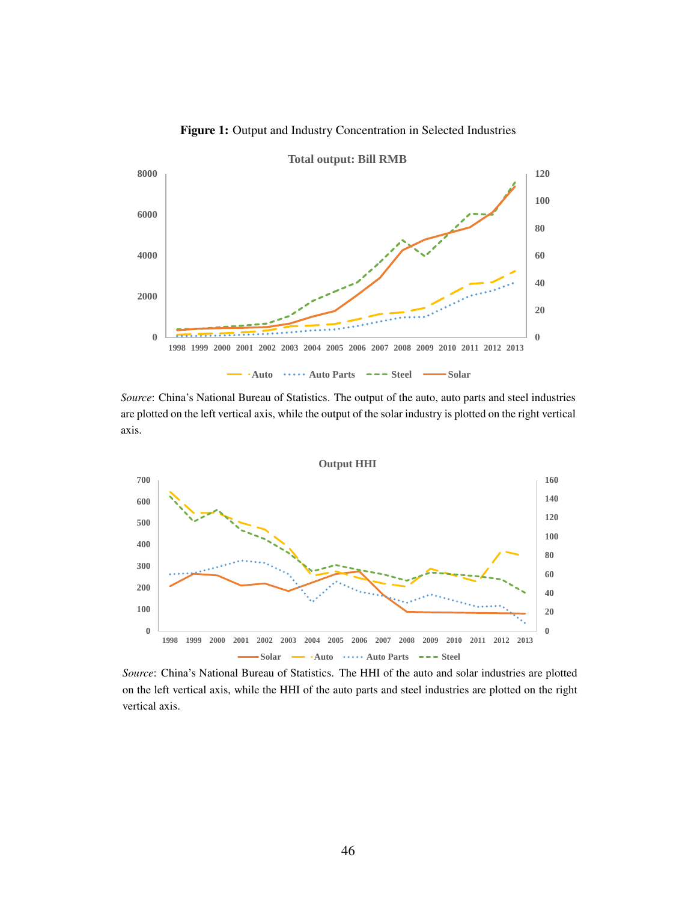**Figure 1:** Output and Industry Concentration in Selected Industries

*Source*: China's National Bureau of Statistics. The output of the auto, auto parts and steel industries are plotted on the left vertical axis, while the output of the solar industry is plotted on the right vertical axis.

*Source*: China's National Bureau of Statistics. The HHI of the auto and solar industries are plotted on the left vertical axis, while the HHI of the auto parts and steel industries are plotted on the right vertical axis.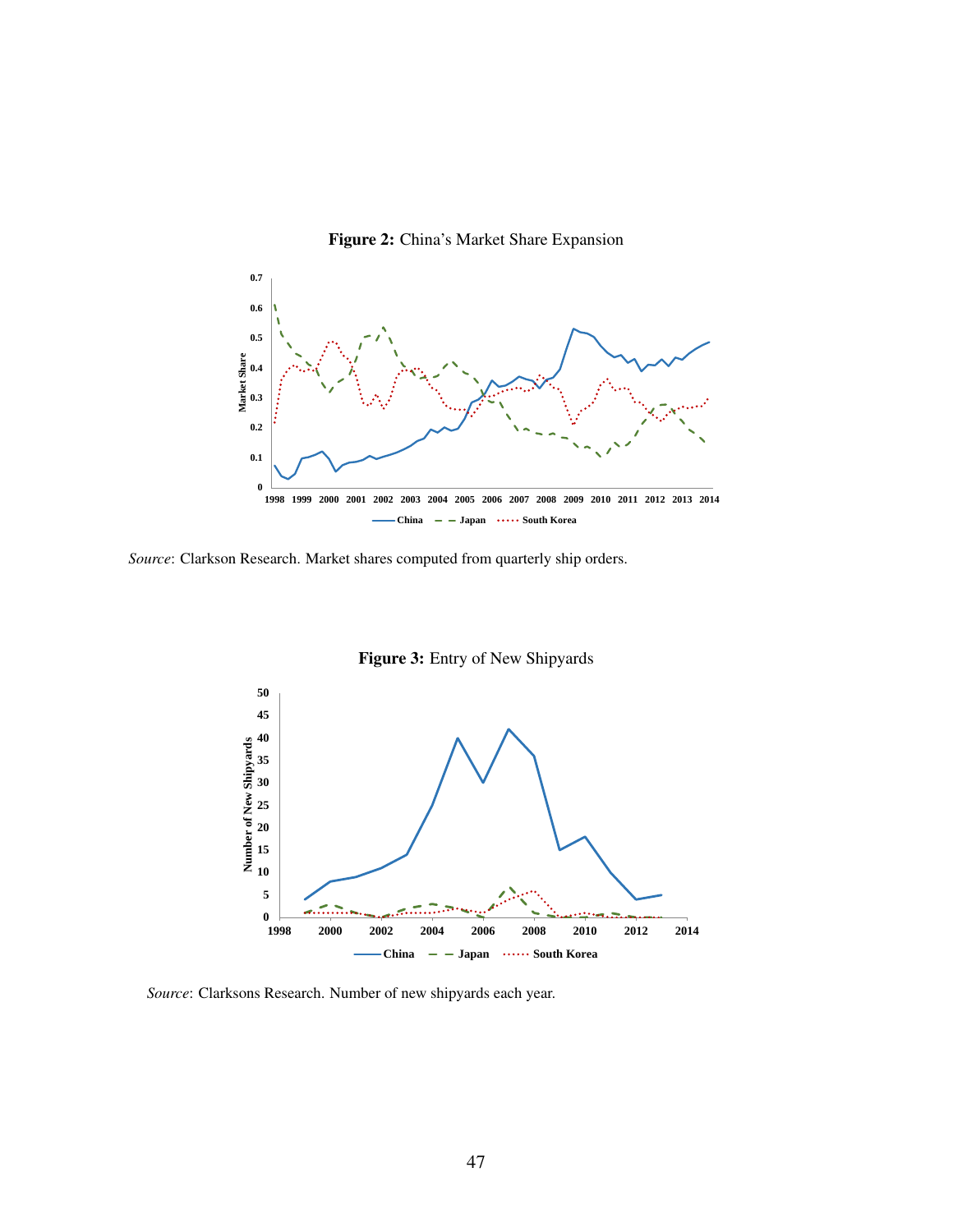**Figure 2:** China's Market Share Expansion

*Source*: Clarkson Research. Market shares computed from quarterly ship orders.

**Figure 3:** Entry of New Shipyards

*Source*: Clarksons Research. Number of new shipyards each year.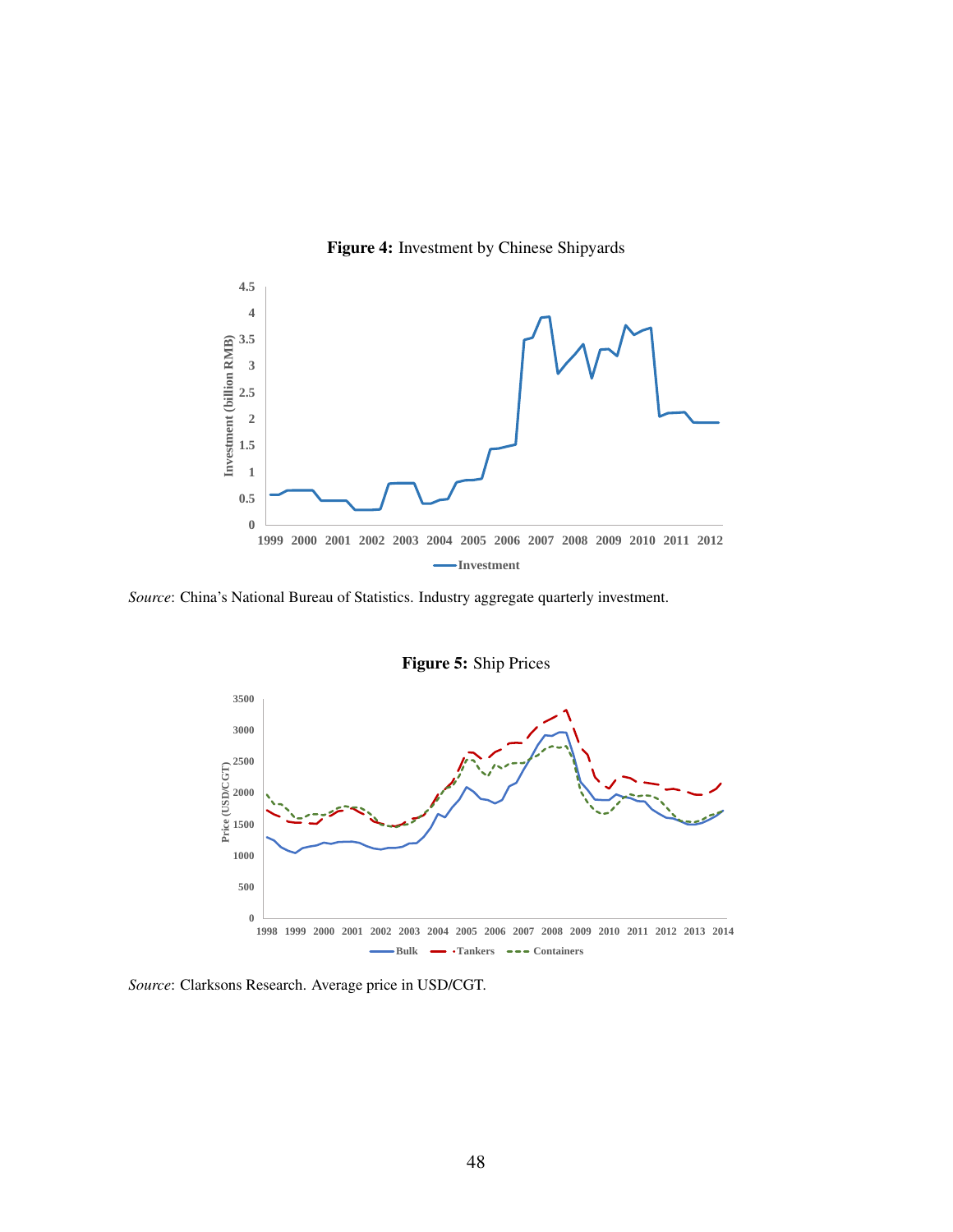**Figure 4:** Investment by Chinese Shipyards

*Source*: China's National Bureau of Statistics. Industry aggregate quarterly investment.

**Figure 5:** Ship Prices

*Source*: Clarksons Research. Average price in USD/CGT.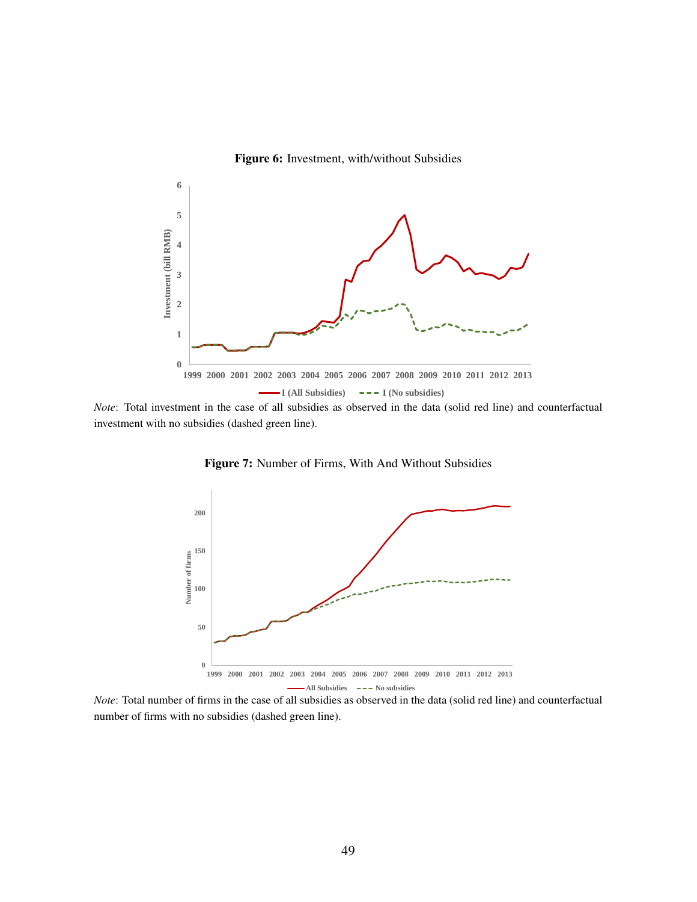**Figure 6:** Investment, with/without Subsidies

*Note*: Total investment in the case of all subsidies as observed in the data (solid red line) and counterfactual investment with no subsidies (dashed green line).

**Figure 7:** Number of Firms, With And Without Subsidies

*Note*: Total number of firms in the case of all subsidies as observed in the data (solid red line) and counterfactual number of firms with no subsidies (dashed green line).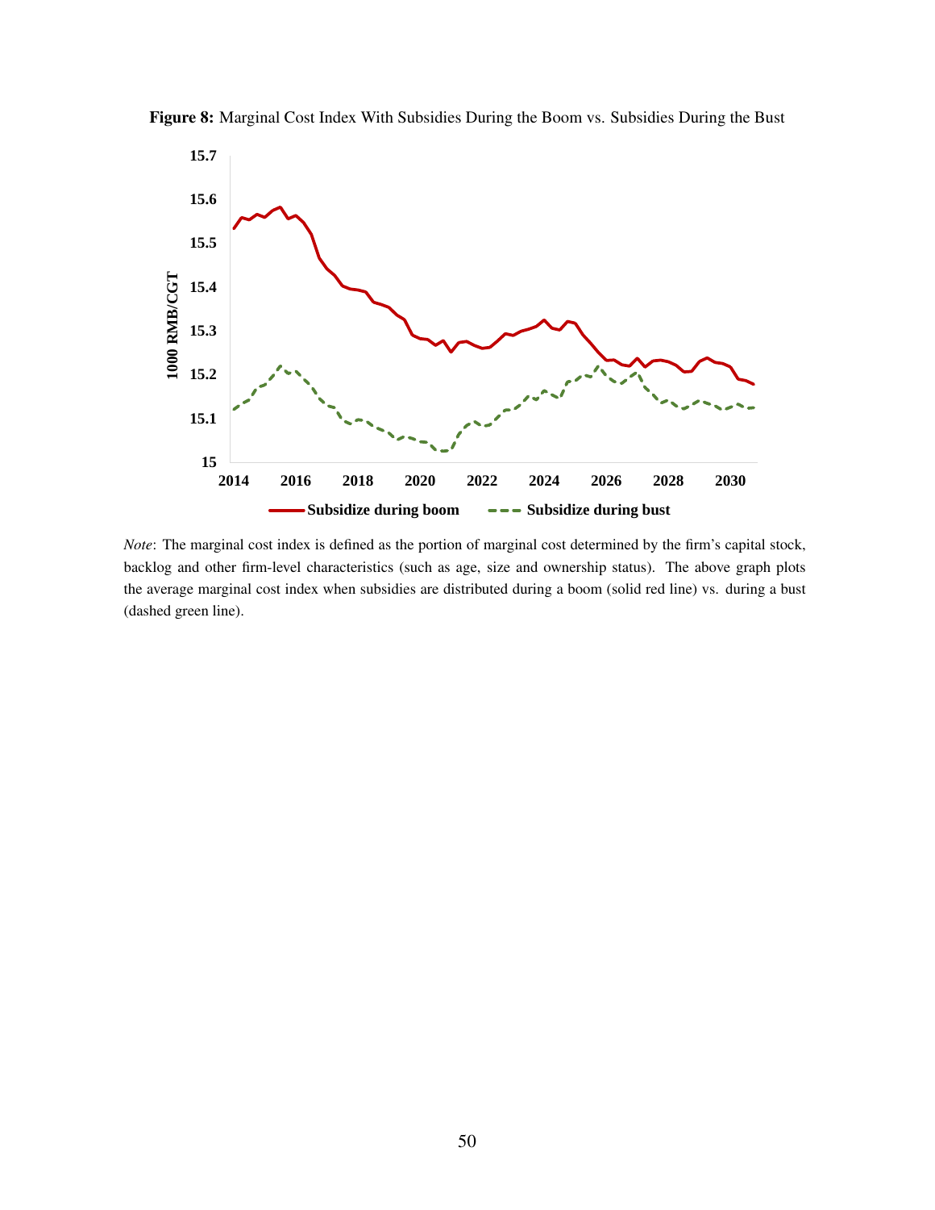**Figure 8:** Marginal Cost Index With Subsidies During the Boom vs. Subsidies During the Bust

*Note*: The marginal cost index is defined as the portion of marginal cost determined by the firm's capital stock, backlog and other firm-level characteristics (such as age, size and ownership status). The above graph plots the average marginal cost index when subsidies are distributed during a boom (solid red line) vs. during a bust (dashed green line).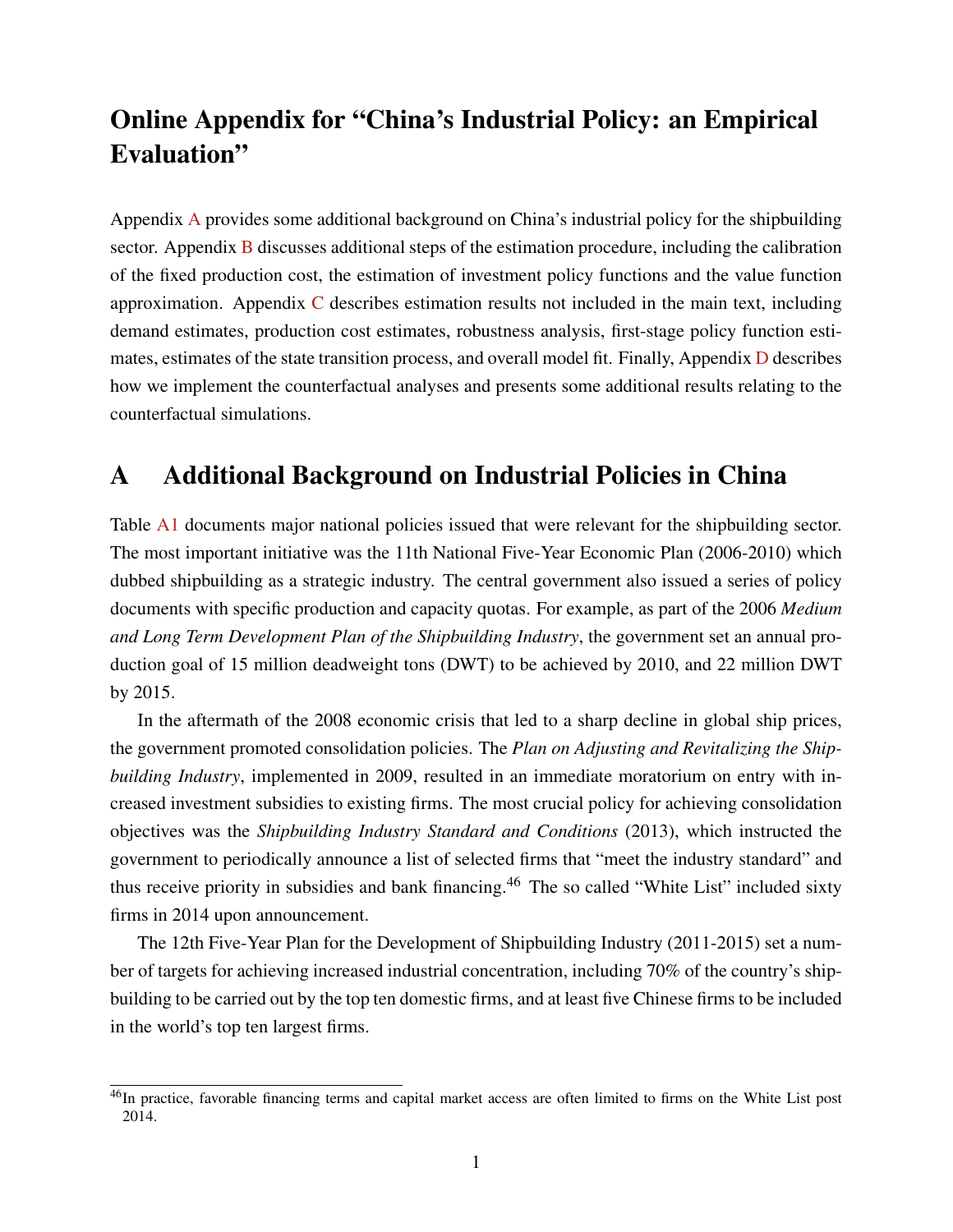# Online Appendix for "China's Industrial Policy: an Empirical Evaluation"

Appendix A provides some additional background on China's industrial policy for the shipbuilding sector. Appendix B discusses additional steps of the estimation procedure, including the calibration of the fixed production cost, the estimation of investment policy functions and the value function approximation. Appendix C describes estimation results not included in the main text, including demand estimates, production cost estimates, robustness analysis, first-stage policy function estimates, estimates of the state transition process, and overall model fit. Finally, Appendix D describes how we implement the counterfactual analyses and presents some additional results relating to the counterfactual simulations.

## A Additional Background on Industrial Policies in China

Table A1 documents major national policies issued that were relevant for the shipbuilding sector. The most important initiative was the 11th National Five-Year Economic Plan (2006-2010) which dubbed shipbuilding as a strategic industry. The central government also issued a series of policy documents with specific production and capacity quotas. For example, as part of the 2006 *Medium and Long Term Development Plan of the Shipbuilding Industry*, the government set an annual production goal of 15 million deadweight tons (DWT) to be achieved by 2010, and 22 million DWT by 2015.

In the aftermath of the 2008 economic crisis that led to a sharp decline in global ship prices, the government promoted consolidation policies. The *Plan on Adjusting and Revitalizing the Shipbuilding Industry*, implemented in 2009, resulted in an immediate moratorium on entry with increased investment subsidies to existing firms. The most crucial policy for achieving consolidation objectives was the *Shipbuilding Industry Standard and Conditions* (2013), which instructed the government to periodically announce a list of selected firms that "meet the industry standard" and thus receive priority in subsidies and bank financing.[46] The so called "White List" included sixty firms in 2014 upon announcement.

The 12th Five-Year Plan for the Development of Shipbuilding Industry (2011-2015) set a number of targets for achieving increased industrial concentration, including 70% of the country's shipbuilding to be carried out by the top ten domestic firms, and at least five Chinese firms to be included in the world's top ten largest firms.

[46] In practice, favorable financing terms and capital market access are often limited to firms on the White List post 2014.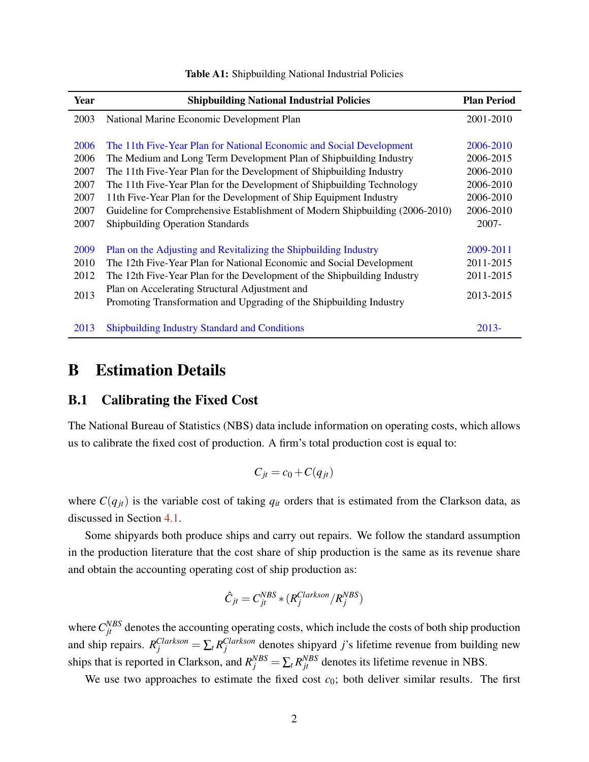**Table A1:** Shipbuilding National Industrial Policies

| Year | Shipbuilding National Industrial Policies | Plan Period |
|---|---|---|
| 2003 | National Marine Economic Development Plan | 2001-2010 |
| 2006 | The 11th Five-Year Plan for National Economic and Social Development | 2006-2010 |
| 2006 | The Medium and Long Term Development Plan of Shipbuilding Industry | 2006-2015 |
| 2007 | The 11th Five-Year Plan for the Development of Shipbuilding Industry | 2006-2010 |
| 2007 | The 11th Five-Year Plan for the Development of Shipbuilding Technology | 2006-2010 |
| 2007 | 11th Five-Year Plan for the Development of Ship Equipment Industry | 2006-2010 |
| 2007 | Guideline for Comprehensive Establishment of Modern Shipbuilding (2006-2010) | 2006-2010 |
| 2007 | Shipbuilding Operation Standards | 2007- |
| 2009 | Plan on the Adjusting and Revitalizing the Shipbuilding Industry | 2009-2011 |
| 2010 | The 12th Five-Year Plan for National Economic and Social Development | 2011-2015 |
| 2012 | The 12th Five-Year Plan for the Development of the Shipbuilding Industry | 2011-2015 |
| 2013 | Plan on Accelerating Structural Adjustment and Promoting Transformation and Upgrading of the Shipbuilding Industry | 2013-2015 |
| 2013 | Shipbuilding Industry Standard and Conditions | 2013- |

# B Estimation Details

## B.1 Calibrating the Fixed Cost

The National Bureau of Statistics (NBS) data include information on operating costs, which allows us to calibrate the fixed cost of production. A firm's total production cost is equal to:

$$C_{jt} = c_0 + C(q_{jt})$$

where $C(q_{jt})$ is the variable cost of taking $q_{it}$ orders that is estimated from the Clarkson data, as discussed in Section 4.1.

Some shipyards both produce ships and carry out repairs. We follow the standard assumption in the production literature that the cost share of ship production is the same as its revenue share and obtain the accounting operating cost of ship production as:

$$\hat{C}_{jt} = C_{jt}^{NBS} * (R_j^{Clarkson} / R_j^{NBS})$$

where $C_{jt}^{NBS}$ denotes the accounting operating costs, which include the costs of both ship production and ship repairs. $R_j^{Clarkson} = \sum_t R_j^{Clarkson}$ denotes shipyard $j$'s lifetime revenue from building new ships that is reported in Clarkson, and $R_j^{NBS} = \sum_t R_{jt}^{NBS}$ denotes its lifetime revenue in NBS.

We use two approaches to estimate the fixed cost $c_0$; both deliver similar results. The first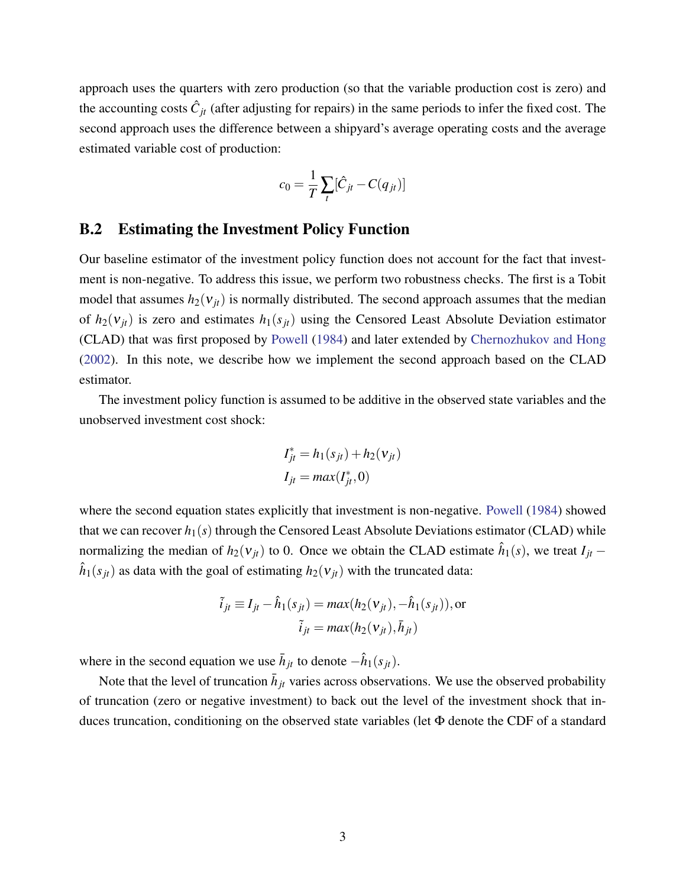approach uses the quarters with zero production (so that the variable production cost is zero) and the accounting costs $\hat{C}_{jt}$ (after adjusting for repairs) in the same periods to infer the fixed cost. The second approach uses the difference between a shipyard's average operating costs and the average estimated variable cost of production:

$$c_0 = \frac{1}{T}\sum_t [\hat{C}_{jt} - C(q_{jt})]$$

## B.2 Estimating the Investment Policy Function

Our baseline estimator of the investment policy function does not account for the fact that investment is non-negative. To address this issue, we perform two robustness checks. The first is a Tobit model that assumes $h_2(\nu_{jt})$ is normally distributed. The second approach assumes that the median of $h_2(\nu_{jt})$ is zero and estimates $h_1(s_{jt})$ using the Censored Least Absolute Deviation estimator (CLAD) that was first proposed by Powell (1984) and later extended by Chernozhukov and Hong (2002). In this note, we describe how we implement the second approach based on the CLAD estimator.

The investment policy function is assumed to be additive in the observed state variables and the unobserved investment cost shock:

$$I^*_{jt} = h_1(s_{jt}) + h_2(\nu_{jt})$$
$$I_{jt} = max(I^*_{jt}, 0)$$

where the second equation states explicitly that investment is non-negative. Powell (1984) showed that we can recover $h_1(s)$ through the Censored Least Absolute Deviations estimator (CLAD) while normalizing the median of $h_2(\nu_{jt})$ to 0. Once we obtain the CLAD estimate $\hat{h}_1(s)$, we treat $I_{jt} - \hat{h}_1(s_{jt})$ as data with the goal of estimating $h_2(\nu_{jt})$ with the truncated data:

$$\tilde{i}_{jt} \equiv I_{jt} - \hat{h}_1(s_{jt}) = max(h_2(\nu_{jt}), -\hat{h}_1(s_{jt})), \text{or}$$
$$\tilde{i}_{jt} = max(h_2(\nu_{jt}), \bar{h}_{jt})$$

where in the second equation we use $\bar{h}_{jt}$ to denote $-\hat{h}_1(s_{jt})$.

Note that the level of truncation $\bar{h}_{jt}$ varies across observations. We use the observed probability of truncation (zero or negative investment) to back out the level of the investment shock that induces truncation, conditioning on the observed state variables (let $\Phi$ denote the CDF of a standard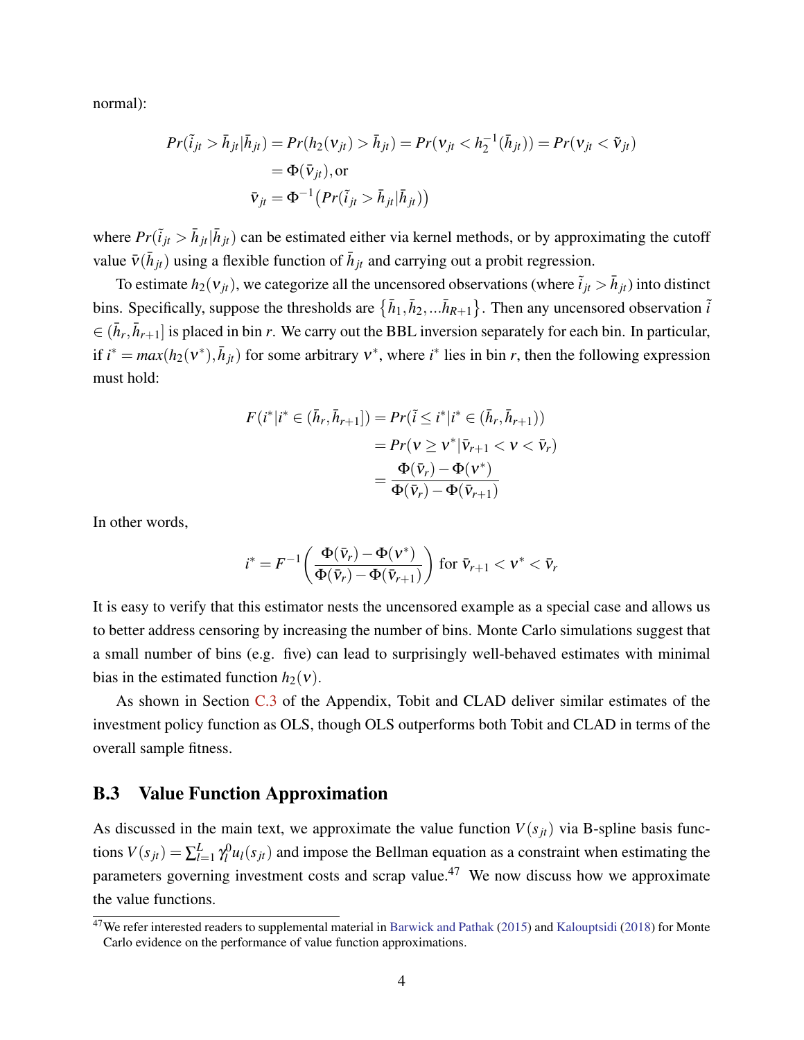normal):

$$
\begin{aligned}
Pr(\tilde{i}_{jt} > \bar{h}_{jt}|\bar{h}_{jt}) &= Pr(h_2(\nu_{jt}) > \bar{h}_{jt}) = Pr(\nu_{jt} < h_2^{-1}(\bar{h}_{jt})) = Pr(\nu_{jt} < \tilde{\nu}_{jt}) \\
&= \Phi(\bar{\nu}_{jt}), \text{or} \\
\bar{\nu}_{jt} &= \Phi^{-1}\big(Pr(\tilde{i}_{jt} > \bar{h}_{jt}|\bar{h}_{jt})\big)
\end{aligned}
$$

where $Pr(\tilde{i}_{jt} > \bar{h}_{jt}|\bar{h}_{jt})$ can be estimated either via kernel methods, or by approximating the cutoff value $\bar{\nu}(\bar{h}_{jt})$ using a flexible function of $\bar{h}_{jt}$ and carrying out a probit regression.

To estimate $h_2(\nu_{jt})$, we categorize all the uncensored observations (where $\tilde{i}_{jt} > \bar{h}_{jt}$) into distinct bins. Specifically, suppose the thresholds are $\{\bar{h}_1, \bar{h}_2, ...\bar{h}_{R+1}\}$. Then any uncensored observation $\tilde{i} \in (\bar{h}_r, \bar{h}_{r+1}]$ is placed in bin $r$. We carry out the BBL inversion separately for each bin. In particular, if $i^* = max(h_2(\nu^*), \bar{h}_{jt})$ for some arbitrary $\nu^*$, where $i^*$ lies in bin $r$, then the following expression must hold:

$$
\begin{aligned}
F(i^*|i^* \in (\bar{h}_r, \bar{h}_{r+1}]) &= Pr(\tilde{i} \leq i^*|i^* \in (\bar{h}_r, \bar{h}_{r+1})) \\
&= Pr(\nu \geq \nu^*|\bar{\nu}_{r+1} < \nu < \bar{\nu}_r) \\
&= \frac{\Phi(\bar{\nu}_r) - \Phi(\nu^*)}{\Phi(\bar{\nu}_r) - \Phi(\bar{\nu}_{r+1})}
\end{aligned}
$$

In other words,

$$
i^* = F^{-1}\left(\frac{\Phi(\bar{\nu}_r) - \Phi(\nu^*)}{\Phi(\bar{\nu}_r) - \Phi(\bar{\nu}_{r+1})}\right) \text{ for } \bar{\nu}_{r+1} < \nu^* < \bar{\nu}_r
$$

It is easy to verify that this estimator nests the uncensored example as a special case and allows us to better address censoring by increasing the number of bins. Monte Carlo simulations suggest that a small number of bins (e.g. five) can lead to surprisingly well-behaved estimates with minimal bias in the estimated function $h_2(\nu)$.

As shown in Section C.3 of the Appendix, Tobit and CLAD deliver similar estimates of the investment policy function as OLS, though OLS outperforms both Tobit and CLAD in terms of the overall sample fitness.

## B.3 Value Function Approximation

As discussed in the main text, we approximate the value function $V(s_{jt})$ via B-spline basis functions $V(s_{jt}) = \sum_{l=1}^{L} \gamma_l^0 u_l(s_{jt})$ and impose the Bellman equation as a constraint when estimating the parameters governing investment costs and scrap value.[47] We now discuss how we approximate the value functions.

[47] We refer interested readers to supplemental material in Barwick and Pathak (2015) and Kalouptsidi (2018) for Monte Carlo evidence on the performance of value function approximations.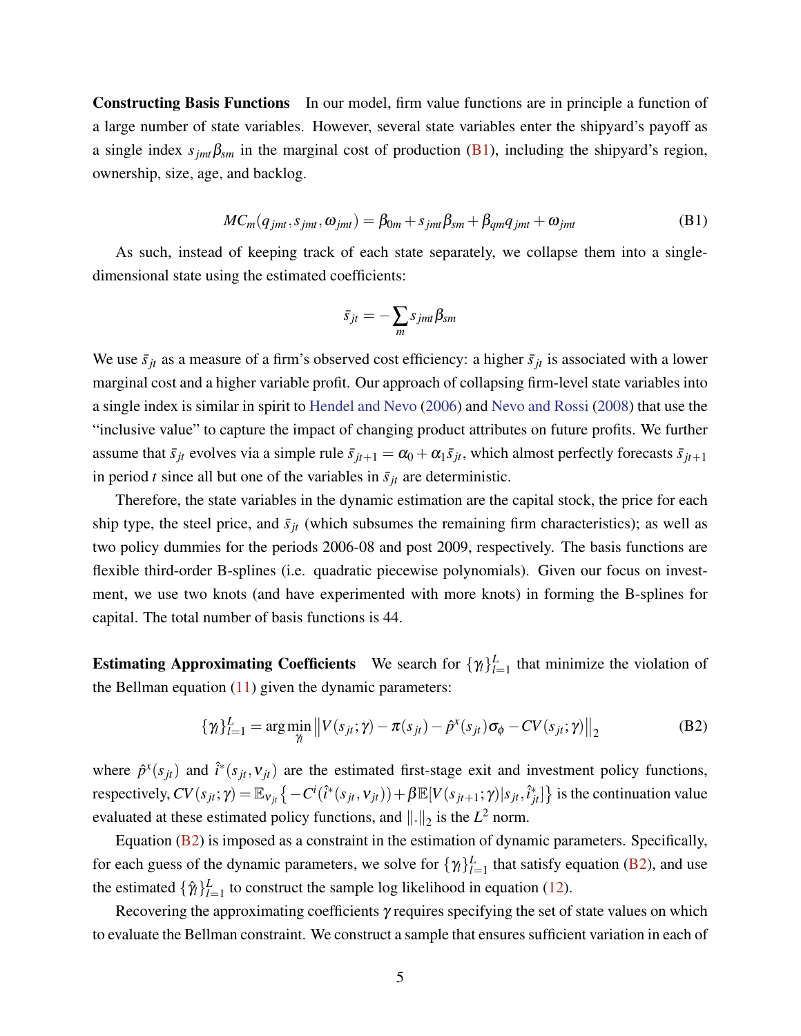**Constructing Basis Functions** In our model, firm value functions are in principle a function of a large number of state variables. However, several state variables enter the shipyard's payoff as a single index $s_{jmt}\beta_{sm}$ in the marginal cost of production (B1), including the shipyard's region, ownership, size, age, and backlog.

$$MC_m(q_{jmt}, s_{jmt}, \omega_{jmt}) = \beta_{0m} + s_{jmt}\beta_{sm} + \beta_{qm}q_{jmt} + \omega_{jmt} \tag{B1}$$

As such, instead of keeping track of each state separately, we collapse them into a single-dimensional state using the estimated coefficients:

$$\bar{s}_{jt} = -\sum_m s_{jmt}\beta_{sm}$$

We use $\bar{s}_{jt}$ as a measure of a firm's observed cost efficiency: a higher $\bar{s}_{jt}$ is associated with a lower marginal cost and a higher variable profit. Our approach of collapsing firm-level state variables into a single index is similar in spirit to Hendel and Nevo (2006) and Nevo and Rossi (2008) that use the "inclusive value" to capture the impact of changing product attributes on future profits. We further assume that $\bar{s}_{jt}$ evolves via a simple rule $\bar{s}_{jt+1} = \alpha_0 + \alpha_1\bar{s}_{jt}$, which almost perfectly forecasts $\bar{s}_{jt+1}$ in period $t$ since all but one of the variables in $\bar{s}_{jt}$ are deterministic.

Therefore, the state variables in the dynamic estimation are the capital stock, the price for each ship type, the steel price, and $\bar{s}_{jt}$ (which subsumes the remaining firm characteristics); as well as two policy dummies for the periods 2006-08 and post 2009, respectively. The basis functions are flexible third-order B-splines (i.e. quadratic piecewise polynomials). Given our focus on investment, we use two knots (and have experimented with more knots) in forming the B-splines for capital. The total number of basis functions is 44.

**Estimating Approximating Coefficients** We search for $\{\gamma_l\}_{l=1}^L$ that minimize the violation of the Bellman equation (11) given the dynamic parameters:

$$\{\gamma_l\}_{l=1}^L = \arg\min_{\gamma_l} \left\| V(s_{jt};\gamma) - \pi(s_{jt}) - \hat{p}^x(s_{jt})\sigma_\phi - CV(s_{jt};\gamma) \right\|_2 \tag{B2}$$

where $\hat{p}^x(s_{jt})$ and $\hat{i}^*(s_{jt}, \nu_{jt})$ are the estimated first-stage exit and investment policy functions, respectively, $CV(s_{jt};\gamma) = \mathbb{E}_{\nu_{jt}}\left\{-C^i(\hat{i}^*(s_{jt}, \nu_{jt})) + \beta\mathbb{E}[V(s_{jt+1};\gamma)|s_{jt}, \hat{i}^*_{jt}]\right\}$ is the continuation value evaluated at these estimated policy functions, and $\|.\|_2$ is the $L^2$ norm.

Equation (B2) is imposed as a constraint in the estimation of dynamic parameters. Specifically, for each guess of the dynamic parameters, we solve for $\{\gamma_l\}_{l=1}^L$ that satisfy equation (B2), and use the estimated $\{\hat{\gamma}_l\}_{l=1}^L$ to construct the sample log likelihood in equation (12).

Recovering the approximating coefficients $\gamma$ requires specifying the set of state values on which to evaluate the Bellman constraint. We construct a sample that ensures sufficient variation in each of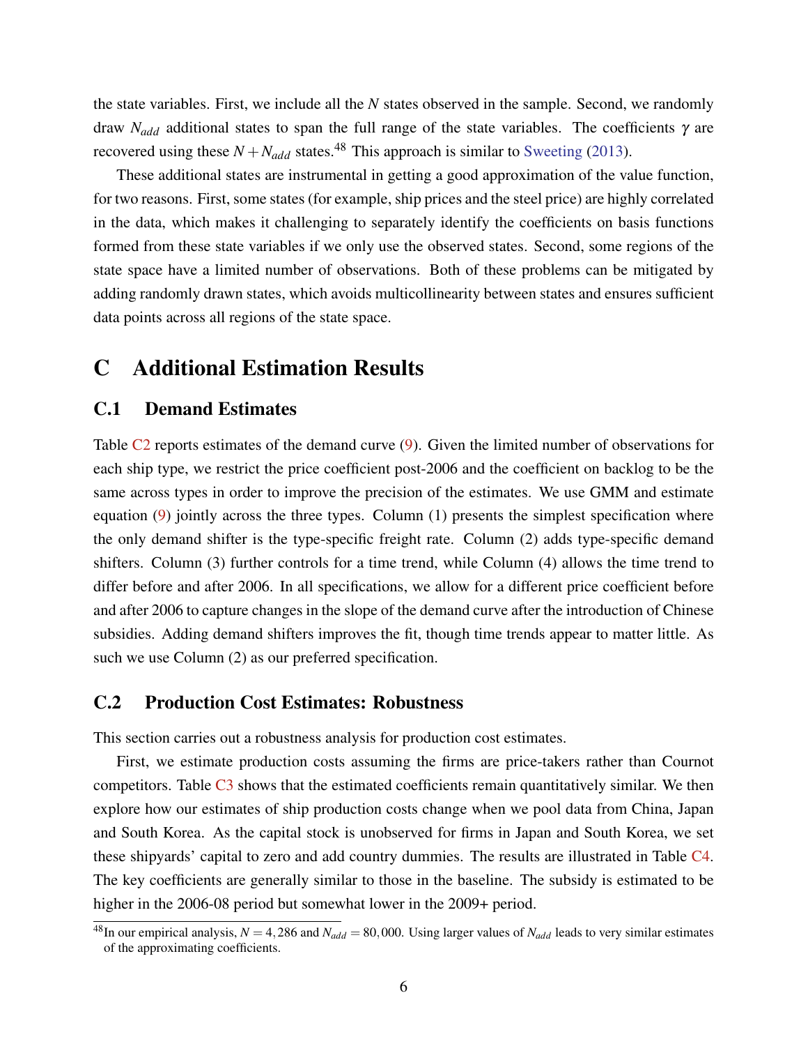the state variables. First, we include all the $N$ states observed in the sample. Second, we randomly draw $N_{add}$ additional states to span the full range of the state variables. The coefficients $\gamma$ are recovered using these $N + N_{add}$ states.[48] This approach is similar to Sweeting (2013).

These additional states are instrumental in getting a good approximation of the value function, for two reasons. First, some states (for example, ship prices and the steel price) are highly correlated in the data, which makes it challenging to separately identify the coefficients on basis functions formed from these state variables if we only use the observed states. Second, some regions of the state space have a limited number of observations. Both of these problems can be mitigated by adding randomly drawn states, which avoids multicollinearity between states and ensures sufficient data points across all regions of the state space.

# C Additional Estimation Results

## C.1 Demand Estimates

Table C2 reports estimates of the demand curve (9). Given the limited number of observations for each ship type, we restrict the price coefficient post-2006 and the coefficient on backlog to be the same across types in order to improve the precision of the estimates. We use GMM and estimate equation (9) jointly across the three types. Column (1) presents the simplest specification where the only demand shifter is the type-specific freight rate. Column (2) adds type-specific demand shifters. Column (3) further controls for a time trend, while Column (4) allows the time trend to differ before and after 2006. In all specifications, we allow for a different price coefficient before and after 2006 to capture changes in the slope of the demand curve after the introduction of Chinese subsidies. Adding demand shifters improves the fit, though time trends appear to matter little. As such we use Column (2) as our preferred specification.

## C.2 Production Cost Estimates: Robustness

This section carries out a robustness analysis for production cost estimates.

First, we estimate production costs assuming the firms are price-takers rather than Cournot competitors. Table C3 shows that the estimated coefficients remain quantitatively similar. We then explore how our estimates of ship production costs change when we pool data from China, Japan and South Korea. As the capital stock is unobserved for firms in Japan and South Korea, we set these shipyards' capital to zero and add country dummies. The results are illustrated in Table C4. The key coefficients are generally similar to those in the baseline. The subsidy is estimated to be higher in the 2006-08 period but somewhat lower in the 2009+ period.

[48] In our empirical analysis, $N = 4,286$ and $N_{add} = 80,000$. Using larger values of $N_{add}$ leads to very similar estimates of the approximating coefficients.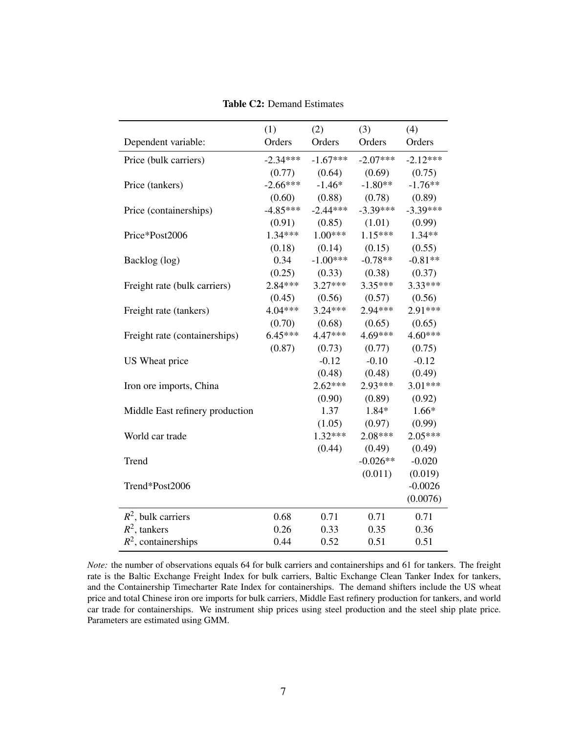**Table C2:** Demand Estimates

| Dependent variable: | (1) Orders | (2) Orders | (3) Orders | (4) Orders |
|---|---|---|---|---|
| Price (bulk carriers) | -2.34*** | -1.67*** | -2.07*** | -2.12*** |
| | (0.77) | (0.64) | (0.69) | (0.75) |
| Price (tankers) | -2.66*** | -1.46* | -1.80** | -1.76** |
| | (0.60) | (0.88) | (0.78) | (0.89) |
| Price (containerships) | -4.85*** | -2.44*** | -3.39*** | -3.39*** |
| | (0.91) | (0.85) | (1.01) | (0.99) |
| Price*Post2006 | 1.34*** | 1.00*** | 1.15*** | 1.34** |
| | (0.18) | (0.14) | (0.15) | (0.55) |
| Backlog (log) | 0.34 | -1.00*** | -0.78** | -0.81** |
| | (0.25) | (0.33) | (0.38) | (0.37) |
| Freight rate (bulk carriers) | 2.84*** | 3.27*** | 3.35*** | 3.33*** |
| | (0.45) | (0.56) | (0.57) | (0.56) |
| Freight rate (tankers) | 4.04*** | 3.24*** | 2.94*** | 2.91*** |
| | (0.70) | (0.68) | (0.65) | (0.65) |
| Freight rate (containerships) | 6.45*** | 4.47*** | 4.69*** | 4.60*** |
| | (0.87) | (0.73) | (0.77) | (0.75) |
| US Wheat price | | -0.12 | -0.10 | -0.12 |
| | | (0.48) | (0.48) | (0.49) |
| Iron ore imports, China | | 2.62*** | 2.93*** | 3.01*** |
| | | (0.90) | (0.89) | (0.92) |
| Middle East refinery production | | 1.37 | 1.84* | 1.66* |
| | | (1.05) | (0.97) | (0.99) |
| World car trade | | 1.32*** | 2.08*** | 2.05*** |
| | | (0.44) | (0.49) | (0.49) |
| Trend | | | -0.026** | -0.020 |
| | | | (0.011) | (0.019) |
| Trend*Post2006 | | | | -0.0026 |
| | | | | (0.0076) |
| $R^2$, bulk carriers | 0.68 | 0.71 | 0.71 | 0.71 |
| $R^2$, tankers | 0.26 | 0.33 | 0.35 | 0.36 |
| $R^2$, containerships | 0.44 | 0.52 | 0.51 | 0.51 |

*Note:* the number of observations equals 64 for bulk carriers and containerships and 61 for tankers. The freight rate is the Baltic Exchange Freight Index for bulk carriers, Baltic Exchange Clean Tanker Index for tankers, and the Containership Timecharter Rate Index for containerships. The demand shifters include the US wheat price and total Chinese iron ore imports for bulk carriers, Middle East refinery production for tankers, and world car trade for containerships. We instrument ship prices using steel production and the steel ship plate price. Parameters are estimated using GMM.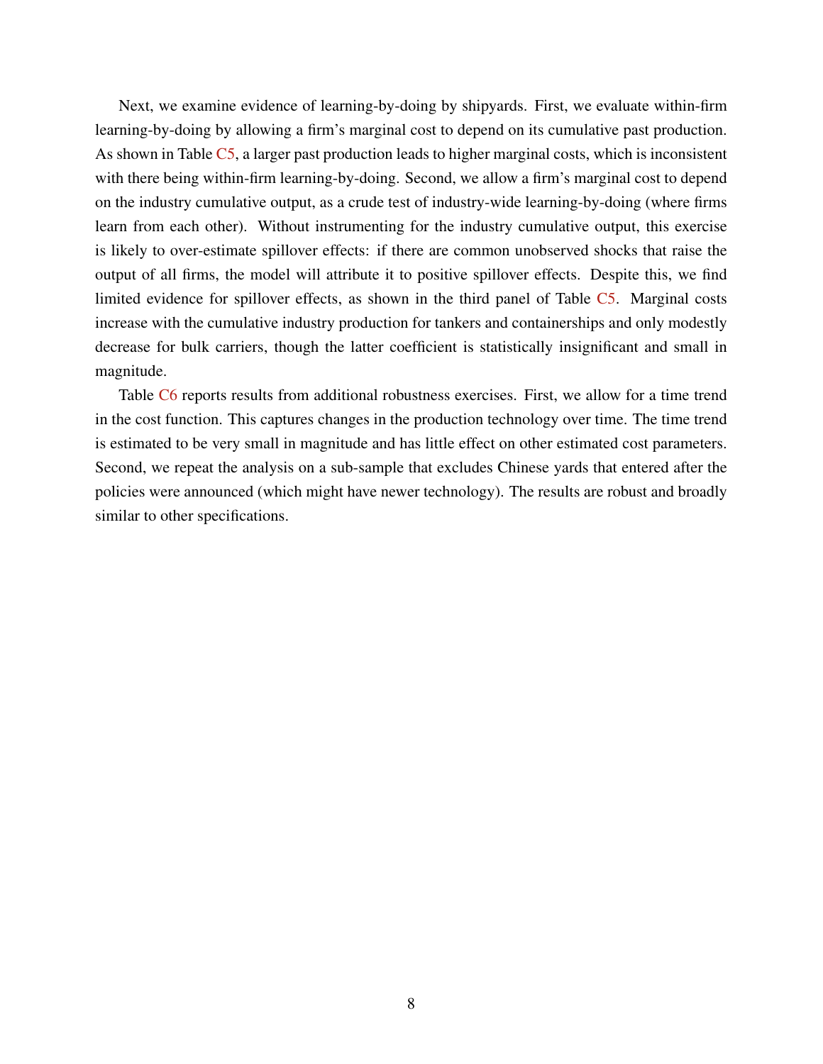Next, we examine evidence of learning-by-doing by shipyards. First, we evaluate within-firm learning-by-doing by allowing a firm's marginal cost to depend on its cumulative past production. As shown in Table C5, a larger past production leads to higher marginal costs, which is inconsistent with there being within-firm learning-by-doing. Second, we allow a firm's marginal cost to depend on the industry cumulative output, as a crude test of industry-wide learning-by-doing (where firms learn from each other). Without instrumenting for the industry cumulative output, this exercise is likely to over-estimate spillover effects: if there are common unobserved shocks that raise the output of all firms, the model will attribute it to positive spillover effects. Despite this, we find limited evidence for spillover effects, as shown in the third panel of Table C5. Marginal costs increase with the cumulative industry production for tankers and containerships and only modestly decrease for bulk carriers, though the latter coefficient is statistically insignificant and small in magnitude.

Table C6 reports results from additional robustness exercises. First, we allow for a time trend in the cost function. This captures changes in the production technology over time. The time trend is estimated to be very small in magnitude and has little effect on other estimated cost parameters. Second, we repeat the analysis on a sub-sample that excludes Chinese yards that entered after the policies were announced (which might have newer technology). The results are robust and broadly similar to other specifications.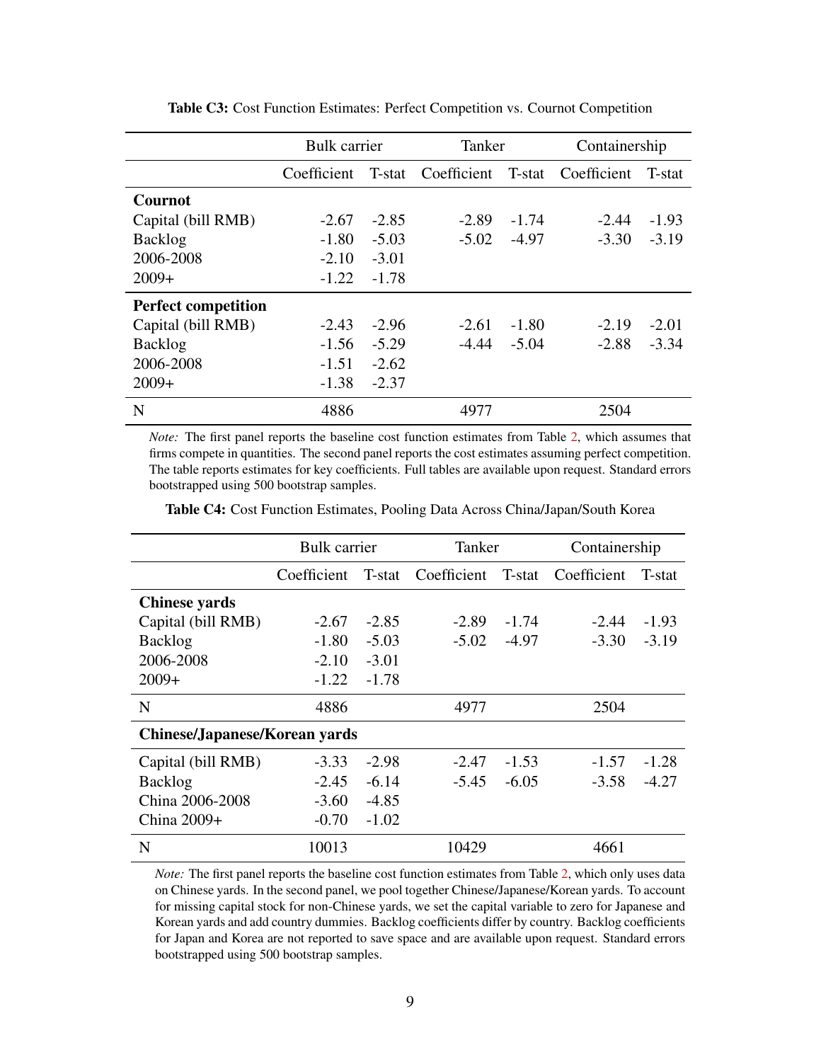**Table C3:** Cost Function Estimates: Perfect Competition vs. Cournot Competition

| | Bulk carrier | | Tanker | | Containership | |
|---|---|---|---|---|---|---|
| | Coefficient | T-stat | Coefficient | T-stat | Coefficient | T-stat |
| **Cournot** | | | | | | |
| Capital (bill RMB) | -2.67 | -2.85 | -2.89 | -1.74 | -2.44 | -1.93 |
| Backlog | -1.80 | -5.03 | -5.02 | -4.97 | -3.30 | -3.19 |
| 2006-2008 | -2.10 | -3.01 | | | | |
| 2009+ | -1.22 | -1.78 | | | | |
| **Perfect competition** | | | | | | |
| Capital (bill RMB) | -2.43 | -2.96 | -2.61 | -1.80 | -2.19 | -2.01 |
| Backlog | -1.56 | -5.29 | -4.44 | -5.04 | -2.88 | -3.34 |
| 2006-2008 | -1.51 | -2.62 | | | | |
| 2009+ | -1.38 | -2.37 | | | | |
| N | 4886 | | 4977 | | 2504 | |

*Note:* The first panel reports the baseline cost function estimates from Table 2, which assumes that firms compete in quantities. The second panel reports the cost estimates assuming perfect competition. The table reports estimates for key coefficients. Full tables are available upon request. Standard errors bootstrapped using 500 bootstrap samples.

**Table C4:** Cost Function Estimates, Pooling Data Across China/Japan/South Korea

| | Bulk carrier | | Tanker | | Containership | |
|---|---|---|---|---|---|---|
| | Coefficient | T-stat | Coefficient | T-stat | Coefficient | T-stat |
| **Chinese yards** | | | | | | |
| Capital (bill RMB) | -2.67 | -2.85 | -2.89 | -1.74 | -2.44 | -1.93 |
| Backlog | -1.80 | -5.03 | -5.02 | -4.97 | -3.30 | -3.19 |
| 2006-2008 | -2.10 | -3.01 | | | | |
| 2009+ | -1.22 | -1.78 | | | | |
| N | 4886 | | 4977 | | 2504 | |
| **Chinese/Japanese/Korean yards** | | | | | | |
| Capital (bill RMB) | -3.33 | -2.98 | -2.47 | -1.53 | -1.57 | -1.28 |
| Backlog | -2.45 | -6.14 | -5.45 | -6.05 | -3.58 | -4.27 |
| China 2006-2008 | -3.60 | -4.85 | | | | |
| China 2009+ | -0.70 | -1.02 | | | | |
| N | 10013 | | 10429 | | 4661 | |

*Note:* The first panel reports the baseline cost function estimates from Table 2, which only uses data on Chinese yards. In the second panel, we pool together Chinese/Japanese/Korean yards. To account for missing capital stock for non-Chinese yards, we set the capital variable to zero for Japanese and Korean yards and add country dummies. Backlog coefficients differ by country. Backlog coefficients for Japan and Korea are not reported to save space and are available upon request. Standard errors bootstrapped using 500 bootstrap samples.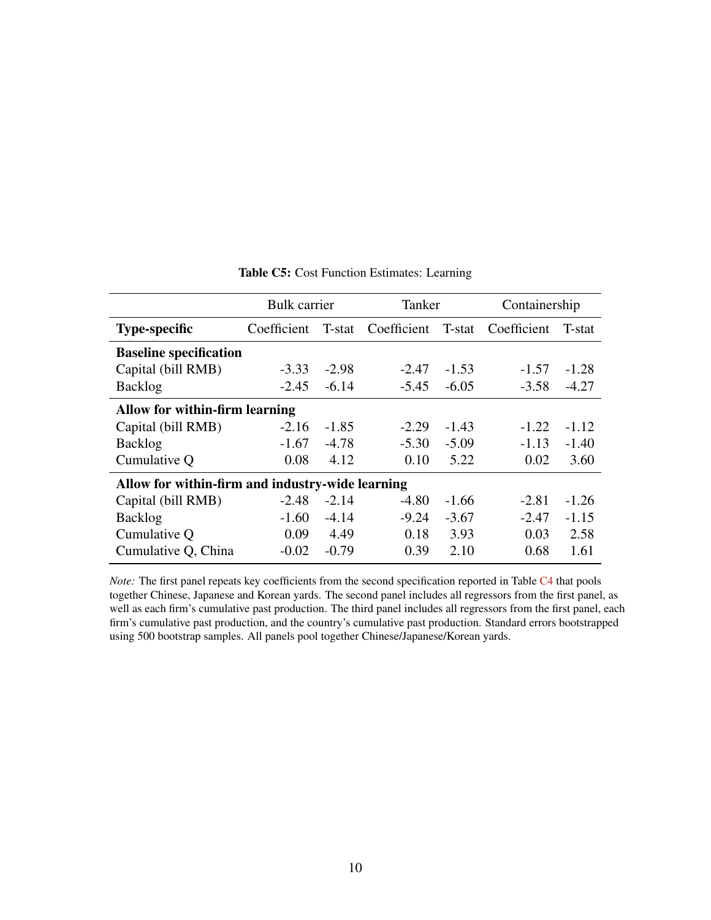**Table C5:** Cost Function Estimates: Learning

| | Bulk carrier | | Tanker | | Containership | |
|---|---|---|---|---|---|---|
| **Type-specific** | Coefficient | T-stat | Coefficient | T-stat | Coefficient | T-stat |
| **Baseline specification** | | | | | | |
| Capital (bill RMB) | -3.33 | -2.98 | -2.47 | -1.53 | -1.57 | -1.28 |
| Backlog | -2.45 | -6.14 | -5.45 | -6.05 | -3.58 | -4.27 |
| **Allow for within-firm learning** | | | | | | |
| Capital (bill RMB) | -2.16 | -1.85 | -2.29 | -1.43 | -1.22 | -1.12 |
| Backlog | -1.67 | -4.78 | -5.30 | -5.09 | -1.13 | -1.40 |
| Cumulative Q | 0.08 | 4.12 | 0.10 | 5.22 | 0.02 | 3.60 |
| **Allow for within-firm and industry-wide learning** | | | | | | |
| Capital (bill RMB) | -2.48 | -2.14 | -4.80 | -1.66 | -2.81 | -1.26 |
| Backlog | -1.60 | -4.14 | -9.24 | -3.67 | -2.47 | -1.15 |
| Cumulative Q | 0.09 | 4.49 | 0.18 | 3.93 | 0.03 | 2.58 |
| Cumulative Q, China | -0.02 | -0.79 | 0.39 | 2.10 | 0.68 | 1.61 |

*Note:* The first panel repeats key coefficients from the second specification reported in Table C4 that pools together Chinese, Japanese and Korean yards. The second panel includes all regressors from the first panel, as well as each firm's cumulative past production. The third panel includes all regressors from the first panel, each firm's cumulative past production, and the country's cumulative past production. Standard errors bootstrapped using 500 bootstrap samples. All panels pool together Chinese/Japanese/Korean yards.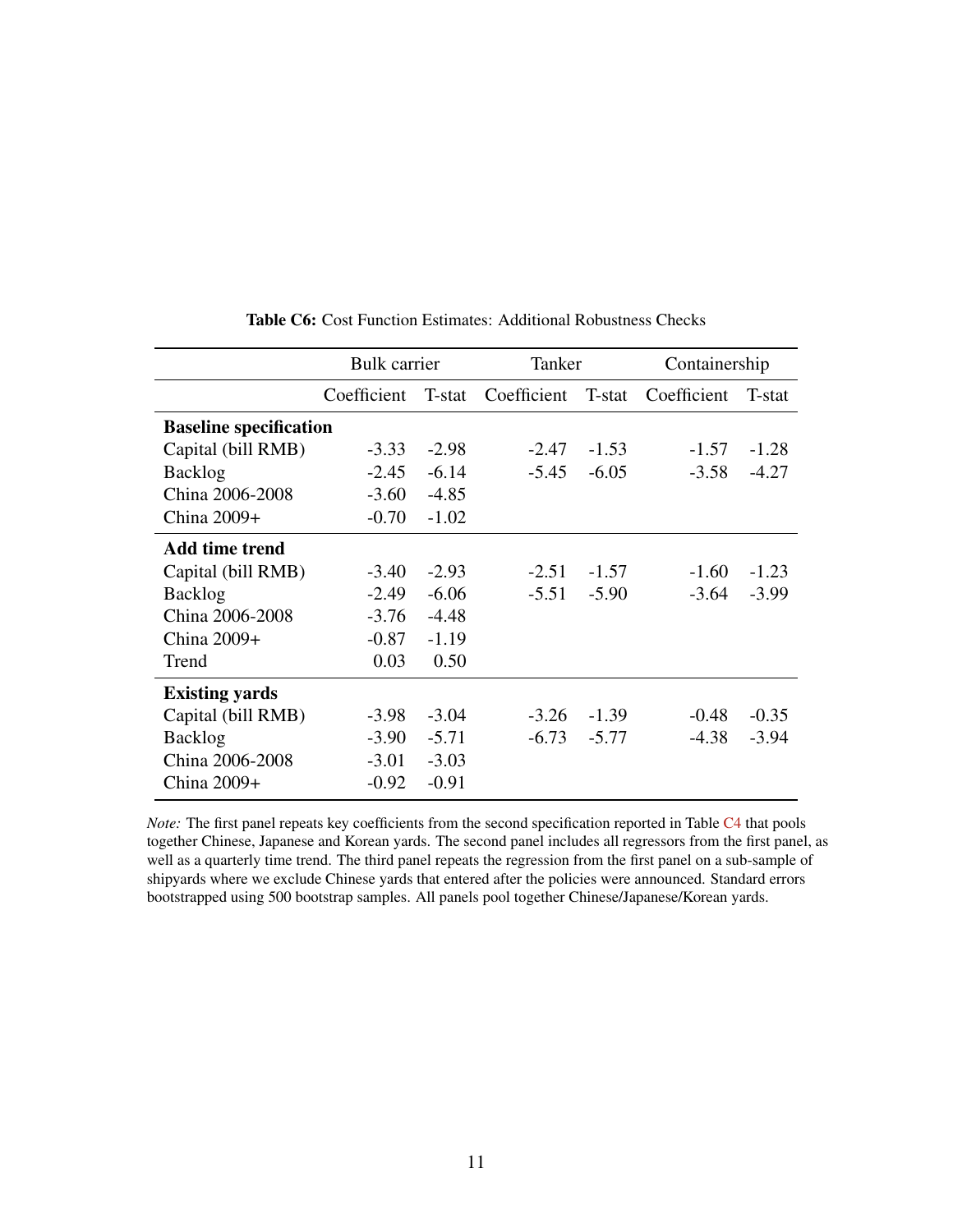**Table C6:** Cost Function Estimates: Additional Robustness Checks

| | Bulk carrier | | Tanker | | Containership | |
|---|---|---|---|---|---|---|
| | Coefficient | T-stat | Coefficient | T-stat | Coefficient | T-stat |
| **Baseline specification** | | | | | | |
| Capital (bill RMB) | -3.33 | -2.98 | -2.47 | -1.53 | -1.57 | -1.28 |
| Backlog | -2.45 | -6.14 | -5.45 | -6.05 | -3.58 | -4.27 |
| China 2006-2008 | -3.60 | -4.85 | | | | |
| China 2009+ | -0.70 | -1.02 | | | | |
| **Add time trend** | | | | | | |
| Capital (bill RMB) | -3.40 | -2.93 | -2.51 | -1.57 | -1.60 | -1.23 |
| Backlog | -2.49 | -6.06 | -5.51 | -5.90 | -3.64 | -3.99 |
| China 2006-2008 | -3.76 | -4.48 | | | | |
| China 2009+ | -0.87 | -1.19 | | | | |
| Trend | 0.03 | 0.50 | | | | |
| **Existing yards** | | | | | | |
| Capital (bill RMB) | -3.98 | -3.04 | -3.26 | -1.39 | -0.48 | -0.35 |
| Backlog | -3.90 | -5.71 | -6.73 | -5.77 | -4.38 | -3.94 |
| China 2006-2008 | -3.01 | -3.03 | | | | |
| China 2009+ | -0.92 | -0.91 | | | | |

*Note:* The first panel repeats key coefficients from the second specification reported in Table C4 that pools together Chinese, Japanese and Korean yards. The second panel includes all regressors from the first panel, as well as a quarterly time trend. The third panel repeats the regression from the first panel on a sub-sample of shipyards where we exclude Chinese yards that entered after the policies were announced. Standard errors bootstrapped using 500 bootstrap samples. All panels pool together Chinese/Japanese/Korean yards.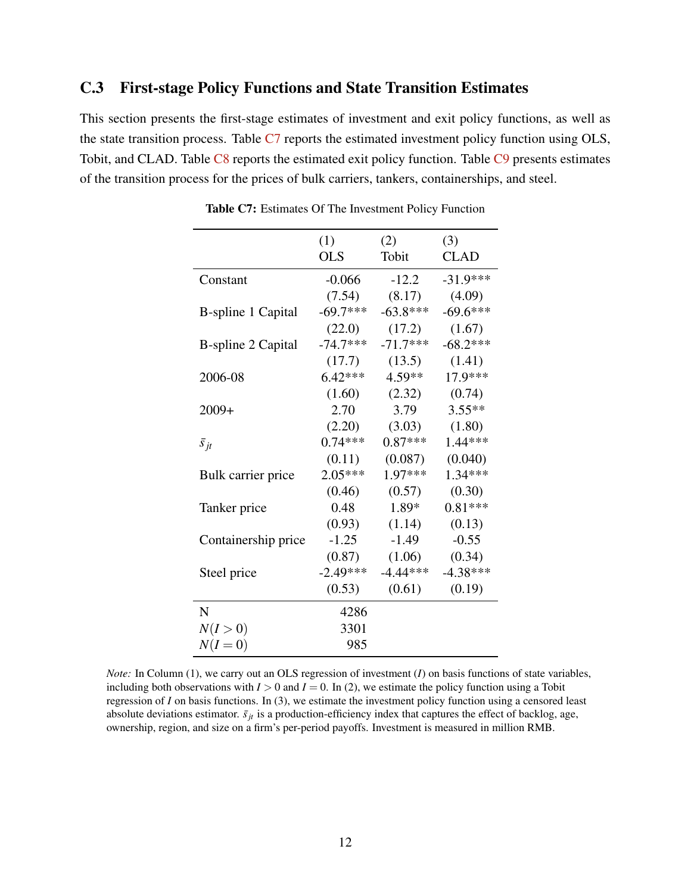## C.3 First-stage Policy Functions and State Transition Estimates

This section presents the first-stage estimates of investment and exit policy functions, as well as the state transition process. Table C7 reports the estimated investment policy function using OLS, Tobit, and CLAD. Table C8 reports the estimated exit policy function. Table C9 presents estimates of the transition process for the prices of bulk carriers, tankers, containerships, and steel.

**Table C7:** Estimates Of The Investment Policy Function

| | (1) OLS | (2) Tobit | (3) CLAD |
|---|---|---|---|
| Constant | -0.066 | -12.2 | -31.9*** |
| | (7.54) | (8.17) | (4.09) |
| B-spline 1 Capital | -69.7*** | -63.8*** | -69.6*** |
| | (22.0) | (17.2) | (1.67) |
| B-spline 2 Capital | -74.7*** | -71.7*** | -68.2*** |
| | (17.7) | (13.5) | (1.41) |
| 2006-08 | 6.42*** | 4.59** | 17.9*** |
| | (1.60) | (2.32) | (0.74) |
| 2009+ | 2.70 | 3.79 | 3.55** |
| | (2.20) | (3.03) | (1.80) |
| $\bar{s}_{jt}$ | 0.74*** | 0.87*** | 1.44*** |
| | (0.11) | (0.087) | (0.040) |
| Bulk carrier price | 2.05*** | 1.97*** | 1.34*** |
| | (0.46) | (0.57) | (0.30) |
| Tanker price | 0.48 | 1.89* | 0.81*** |
| | (0.93) | (1.14) | (0.13) |
| Containership price | -1.25 | -1.49 | -0.55 |
| | (0.87) | (1.06) | (0.34) |
| Steel price | -2.49*** | -4.44*** | -4.38*** |
| | (0.53) | (0.61) | (0.19) |
| N | 4286 | | |
| $N(I>0)$ | 3301 | | |
| $N(I=0)$ | 985 | | |

*Note:* In Column (1), we carry out an OLS regression of investment ($I$) on basis functions of state variables, including both observations with $I > 0$ and $I = 0$. In (2), we estimate the policy function using a Tobit regression of $I$ on basis functions. In (3), we estimate the investment policy function using a censored least absolute deviations estimator. $\bar{s}_{jt}$ is a production-efficiency index that captures the effect of backlog, age, ownership, region, and size on a firm's per-period payoffs. Investment is measured in million RMB.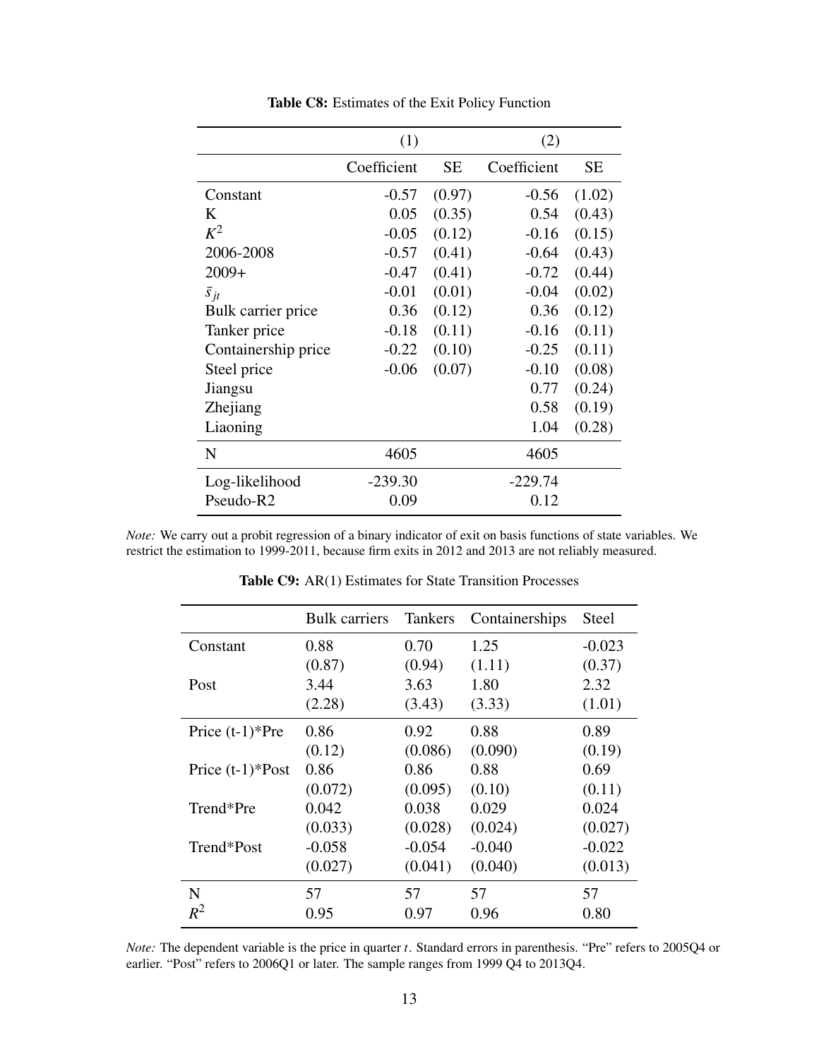**Table C8:** Estimates of the Exit Policy Function

| | (1) | | (2) | |
|---|---|---|---|---|
| | Coefficient | SE | Coefficient | SE |
| Constant | -0.57 | (0.97) | -0.56 | (1.02) |
| K | 0.05 | (0.35) | 0.54 | (0.43) |
| $K^2$ | -0.05 | (0.12) | -0.16 | (0.15) |
| 2006-2008 | -0.57 | (0.41) | -0.64 | (0.43) |
| 2009+ | -0.47 | (0.41) | -0.72 | (0.44) |
| $\bar{s}_{jt}$ | -0.01 | (0.01) | -0.04 | (0.02) |
| Bulk carrier price | 0.36 | (0.12) | 0.36 | (0.12) |
| Tanker price | -0.18 | (0.11) | -0.16 | (0.11) |
| Containership price | -0.22 | (0.10) | -0.25 | (0.11) |
| Steel price | -0.06 | (0.07) | -0.10 | (0.08) |
| Jiangsu | | | 0.77 | (0.24) |
| Zhejiang | | | 0.58 | (0.19) |
| Liaoning | | | 1.04 | (0.28) |
| N | 4605 | | 4605 | |
| Log-likelihood | -239.30 | | -229.74 | |
| Pseudo-R2 | 0.09 | | 0.12 | |

*Note:* We carry out a probit regression of a binary indicator of exit on basis functions of state variables. We restrict the estimation to 1999-2011, because firm exits in 2012 and 2013 are not reliably measured.

**Table C9:** AR(1) Estimates for State Transition Processes

| | Bulk carriers | Tankers | Containerships | Steel |
|---|---|---|---|---|
| Constant | 0.88 | 0.70 | 1.25 | -0.023 |
| | (0.87) | (0.94) | (1.11) | (0.37) |
| Post | 3.44 | 3.63 | 1.80 | 2.32 |
| | (2.28) | (3.43) | (3.33) | (1.01) |
| Price (t-1)*Pre | 0.86 | 0.92 | 0.88 | 0.89 |
| | (0.12) | (0.086) | (0.090) | (0.19) |
| Price (t-1)*Post | 0.86 | 0.86 | 0.88 | 0.69 |
| | (0.072) | (0.095) | (0.10) | (0.11) |
| Trend*Pre | 0.042 | 0.038 | 0.029 | 0.024 |
| | (0.033) | (0.028) | (0.024) | (0.027) |
| Trend*Post | -0.058 | -0.054 | -0.040 | -0.022 |
| | (0.027) | (0.041) | (0.040) | (0.013) |
| N | 57 | 57 | 57 | 57 |
| $R^2$ | 0.95 | 0.97 | 0.96 | 0.80 |

*Note:* The dependent variable is the price in quarter $t$. Standard errors in parenthesis. "Pre" refers to 2005Q4 or earlier. "Post" refers to 2006Q1 or later. The sample ranges from 1999 Q4 to 2013Q4.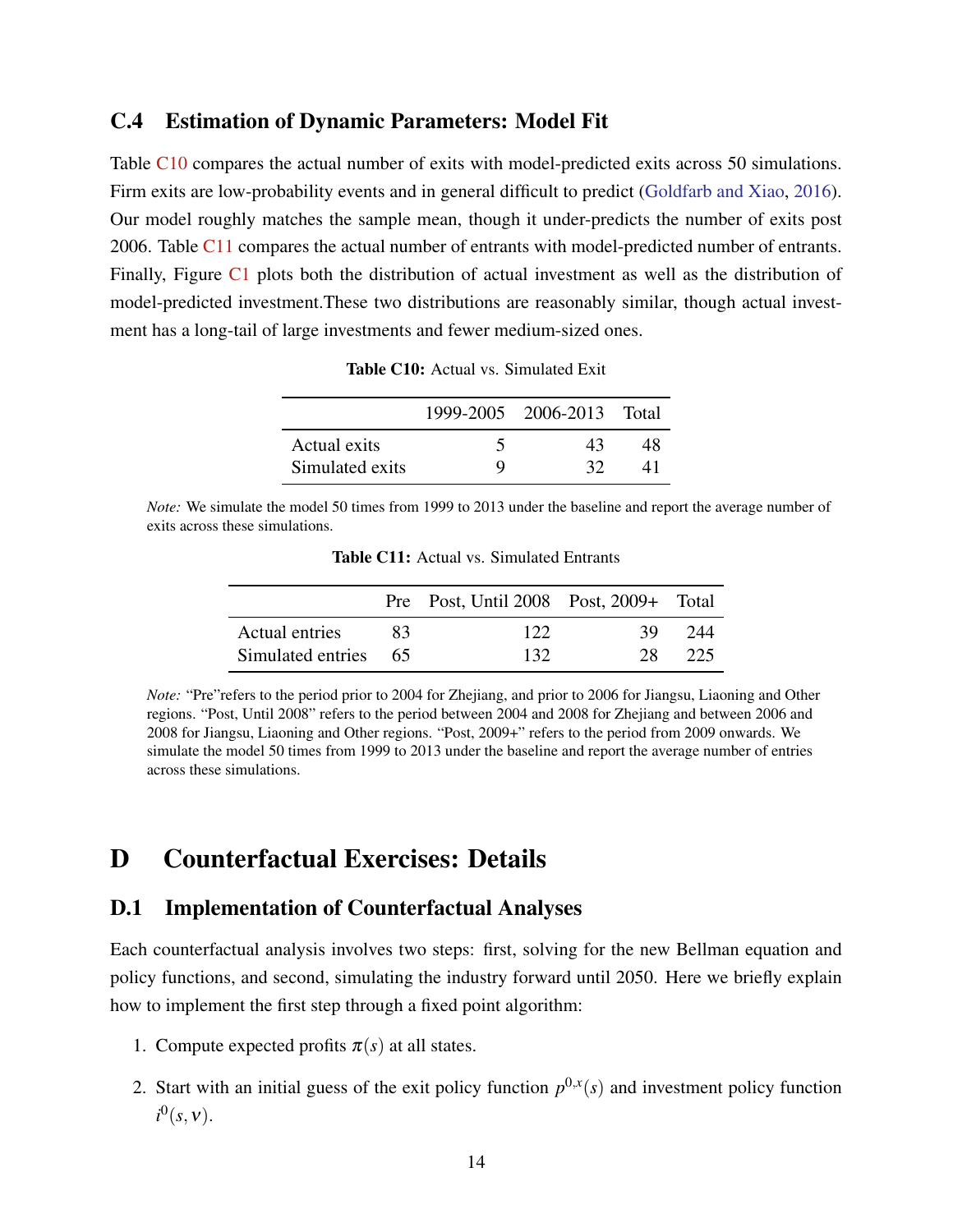### C.4 Estimation of Dynamic Parameters: Model Fit

Table C10 compares the actual number of exits with model-predicted exits across 50 simulations. Firm exits are low-probability events and in general difficult to predict (Goldfarb and Xiao, 2016). Our model roughly matches the sample mean, though it under-predicts the number of exits post 2006. Table C11 compares the actual number of entrants with model-predicted number of entrants. Finally, Figure C1 plots both the distribution of actual investment as well as the distribution of model-predicted investment.These two distributions are reasonably similar, though actual investment has a long-tail of large investments and fewer medium-sized ones.

**Table C10:** Actual vs. Simulated Exit

| | 1999-2005 | 2006-2013 | Total |
|---|---|---|---|
| Actual exits | 5 | 43 | 48 |
| Simulated exits | 9 | 32 | 41 |

*Note:* We simulate the model 50 times from 1999 to 2013 under the baseline and report the average number of exits across these simulations.

**Table C11:** Actual vs. Simulated Entrants

| | Pre | Post, Until 2008 | Post, 2009+ | Total |
|---|---|---|---|---|
| Actual entries | 83 | 122 | 39 | 244 |
| Simulated entries | 65 | 132 | 28 | 225 |

*Note:* "Pre"refers to the period prior to 2004 for Zhejiang, and prior to 2006 for Jiangsu, Liaoning and Other regions. "Post, Until 2008" refers to the period between 2004 and 2008 for Zhejiang and between 2006 and 2008 for Jiangsu, Liaoning and Other regions. "Post, 2009+" refers to the period from 2009 onwards. We simulate the model 50 times from 1999 to 2013 under the baseline and report the average number of entries across these simulations.

# D Counterfactual Exercises: Details

## D.1 Implementation of Counterfactual Analyses

Each counterfactual analysis involves two steps: first, solving for the new Bellman equation and policy functions, and second, simulating the industry forward until 2050. Here we briefly explain how to implement the first step through a fixed point algorithm:

1. Compute expected profits $\pi(s)$ at all states.
2. Start with an initial guess of the exit policy function $p^{0,x}(s)$ and investment policy function $i^0(s,\nu)$.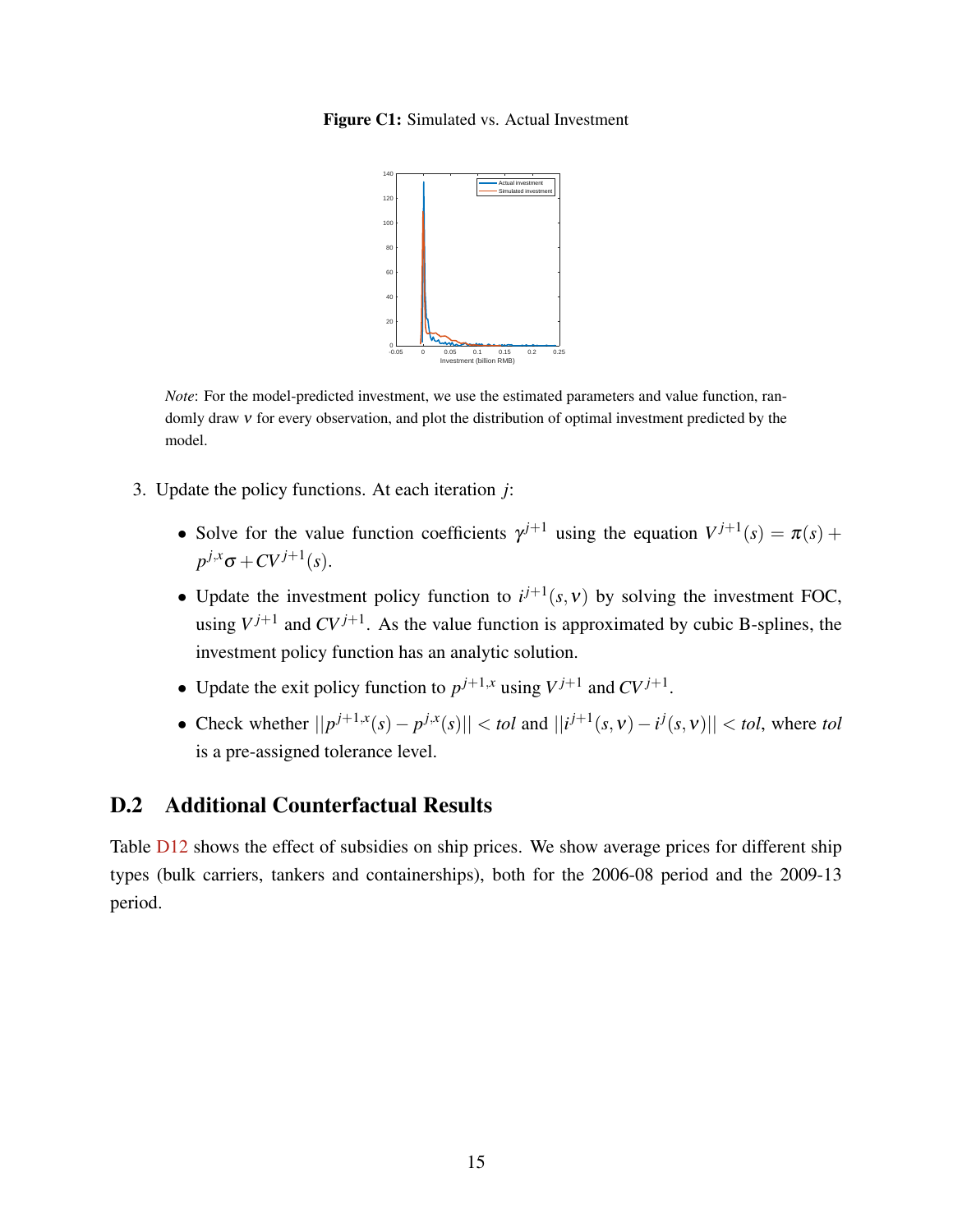**Figure C1:** Simulated vs. Actual Investment

*Note*: For the model-predicted investment, we use the estimated parameters and value function, randomly draw $\nu$ for every observation, and plot the distribution of optimal investment predicted by the model.

3. Update the policy functions. At each iteration $j$:

   - Solve for the value function coefficients $\gamma^{j+1}$ using the equation $V^{j+1}(s) = \pi(s) + p^{j,x}\sigma + CV^{j+1}(s)$.
   - Update the investment policy function to $i^{j+1}(s,\nu)$ by solving the investment FOC, using $V^{j+1}$ and $CV^{j+1}$. As the value function is approximated by cubic B-splines, the investment policy function has an analytic solution.
   - Update the exit policy function to $p^{j+1,x}$ using $V^{j+1}$ and $CV^{j+1}$.
   - Check whether $||p^{j+1,x}(s) - p^{j,x}(s)|| < tol$ and $||i^{j+1}(s,\nu) - i^{j}(s,\nu)|| < tol$, where $tol$ is a pre-assigned tolerance level.

## D.2 Additional Counterfactual Results

Table D12 shows the effect of subsidies on ship prices. We show average prices for different ship types (bulk carriers, tankers and containerships), both for the 2006-08 period and the 2009-13 period.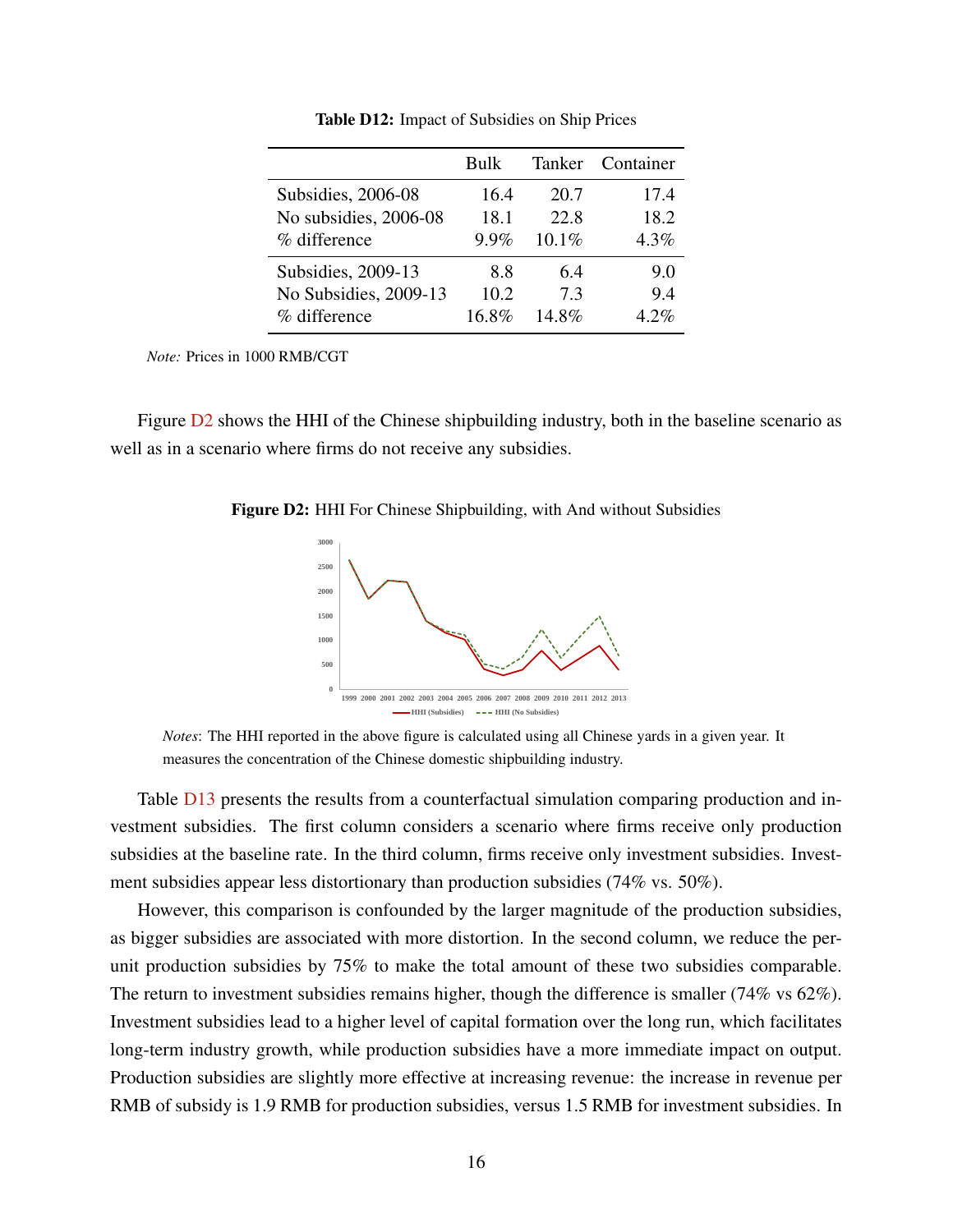**Table D12:** Impact of Subsidies on Ship Prices

| | Bulk | Tanker | Container |
|---|---|---|---|
| Subsidies, 2006-08 | 16.4 | 20.7 | 17.4 |
| No subsidies, 2006-08 | 18.1 | 22.8 | 18.2 |
| % difference | 9.9% | 10.1% | 4.3% |
| Subsidies, 2009-13 | 8.8 | 6.4 | 9.0 |
| No Subsidies, 2009-13 | 10.2 | 7.3 | 9.4 |
| % difference | 16.8% | 14.8% | 4.2% |

*Note:* Prices in 1000 RMB/CGT

Figure D2 shows the HHI of the Chinese shipbuilding industry, both in the baseline scenario as well as in a scenario where firms do not receive any subsidies.

**Figure D2:** HHI For Chinese Shipbuilding, with And without Subsidies

*Notes*: The HHI reported in the above figure is calculated using all Chinese yards in a given year. It measures the concentration of the Chinese domestic shipbuilding industry.

Table D13 presents the results from a counterfactual simulation comparing production and investment subsidies. The first column considers a scenario where firms receive only production subsidies at the baseline rate. In the third column, firms receive only investment subsidies. Investment subsidies appear less distortionary than production subsidies (74% vs. 50%).

However, this comparison is confounded by the larger magnitude of the production subsidies, as bigger subsidies are associated with more distortion. In the second column, we reduce the per-unit production subsidies by 75% to make the total amount of these two subsidies comparable. The return to investment subsidies remains higher, though the difference is smaller (74% vs 62%). Investment subsidies lead to a higher level of capital formation over the long run, which facilitates long-term industry growth, while production subsidies have a more immediate impact on output. Production subsidies are slightly more effective at increasing revenue: the increase in revenue per RMB of subsidy is 1.9 RMB for production subsidies, versus 1.5 RMB for investment subsidies. In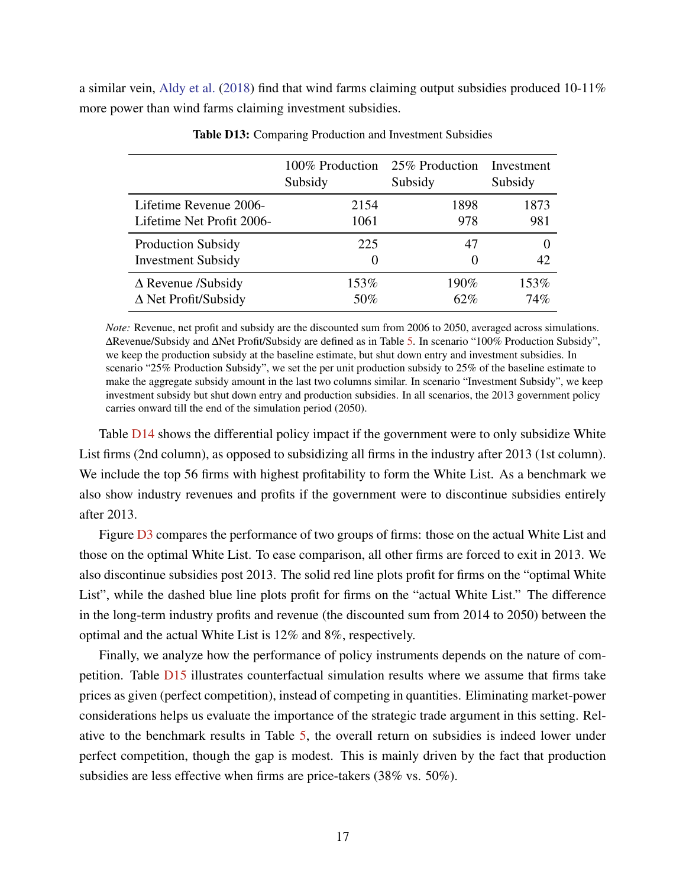a similar vein, Aldy et al. (2018) find that wind farms claiming output subsidies produced 10-11% more power than wind farms claiming investment subsidies.

**Table D13:** Comparing Production and Investment Subsidies

| | 100% Production Subsidy | 25% Production Subsidy | Investment Subsidy |
|---|---|---|---|
| Lifetime Revenue 2006- | 2154 | 1898 | 1873 |
| Lifetime Net Profit 2006- | 1061 | 978 | 981 |
| Production Subsidy | 225 | 47 | 0 |
| Investment Subsidy | 0 | 0 | 42 |
| $\Delta$ Revenue /Subsidy | 153% | 190% | 153% |
| $\Delta$ Net Profit/Subsidy | 50% | 62% | 74% |

*Note:* Revenue, net profit and subsidy are the discounted sum from 2006 to 2050, averaged across simulations. $\Delta$Revenue/Subsidy and $\Delta$Net Profit/Subsidy are defined as in Table 5. In scenario "100% Production Subsidy", we keep the production subsidy at the baseline estimate, but shut down entry and investment subsidies. In scenario "25% Production Subsidy", we set the per unit production subsidy to 25% of the baseline estimate to make the aggregate subsidy amount in the last two columns similar. In scenario "Investment Subsidy", we keep investment subsidy but shut down entry and production subsidies. In all scenarios, the 2013 government policy carries onward till the end of the simulation period (2050).

Table D14 shows the differential policy impact if the government were to only subsidize White List firms (2nd column), as opposed to subsidizing all firms in the industry after 2013 (1st column). We include the top 56 firms with highest profitability to form the White List. As a benchmark we also show industry revenues and profits if the government were to discontinue subsidies entirely after 2013.

Figure D3 compares the performance of two groups of firms: those on the actual White List and those on the optimal White List. To ease comparison, all other firms are forced to exit in 2013. We also discontinue subsidies post 2013. The solid red line plots profit for firms on the "optimal White List", while the dashed blue line plots profit for firms on the "actual White List." The difference in the long-term industry profits and revenue (the discounted sum from 2014 to 2050) between the optimal and the actual White List is 12% and 8%, respectively.

Finally, we analyze how the performance of policy instruments depends on the nature of competition. Table D15 illustrates counterfactual simulation results where we assume that firms take prices as given (perfect competition), instead of competing in quantities. Eliminating market-power considerations helps us evaluate the importance of the strategic trade argument in this setting. Relative to the benchmark results in Table 5, the overall return on subsidies is indeed lower under perfect competition, though the gap is modest. This is mainly driven by the fact that production subsidies are less effective when firms are price-takers (38% vs. 50%).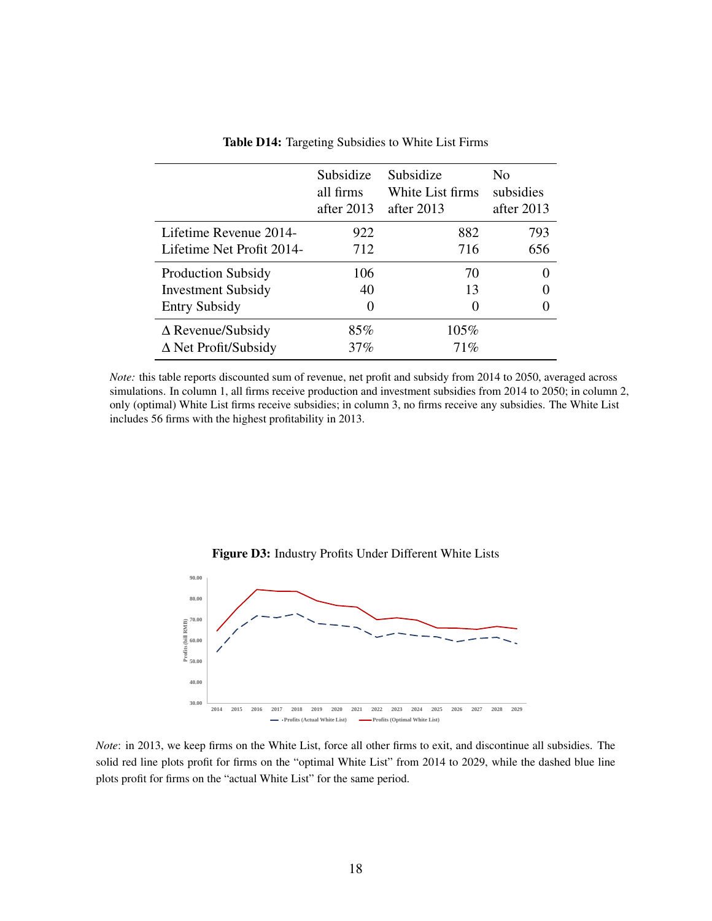**Table D14:** Targeting Subsidies to White List Firms

| | Subsidize all firms after 2013 | Subsidize White List firms after 2013 | No subsidies after 2013 |
|---|---|---|---|
| Lifetime Revenue 2014- | 922 | 882 | 793 |
| Lifetime Net Profit 2014- | 712 | 716 | 656 |
| Production Subsidy | 106 | 70 | 0 |
| Investment Subsidy | 40 | 13 | 0 |
| Entry Subsidy | 0 | 0 | 0 |
| Δ Revenue/Subsidy | 85% | 105% | |
| Δ Net Profit/Subsidy | 37% | 71% | |

*Note:* this table reports discounted sum of revenue, net profit and subsidy from 2014 to 2050, averaged across simulations. In column 1, all firms receive production and investment subsidies from 2014 to 2050; in column 2, only (optimal) White List firms receive subsidies; in column 3, no firms receive any subsidies. The White List includes 56 firms with the highest profitability in 2013.

**Figure D3:** Industry Profits Under Different White Lists

*Note*: in 2013, we keep firms on the White List, force all other firms to exit, and discontinue all subsidies. The solid red line plots profit for firms on the "optimal White List" from 2014 to 2029, while the dashed blue line plots profit for firms on the "actual White List" for the same period.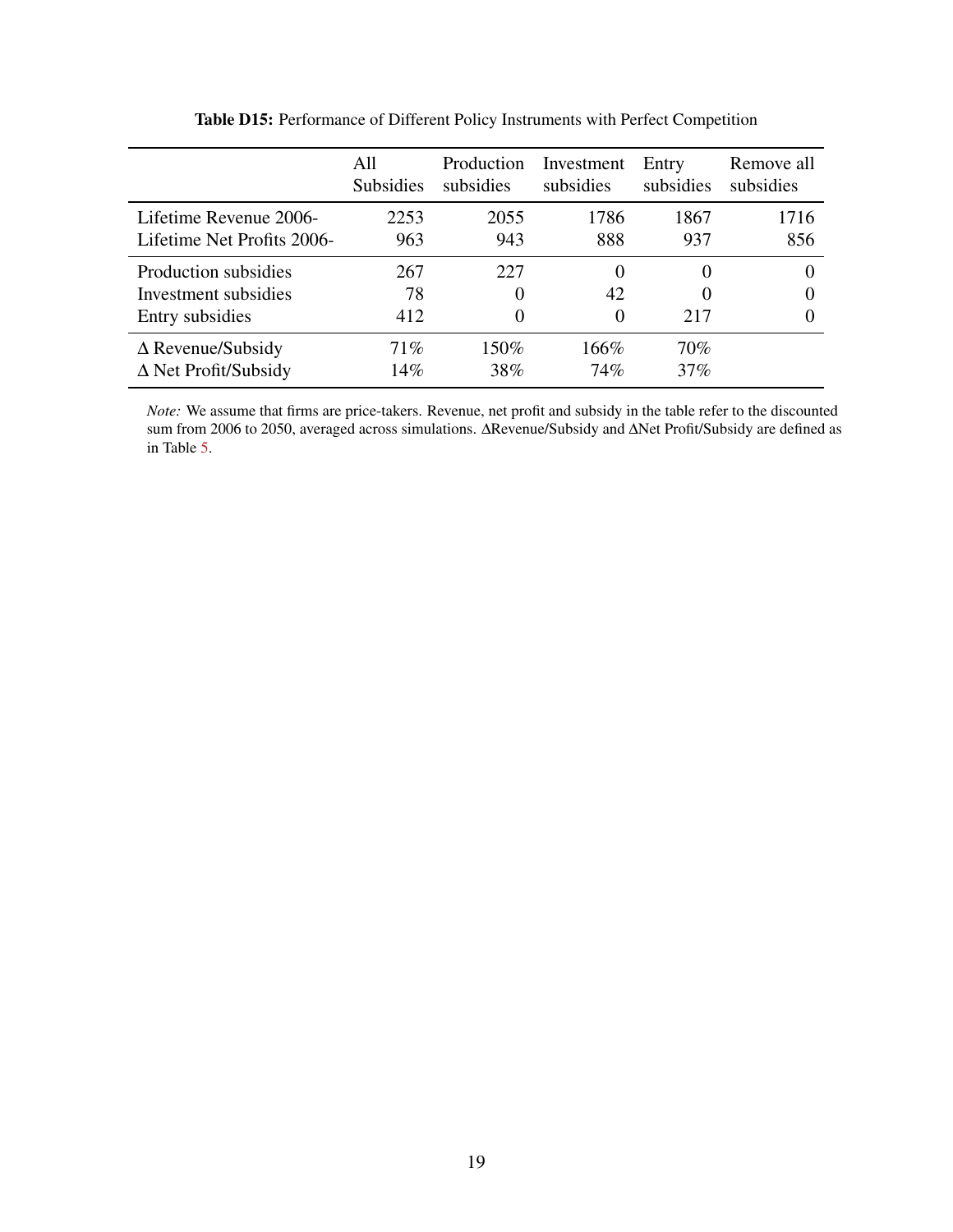**Table D15:** Performance of Different Policy Instruments with Perfect Competition

| | All Subsidies | Production subsidies | Investment subsidies | Entry subsidies | Remove all subsidies |
|---|---|---|---|---|---|
| Lifetime Revenue 2006- | 2253 | 2055 | 1786 | 1867 | 1716 |
| Lifetime Net Profits 2006- | 963 | 943 | 888 | 937 | 856 |
| Production subsidies | 267 | 227 | 0 | 0 | 0 |
| Investment subsidies | 78 | 0 | 42 | 0 | 0 |
| Entry subsidies | 412 | 0 | 0 | 217 | 0 |
| Δ Revenue/Subsidy | 71% | 150% | 166% | 70% | |
| Δ Net Profit/Subsidy | 14% | 38% | 74% | 37% | |

*Note:* We assume that firms are price-takers. Revenue, net profit and subsidy in the table refer to the discounted sum from 2006 to 2050, averaged across simulations. ΔRevenue/Subsidy and ΔNet Profit/Subsidy are defined as in Table 5.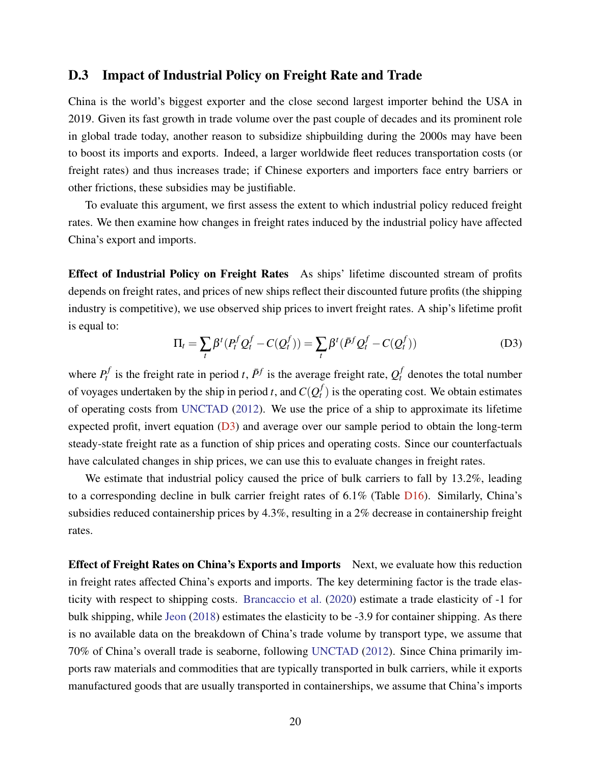## D.3 Impact of Industrial Policy on Freight Rate and Trade

China is the world's biggest exporter and the close second largest importer behind the USA in 2019. Given its fast growth in trade volume over the past couple of decades and its prominent role in global trade today, another reason to subsidize shipbuilding during the 2000s may have been to boost its imports and exports. Indeed, a larger worldwide fleet reduces transportation costs (or freight rates) and thus increases trade; if Chinese exporters and importers face entry barriers or other frictions, these subsidies may be justifiable.

To evaluate this argument, we first assess the extent to which industrial policy reduced freight rates. We then examine how changes in freight rates induced by the industrial policy have affected China's export and imports.

**Effect of Industrial Policy on Freight Rates** As ships' lifetime discounted stream of profits depends on freight rates, and prices of new ships reflect their discounted future profits (the shipping industry is competitive), we use observed ship prices to invert freight rates. A ship's lifetime profit is equal to:

$$\Pi_t = \sum_t \beta^t (P_t^f Q_t^f - C(Q_t^f)) = \sum_t \beta^t (\bar{P}^f Q_t^f - C(Q_t^f)) \tag{D3}$$

where $P_t^f$ is the freight rate in period $t$, $\bar{P}^f$ is the average freight rate, $Q_t^f$ denotes the total number of voyages undertaken by the ship in period $t$, and $C(Q_t^f)$ is the operating cost. We obtain estimates of operating costs from UNCTAD (2012). We use the price of a ship to approximate its lifetime expected profit, invert equation (D3) and average over our sample period to obtain the long-term steady-state freight rate as a function of ship prices and operating costs. Since our counterfactuals have calculated changes in ship prices, we can use this to evaluate changes in freight rates.

We estimate that industrial policy caused the price of bulk carriers to fall by 13.2%, leading to a corresponding decline in bulk carrier freight rates of 6.1% (Table D16). Similarly, China's subsidies reduced containership prices by 4.3%, resulting in a 2% decrease in containership freight rates.

**Effect of Freight Rates on China's Exports and Imports** Next, we evaluate how this reduction in freight rates affected China's exports and imports. The key determining factor is the trade elasticity with respect to shipping costs. Brancaccio et al. (2020) estimate a trade elasticity of -1 for bulk shipping, while Jeon (2018) estimates the elasticity to be -3.9 for container shipping. As there is no available data on the breakdown of China's trade volume by transport type, we assume that 70% of China's overall trade is seaborne, following UNCTAD (2012). Since China primarily imports raw materials and commodities that are typically transported in bulk carriers, while it exports manufactured goods that are usually transported in containerships, we assume that China's imports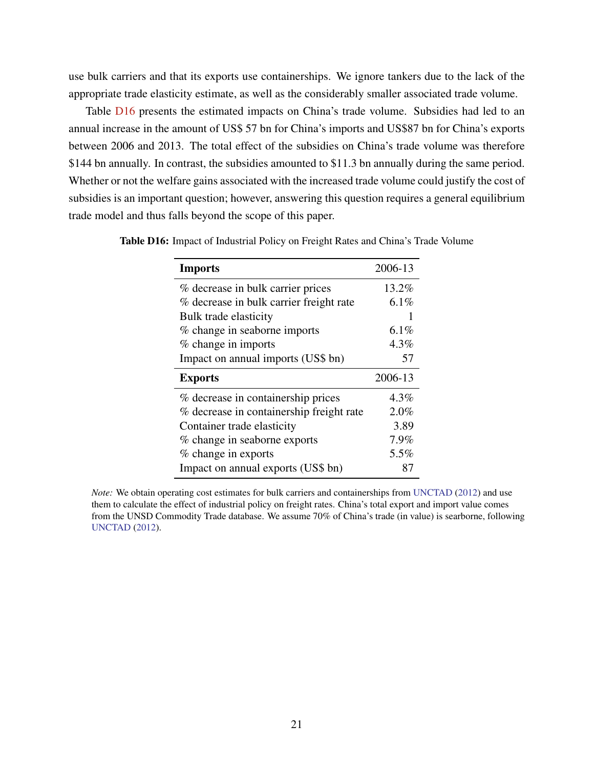use bulk carriers and that its exports use containerships. We ignore tankers due to the lack of the appropriate trade elasticity estimate, as well as the considerably smaller associated trade volume.

Table D16 presents the estimated impacts on China's trade volume. Subsidies had led to an annual increase in the amount of US$ 57 bn for China's imports and US$87 bn for China's exports between 2006 and 2013. The total effect of the subsidies on China's trade volume was therefore $144 bn annually. In contrast, the subsidies amounted to $11.3 bn annually during the same period. Whether or not the welfare gains associated with the increased trade volume could justify the cost of subsidies is an important question; however, answering this question requires a general equilibrium trade model and thus falls beyond the scope of this paper.

**Table D16:** Impact of Industrial Policy on Freight Rates and China's Trade Volume

| **Imports** | 2006-13 |
|---|---|
| % decrease in bulk carrier prices | 13.2% |
| % decrease in bulk carrier freight rate | 6.1% |
| Bulk trade elasticity | 1 |
| % change in seaborne imports | 6.1% |
| % change in imports | 4.3% |
| Impact on annual imports (US$ bn) | 57 |
| **Exports** | **2006-13** |
| % decrease in containership prices | 4.3% |
| % decrease in containership freight rate | 2.0% |
| Container trade elasticity | 3.89 |
| % change in seaborne exports | 7.9% |
| % change in exports | 5.5% |
| Impact on annual exports (US$ bn) | 87 |

*Note:* We obtain operating cost estimates for bulk carriers and containerships from UNCTAD (2012) and use them to calculate the effect of industrial policy on freight rates. China's total export and import value comes from the UNSD Commodity Trade database. We assume 70% of China's trade (in value) is searborne, following UNCTAD (2012).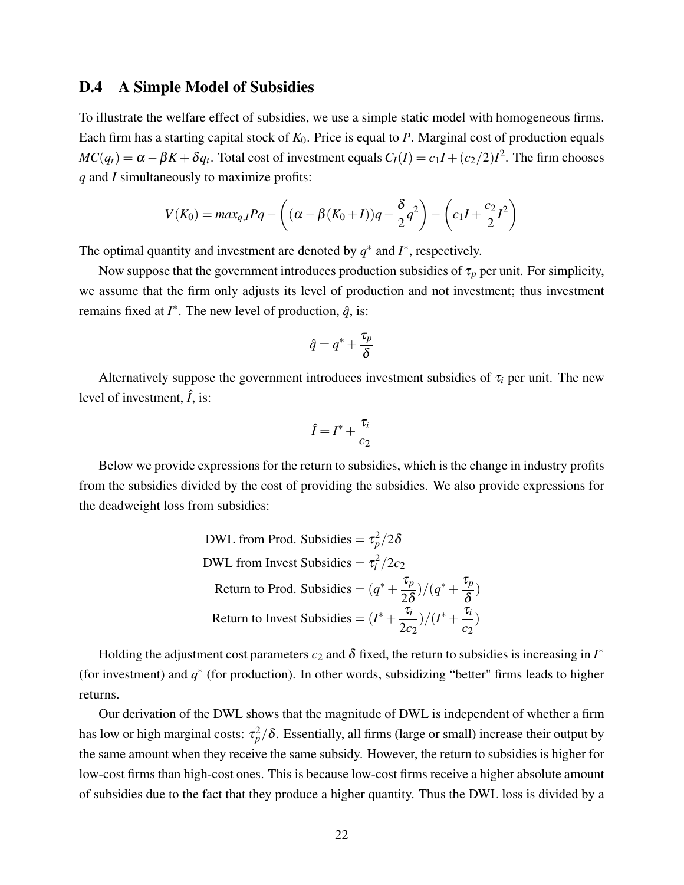## D.4 A Simple Model of Subsidies

To illustrate the welfare effect of subsidies, we use a simple static model with homogeneous firms. Each firm has a starting capital stock of $K_0$. Price is equal to $P$. Marginal cost of production equals $MC(q_t) = \alpha - \beta K + \delta q_t$. Total cost of investment equals $C_I(I) = c_1 I + (c_2/2)I^2$. The firm chooses $q$ and $I$ simultaneously to maximize profits:

$$V(K_0) = max_{q,I} Pq - \left( (\alpha - \beta(K_0 + I))q - \frac{\delta}{2}q^2 \right) - \left( c_1 I + \frac{c_2}{2}I^2 \right)$$

The optimal quantity and investment are denoted by $q^*$ and $I^*$, respectively.

Now suppose that the government introduces production subsidies of $\tau_p$ per unit. For simplicity, we assume that the firm only adjusts its level of production and not investment; thus investment remains fixed at $I^*$. The new level of production, $\hat{q}$, is:

$$\hat{q} = q^* + \frac{\tau_p}{\delta}$$

Alternatively suppose the government introduces investment subsidies of $\tau_i$ per unit. The new level of investment, $\hat{I}$, is:

$$\hat{I} = I^* + \frac{\tau_i}{c_2}$$

Below we provide expressions for the return to subsidies, which is the change in industry profits from the subsidies divided by the cost of providing the subsidies. We also provide expressions for the deadweight loss from subsidies:

$$\begin{aligned}
\text{DWL from Prod. Subsidies} &= \tau_p^2/2\delta \\
\text{DWL from Invest Subsidies} &= \tau_i^2/2c_2 \\
\text{Return to Prod. Subsidies} &= (q^* + \frac{\tau_p}{2\delta})/(q^* + \frac{\tau_p}{\delta}) \\
\text{Return to Invest Subsidies} &= (I^* + \frac{\tau_i}{2c_2})/(I^* + \frac{\tau_i}{c_2})
\end{aligned}$$

Holding the adjustment cost parameters $c_2$ and $\delta$ fixed, the return to subsidies is increasing in $I^*$ (for investment) and $q^*$ (for production). In other words, subsidizing "better" firms leads to higher returns.

Our derivation of the DWL shows that the magnitude of DWL is independent of whether a firm has low or high marginal costs: $\tau_p^2/\delta$. Essentially, all firms (large or small) increase their output by the same amount when they receive the same subsidy. However, the return to subsidies is higher for low-cost firms than high-cost ones. This is because low-cost firms receive a higher absolute amount of subsidies due to the fact that they produce a higher quantity. Thus the DWL loss is divided by a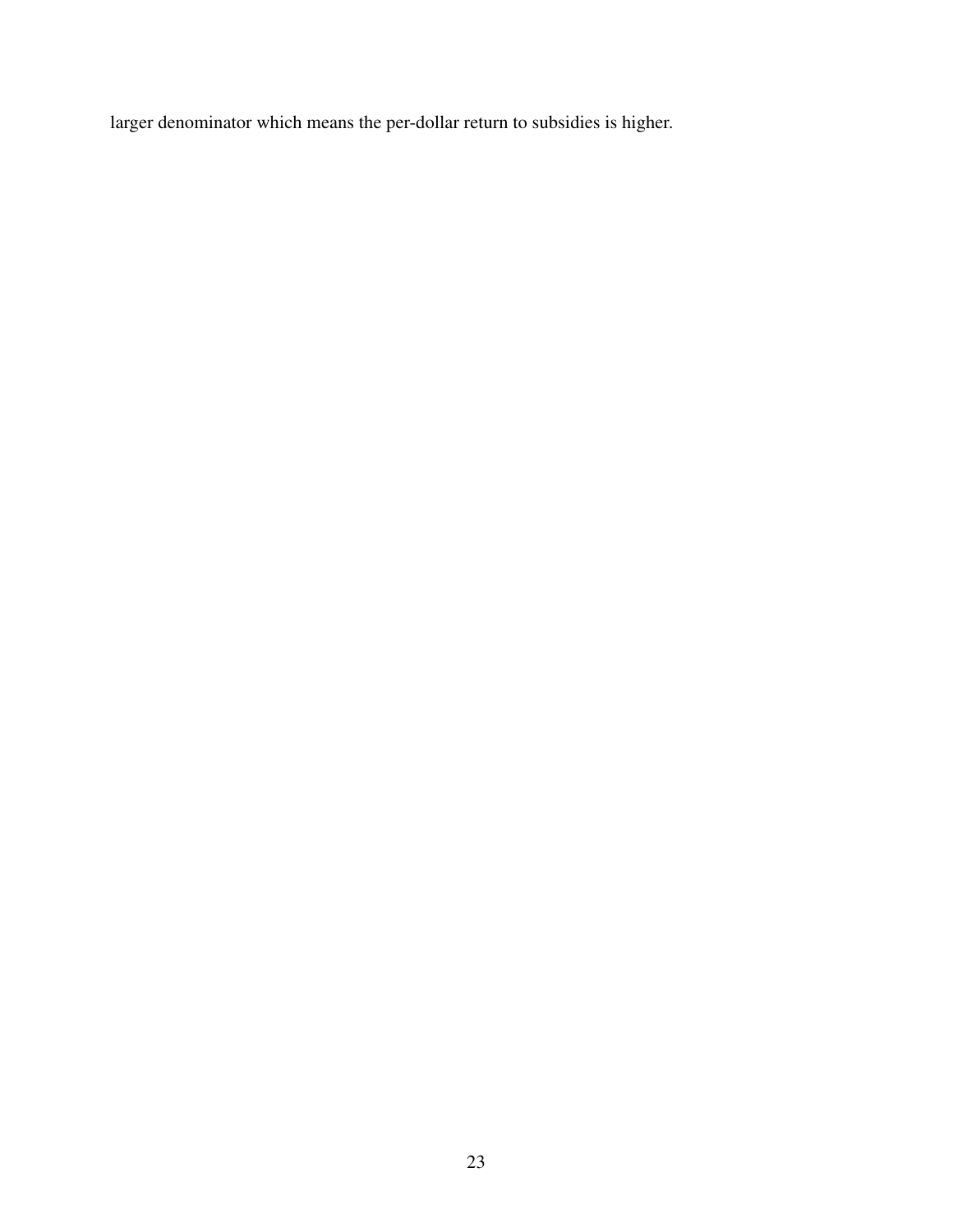larger denominator which means the per-dollar return to subsidies is higher.